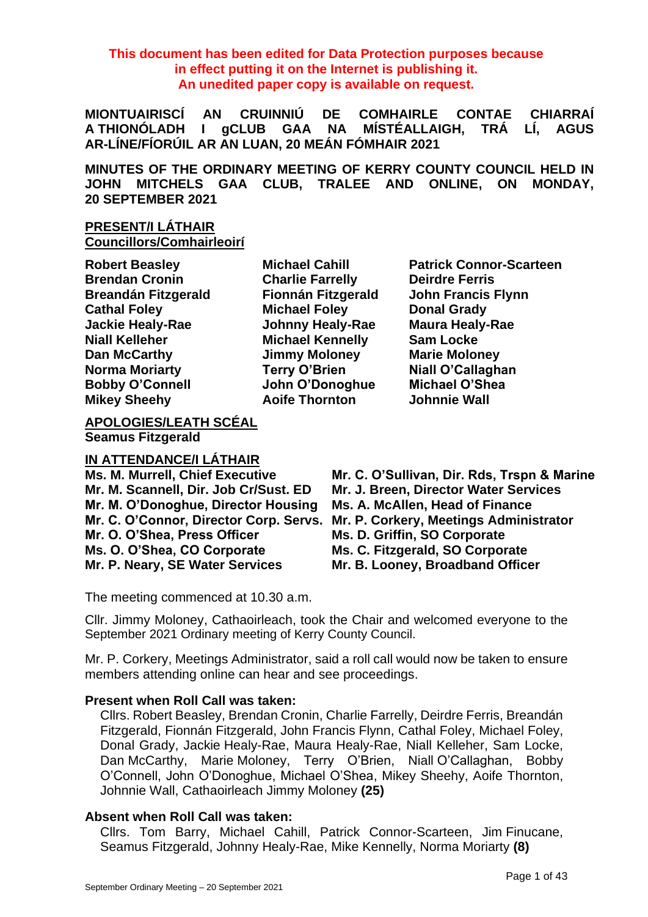**This document has been edited for Data Protection purposes because in effect putting it on the Internet is publishing it. An unedited paper copy is available on request.**

**MIONTUAIRISCÍ AN CRUINNIÚ DE COMHAIRLE CONTAE CHIARRAÍ A THIONÓLADH I gCLUB GAA NA MÍSTÉALLAIGH, TRÁ LÍ, AGUS AR-LÍNE/FÍORÚIL AR AN LUAN, 20 MEÁN FÓMHAIR 2021**

**MINUTES OF THE ORDINARY MEETING OF KERRY COUNTY COUNCIL HELD IN JOHN MITCHELS GAA CLUB, TRALEE AND ONLINE, ON MONDAY, 20 SEPTEMBER 2021**

**PRESENT/I LÁTHAIR**
**Councillors/Comhairleoirí**

| | | |
|---|---|---|
| **Robert Beasley** | **Michael Cahill** | **Patrick Connor-Scarteen** |
| **Brendan Cronin** | **Charlie Farrelly** | **Deirdre Ferris** |
| **Breandán Fitzgerald** | **Fionnán Fitzgerald** | **John Francis Flynn** |
| **Cathal Foley** | **Michael Foley** | **Donal Grady** |
| **Jackie Healy-Rae** | **Johnny Healy-Rae** | **Maura Healy-Rae** |
| **Niall Kelleher** | **Michael Kennelly** | **Sam Locke** |
| **Dan McCarthy** | **Jimmy Moloney** | **Marie Moloney** |
| **Norma Moriarty** | **Terry O'Brien** | **Niall O'Callaghan** |
| **Bobby O'Connell** | **John O'Donoghue** | **Michael O'Shea** |
| **Mikey Sheehy** | **Aoife Thornton** | **Johnnie Wall** |

**APOLOGIES/LEATH SCÉAL**
**Seamus Fitzgerald**

**IN ATTENDANCE/I LÁTHAIR**

| | |
|---|---|
| **Ms. M. Murrell, Chief Executive** | **Mr. C. O'Sullivan, Dir. Rds, Trspn & Marine** |
| **Mr. M. Scannell, Dir. Job Cr/Sust. ED** | **Mr. J. Breen, Director Water Services** |
| **Mr. M. O'Donoghue, Director Housing** | **Ms. A. McAllen, Head of Finance** |
| **Mr. C. O'Connor, Director Corp. Servs.** | **Mr. P. Corkery, Meetings Administrator** |
| **Mr. O. O'Shea, Press Officer** | **Ms. D. Griffin, SO Corporate** |
| **Ms. O. O'Shea, CO Corporate** | **Ms. C. Fitzgerald, SO Corporate** |
| **Mr. P. Neary, SE Water Services** | **Mr. B. Looney, Broadband Officer** |

The meeting commenced at 10.30 a.m.

Cllr. Jimmy Moloney, Cathaoirleach, took the Chair and welcomed everyone to the September 2021 Ordinary meeting of Kerry County Council.

Mr. P. Corkery, Meetings Administrator, said a roll call would now be taken to ensure members attending online can hear and see proceedings.

**Present when Roll Call was taken:**
Cllrs. Robert Beasley, Brendan Cronin, Charlie Farrelly, Deirdre Ferris, Breandán Fitzgerald, Fionnán Fitzgerald, John Francis Flynn, Cathal Foley, Michael Foley, Donal Grady, Jackie Healy-Rae, Maura Healy-Rae, Niall Kelleher, Sam Locke, Dan McCarthy, Marie Moloney, Terry O'Brien, Niall O'Callaghan, Bobby O'Connell, John O'Donoghue, Michael O'Shea, Mikey Sheehy, Aoife Thornton, Johnnie Wall, Cathaoirleach Jimmy Moloney **(25)**

**Absent when Roll Call was taken:**
Cllrs. Tom Barry, Michael Cahill, Patrick Connor-Scarteen, Jim Finucane, Seamus Fitzgerald, Johnny Healy-Rae, Mike Kennelly, Norma Moriarty **(8)**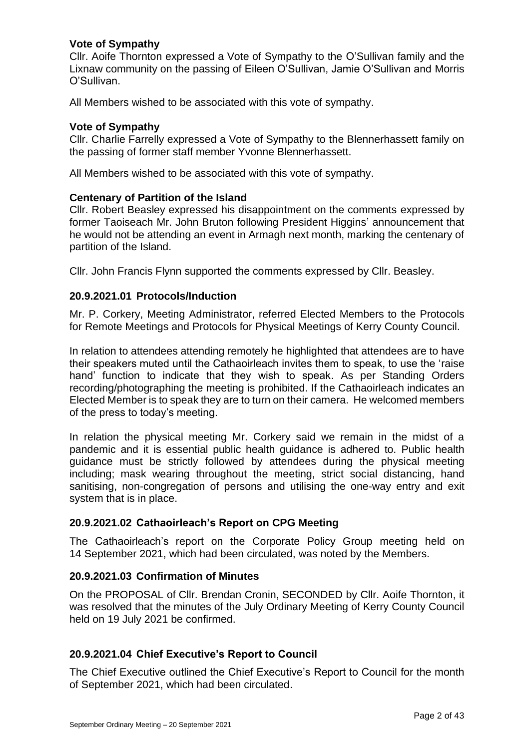### Vote of Sympathy

Cllr. Aoife Thornton expressed a Vote of Sympathy to the O'Sullivan family and the Lixnaw community on the passing of Eileen O'Sullivan, Jamie O'Sullivan and Morris O'Sullivan.

All Members wished to be associated with this vote of sympathy.

### Vote of Sympathy

Cllr. Charlie Farrelly expressed a Vote of Sympathy to the Blennerhassett family on the passing of former staff member Yvonne Blennerhassett.

All Members wished to be associated with this vote of sympathy.

### Centenary of Partition of the Island

Cllr. Robert Beasley expressed his disappointment on the comments expressed by former Taoiseach Mr. John Bruton following President Higgins' announcement that he would not be attending an event in Armagh next month, marking the centenary of partition of the Island.

Cllr. John Francis Flynn supported the comments expressed by Cllr. Beasley.

## 20.9.2021.01 Protocols/Induction

Mr. P. Corkery, Meeting Administrator, referred Elected Members to the Protocols for Remote Meetings and Protocols for Physical Meetings of Kerry County Council.

In relation to attendees attending remotely he highlighted that attendees are to have their speakers muted until the Cathaoirleach invites them to speak, to use the 'raise hand' function to indicate that they wish to speak. As per Standing Orders recording/photographing the meeting is prohibited. If the Cathaoirleach indicates an Elected Member is to speak they are to turn on their camera. He welcomed members of the press to today's meeting.

In relation the physical meeting Mr. Corkery said we remain in the midst of a pandemic and it is essential public health guidance is adhered to. Public health guidance must be strictly followed by attendees during the physical meeting including; mask wearing throughout the meeting, strict social distancing, hand sanitising, non-congregation of persons and utilising the one-way entry and exit system that is in place.

## 20.9.2021.02 Cathaoirleach's Report on CPG Meeting

The Cathaoirleach's report on the Corporate Policy Group meeting held on 14 September 2021, which had been circulated, was noted by the Members.

## 20.9.2021.03 Confirmation of Minutes

On the PROPOSAL of Cllr. Brendan Cronin, SECONDED by Cllr. Aoife Thornton, it was resolved that the minutes of the July Ordinary Meeting of Kerry County Council held on 19 July 2021 be confirmed.

## 20.9.2021.04 Chief Executive's Report to Council

The Chief Executive outlined the Chief Executive's Report to Council for the month of September 2021, which had been circulated.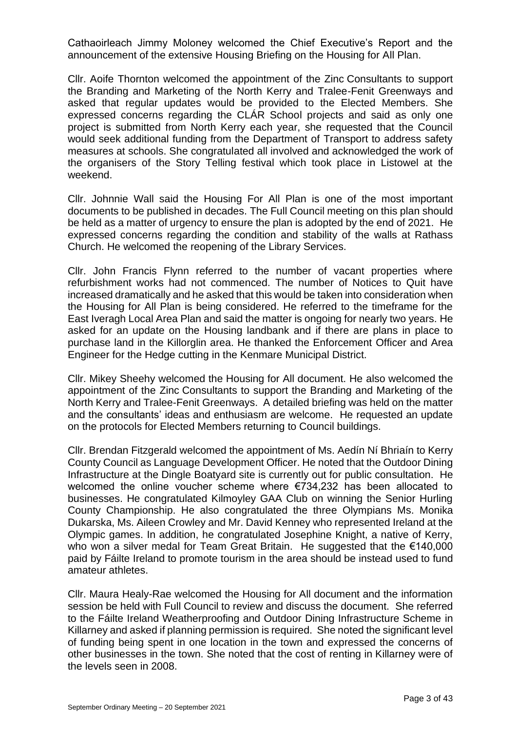Cathaoirleach Jimmy Moloney welcomed the Chief Executive's Report and the announcement of the extensive Housing Briefing on the Housing for All Plan.

Cllr. Aoife Thornton welcomed the appointment of the Zinc Consultants to support the Branding and Marketing of the North Kerry and Tralee-Fenit Greenways and asked that regular updates would be provided to the Elected Members. She expressed concerns regarding the CLÁR School projects and said as only one project is submitted from North Kerry each year, she requested that the Council would seek additional funding from the Department of Transport to address safety measures at schools. She congratulated all involved and acknowledged the work of the organisers of the Story Telling festival which took place in Listowel at the weekend.

Cllr. Johnnie Wall said the Housing For All Plan is one of the most important documents to be published in decades. The Full Council meeting on this plan should be held as a matter of urgency to ensure the plan is adopted by the end of 2021. He expressed concerns regarding the condition and stability of the walls at Rathass Church. He welcomed the reopening of the Library Services.

Cllr. John Francis Flynn referred to the number of vacant properties where refurbishment works had not commenced. The number of Notices to Quit have increased dramatically and he asked that this would be taken into consideration when the Housing for All Plan is being considered. He referred to the timeframe for the East Iveragh Local Area Plan and said the matter is ongoing for nearly two years. He asked for an update on the Housing landbank and if there are plans in place to purchase land in the Killorglin area. He thanked the Enforcement Officer and Area Engineer for the Hedge cutting in the Kenmare Municipal District.

Cllr. Mikey Sheehy welcomed the Housing for All document. He also welcomed the appointment of the Zinc Consultants to support the Branding and Marketing of the North Kerry and Tralee-Fenit Greenways. A detailed briefing was held on the matter and the consultants' ideas and enthusiasm are welcome. He requested an update on the protocols for Elected Members returning to Council buildings.

Cllr. Brendan Fitzgerald welcomed the appointment of Ms. Aedín Ní Bhriaín to Kerry County Council as Language Development Officer. He noted that the Outdoor Dining Infrastructure at the Dingle Boatyard site is currently out for public consultation. He welcomed the online voucher scheme where €734,232 has been allocated to businesses. He congratulated Kilmoyley GAA Club on winning the Senior Hurling County Championship. He also congratulated the three Olympians Ms. Monika Dukarska, Ms. Aileen Crowley and Mr. David Kenney who represented Ireland at the Olympic games. In addition, he congratulated Josephine Knight, a native of Kerry, who won a silver medal for Team Great Britain. He suggested that the €140,000 paid by Fáilte Ireland to promote tourism in the area should be instead used to fund amateur athletes.

Cllr. Maura Healy-Rae welcomed the Housing for All document and the information session be held with Full Council to review and discuss the document. She referred to the Fáilte Ireland Weatherproofing and Outdoor Dining Infrastructure Scheme in Killarney and asked if planning permission is required. She noted the significant level of funding being spent in one location in the town and expressed the concerns of other businesses in the town. She noted that the cost of renting in Killarney were of the levels seen in 2008.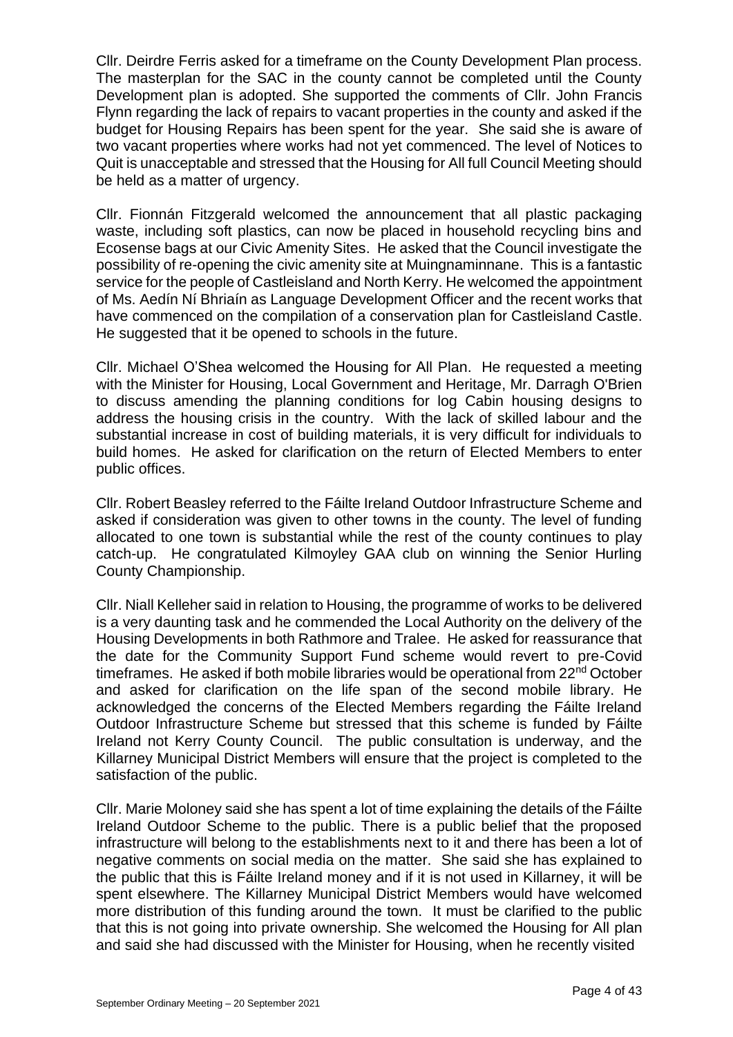Cllr. Deirdre Ferris asked for a timeframe on the County Development Plan process. The masterplan for the SAC in the county cannot be completed until the County Development plan is adopted. She supported the comments of Cllr. John Francis Flynn regarding the lack of repairs to vacant properties in the county and asked if the budget for Housing Repairs has been spent for the year. She said she is aware of two vacant properties where works had not yet commenced. The level of Notices to Quit is unacceptable and stressed that the Housing for All full Council Meeting should be held as a matter of urgency.

Cllr. Fionnán Fitzgerald welcomed the announcement that all plastic packaging waste, including soft plastics, can now be placed in household recycling bins and Ecosense bags at our Civic Amenity Sites. He asked that the Council investigate the possibility of re-opening the civic amenity site at Muingnaminnane. This is a fantastic service for the people of Castleisland and North Kerry. He welcomed the appointment of Ms. Aedín Ní Bhriaín as Language Development Officer and the recent works that have commenced on the compilation of a conservation plan for Castleisland Castle. He suggested that it be opened to schools in the future.

Cllr. Michael O'Shea welcomed the Housing for All Plan. He requested a meeting with the Minister for Housing, Local Government and Heritage, Mr. Darragh O'Brien to discuss amending the planning conditions for log Cabin housing designs to address the housing crisis in the country. With the lack of skilled labour and the substantial increase in cost of building materials, it is very difficult for individuals to build homes. He asked for clarification on the return of Elected Members to enter public offices.

Cllr. Robert Beasley referred to the Fáilte Ireland Outdoor Infrastructure Scheme and asked if consideration was given to other towns in the county. The level of funding allocated to one town is substantial while the rest of the county continues to play catch-up. He congratulated Kilmoyley GAA club on winning the Senior Hurling County Championship.

Cllr. Niall Kelleher said in relation to Housing, the programme of works to be delivered is a very daunting task and he commended the Local Authority on the delivery of the Housing Developments in both Rathmore and Tralee. He asked for reassurance that the date for the Community Support Fund scheme would revert to pre-Covid timeframes. He asked if both mobile libraries would be operational from 22nd October and asked for clarification on the life span of the second mobile library. He acknowledged the concerns of the Elected Members regarding the Fáilte Ireland Outdoor Infrastructure Scheme but stressed that this scheme is funded by Fáilte Ireland not Kerry County Council. The public consultation is underway, and the Killarney Municipal District Members will ensure that the project is completed to the satisfaction of the public.

Cllr. Marie Moloney said she has spent a lot of time explaining the details of the Fáilte Ireland Outdoor Scheme to the public. There is a public belief that the proposed infrastructure will belong to the establishments next to it and there has been a lot of negative comments on social media on the matter. She said she has explained to the public that this is Fáilte Ireland money and if it is not used in Killarney, it will be spent elsewhere. The Killarney Municipal District Members would have welcomed more distribution of this funding around the town. It must be clarified to the public that this is not going into private ownership. She welcomed the Housing for All plan and said she had discussed with the Minister for Housing, when he recently visited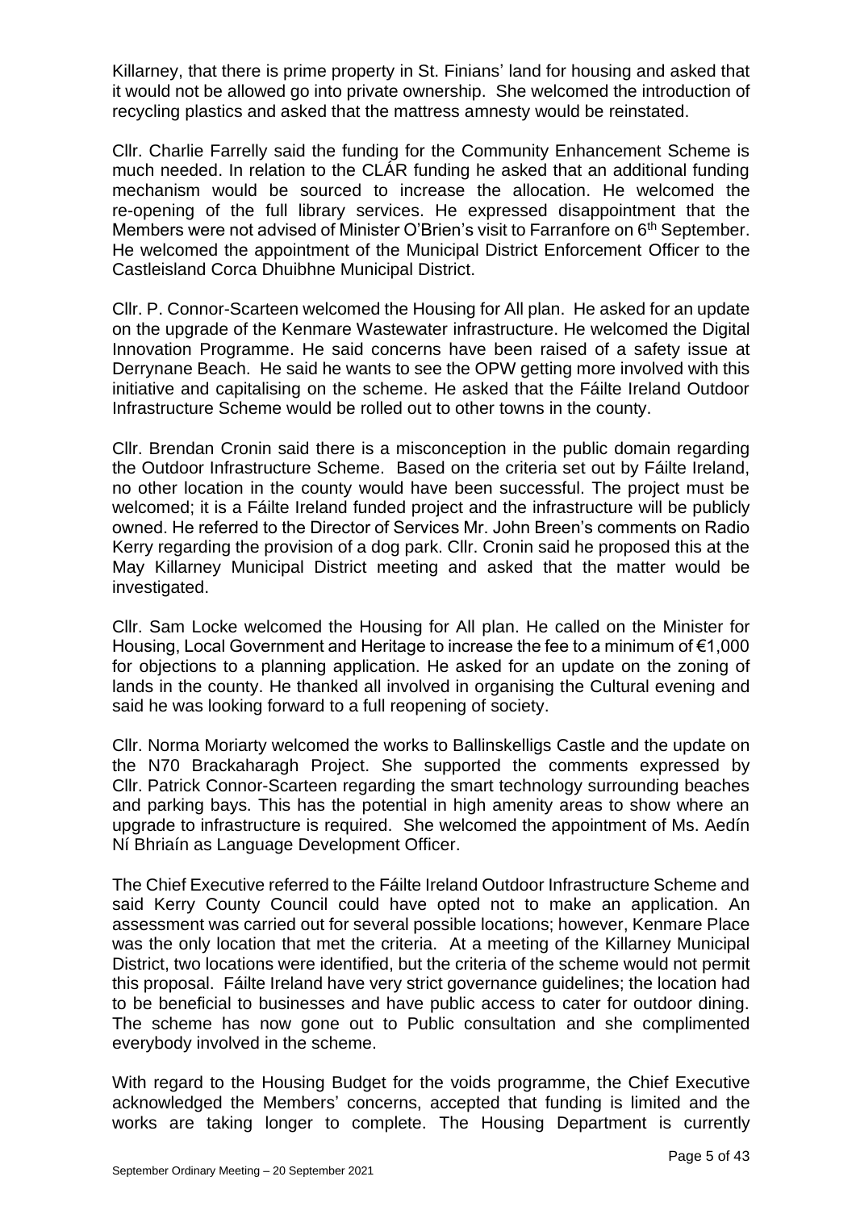Killarney, that there is prime property in St. Finians' land for housing and asked that it would not be allowed go into private ownership. She welcomed the introduction of recycling plastics and asked that the mattress amnesty would be reinstated.

Cllr. Charlie Farrelly said the funding for the Community Enhancement Scheme is much needed. In relation to the CLÁR funding he asked that an additional funding mechanism would be sourced to increase the allocation. He welcomed the re-opening of the full library services. He expressed disappointment that the Members were not advised of Minister O'Brien's visit to Farranfore on 6th September. He welcomed the appointment of the Municipal District Enforcement Officer to the Castleisland Corca Dhuibhne Municipal District.

Cllr. P. Connor-Scarteen welcomed the Housing for All plan. He asked for an update on the upgrade of the Kenmare Wastewater infrastructure. He welcomed the Digital Innovation Programme. He said concerns have been raised of a safety issue at Derrynane Beach. He said he wants to see the OPW getting more involved with this initiative and capitalising on the scheme. He asked that the Fáilte Ireland Outdoor Infrastructure Scheme would be rolled out to other towns in the county.

Cllr. Brendan Cronin said there is a misconception in the public domain regarding the Outdoor Infrastructure Scheme. Based on the criteria set out by Fáilte Ireland, no other location in the county would have been successful. The project must be welcomed; it is a Fáilte Ireland funded project and the infrastructure will be publicly owned. He referred to the Director of Services Mr. John Breen's comments on Radio Kerry regarding the provision of a dog park. Cllr. Cronin said he proposed this at the May Killarney Municipal District meeting and asked that the matter would be investigated.

Cllr. Sam Locke welcomed the Housing for All plan. He called on the Minister for Housing, Local Government and Heritage to increase the fee to a minimum of €1,000 for objections to a planning application. He asked for an update on the zoning of lands in the county. He thanked all involved in organising the Cultural evening and said he was looking forward to a full reopening of society.

Cllr. Norma Moriarty welcomed the works to Ballinskelligs Castle and the update on the N70 Brackaharagh Project. She supported the comments expressed by Cllr. Patrick Connor-Scarteen regarding the smart technology surrounding beaches and parking bays. This has the potential in high amenity areas to show where an upgrade to infrastructure is required. She welcomed the appointment of Ms. Aedín Ní Bhriaín as Language Development Officer.

The Chief Executive referred to the Fáilte Ireland Outdoor Infrastructure Scheme and said Kerry County Council could have opted not to make an application. An assessment was carried out for several possible locations; however, Kenmare Place was the only location that met the criteria. At a meeting of the Killarney Municipal District, two locations were identified, but the criteria of the scheme would not permit this proposal. Fáilte Ireland have very strict governance guidelines; the location had to be beneficial to businesses and have public access to cater for outdoor dining. The scheme has now gone out to Public consultation and she complimented everybody involved in the scheme.

With regard to the Housing Budget for the voids programme, the Chief Executive acknowledged the Members' concerns, accepted that funding is limited and the works are taking longer to complete. The Housing Department is currently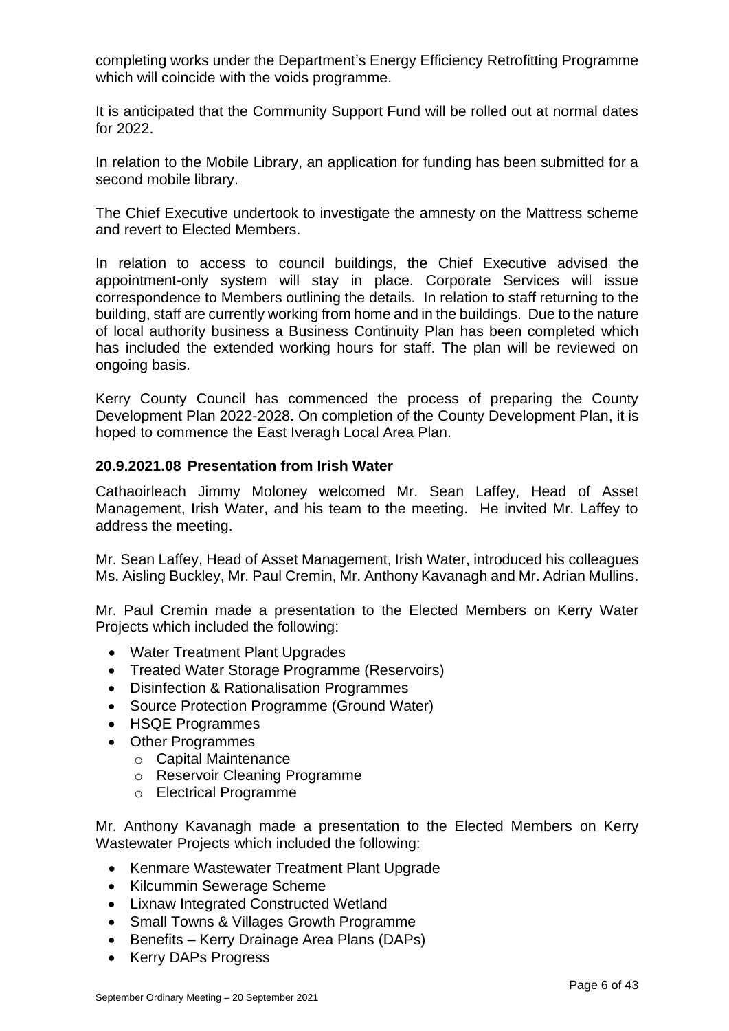completing works under the Department's Energy Efficiency Retrofitting Programme which will coincide with the voids programme.

It is anticipated that the Community Support Fund will be rolled out at normal dates for 2022.

In relation to the Mobile Library, an application for funding has been submitted for a second mobile library.

The Chief Executive undertook to investigate the amnesty on the Mattress scheme and revert to Elected Members.

In relation to access to council buildings, the Chief Executive advised the appointment-only system will stay in place. Corporate Services will issue correspondence to Members outlining the details. In relation to staff returning to the building, staff are currently working from home and in the buildings. Due to the nature of local authority business a Business Continuity Plan has been completed which has included the extended working hours for staff. The plan will be reviewed on ongoing basis.

Kerry County Council has commenced the process of preparing the County Development Plan 2022-2028. On completion of the County Development Plan, it is hoped to commence the East Iveragh Local Area Plan.

### 20.9.2021.08 Presentation from Irish Water

Cathaoirleach Jimmy Moloney welcomed Mr. Sean Laffey, Head of Asset Management, Irish Water, and his team to the meeting. He invited Mr. Laffey to address the meeting.

Mr. Sean Laffey, Head of Asset Management, Irish Water, introduced his colleagues Ms. Aisling Buckley, Mr. Paul Cremin, Mr. Anthony Kavanagh and Mr. Adrian Mullins.

Mr. Paul Cremin made a presentation to the Elected Members on Kerry Water Projects which included the following:

- Water Treatment Plant Upgrades
- Treated Water Storage Programme (Reservoirs)
- Disinfection & Rationalisation Programmes
- Source Protection Programme (Ground Water)
- HSQE Programmes
- Other Programmes
  - Capital Maintenance
  - Reservoir Cleaning Programme
  - Electrical Programme

Mr. Anthony Kavanagh made a presentation to the Elected Members on Kerry Wastewater Projects which included the following:

- Kenmare Wastewater Treatment Plant Upgrade
- Kilcummin Sewerage Scheme
- Lixnaw Integrated Constructed Wetland
- Small Towns & Villages Growth Programme
- Benefits – Kerry Drainage Area Plans (DAPs)
- Kerry DAPs Progress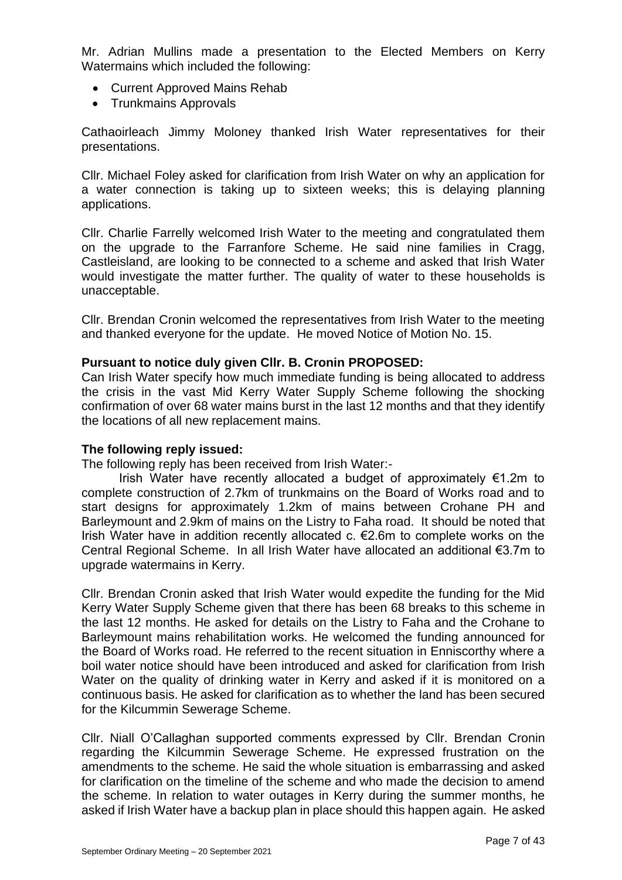Mr. Adrian Mullins made a presentation to the Elected Members on Kerry Watermains which included the following:

- Current Approved Mains Rehab
- Trunkmains Approvals

Cathaoirleach Jimmy Moloney thanked Irish Water representatives for their presentations.

Cllr. Michael Foley asked for clarification from Irish Water on why an application for a water connection is taking up to sixteen weeks; this is delaying planning applications.

Cllr. Charlie Farrelly welcomed Irish Water to the meeting and congratulated them on the upgrade to the Farranfore Scheme. He said nine families in Cragg, Castleisland, are looking to be connected to a scheme and asked that Irish Water would investigate the matter further. The quality of water to these households is unacceptable.

Cllr. Brendan Cronin welcomed the representatives from Irish Water to the meeting and thanked everyone for the update. He moved Notice of Motion No. 15.

**Pursuant to notice duly given Cllr. B. Cronin PROPOSED:**

Can Irish Water specify how much immediate funding is being allocated to address the crisis in the vast Mid Kerry Water Supply Scheme following the shocking confirmation of over 68 water mains burst in the last 12 months and that they identify the locations of all new replacement mains.

**The following reply issued:**

The following reply has been received from Irish Water:-

Irish Water have recently allocated a budget of approximately €1.2m to complete construction of 2.7km of trunkmains on the Board of Works road and to start designs for approximately 1.2km of mains between Crohane PH and Barleymount and 2.9km of mains on the Listry to Faha road. It should be noted that Irish Water have in addition recently allocated c. €2.6m to complete works on the Central Regional Scheme. In all Irish Water have allocated an additional €3.7m to upgrade watermains in Kerry.

Cllr. Brendan Cronin asked that Irish Water would expedite the funding for the Mid Kerry Water Supply Scheme given that there has been 68 breaks to this scheme in the last 12 months. He asked for details on the Listry to Faha and the Crohane to Barleymount mains rehabilitation works. He welcomed the funding announced for the Board of Works road. He referred to the recent situation in Enniscorthy where a boil water notice should have been introduced and asked for clarification from Irish Water on the quality of drinking water in Kerry and asked if it is monitored on a continuous basis. He asked for clarification as to whether the land has been secured for the Kilcummin Sewerage Scheme.

Cllr. Niall O'Callaghan supported comments expressed by Cllr. Brendan Cronin regarding the Kilcummin Sewerage Scheme. He expressed frustration on the amendments to the scheme. He said the whole situation is embarrassing and asked for clarification on the timeline of the scheme and who made the decision to amend the scheme. In relation to water outages in Kerry during the summer months, he asked if Irish Water have a backup plan in place should this happen again. He asked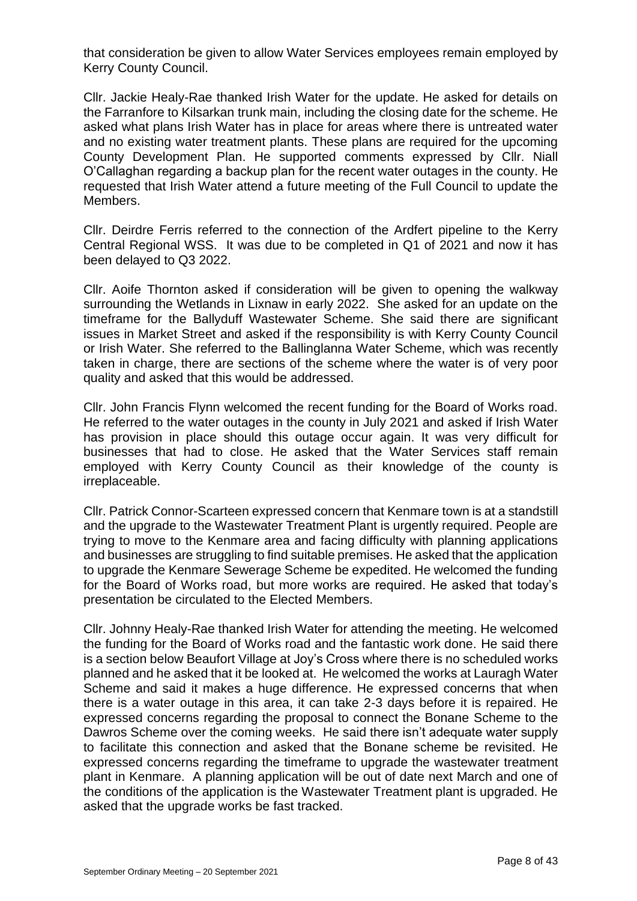that consideration be given to allow Water Services employees remain employed by Kerry County Council.

Cllr. Jackie Healy-Rae thanked Irish Water for the update. He asked for details on the Farranfore to Kilsarkan trunk main, including the closing date for the scheme. He asked what plans Irish Water has in place for areas where there is untreated water and no existing water treatment plants. These plans are required for the upcoming County Development Plan. He supported comments expressed by Cllr. Niall O'Callaghan regarding a backup plan for the recent water outages in the county. He requested that Irish Water attend a future meeting of the Full Council to update the Members.

Cllr. Deirdre Ferris referred to the connection of the Ardfert pipeline to the Kerry Central Regional WSS. It was due to be completed in Q1 of 2021 and now it has been delayed to Q3 2022.

Cllr. Aoife Thornton asked if consideration will be given to opening the walkway surrounding the Wetlands in Lixnaw in early 2022. She asked for an update on the timeframe for the Ballyduff Wastewater Scheme. She said there are significant issues in Market Street and asked if the responsibility is with Kerry County Council or Irish Water. She referred to the Ballinglanna Water Scheme, which was recently taken in charge, there are sections of the scheme where the water is of very poor quality and asked that this would be addressed.

Cllr. John Francis Flynn welcomed the recent funding for the Board of Works road. He referred to the water outages in the county in July 2021 and asked if Irish Water has provision in place should this outage occur again. It was very difficult for businesses that had to close. He asked that the Water Services staff remain employed with Kerry County Council as their knowledge of the county is irreplaceable.

Cllr. Patrick Connor-Scarteen expressed concern that Kenmare town is at a standstill and the upgrade to the Wastewater Treatment Plant is urgently required. People are trying to move to the Kenmare area and facing difficulty with planning applications and businesses are struggling to find suitable premises. He asked that the application to upgrade the Kenmare Sewerage Scheme be expedited. He welcomed the funding for the Board of Works road, but more works are required. He asked that today's presentation be circulated to the Elected Members.

Cllr. Johnny Healy-Rae thanked Irish Water for attending the meeting. He welcomed the funding for the Board of Works road and the fantastic work done. He said there is a section below Beaufort Village at Joy's Cross where there is no scheduled works planned and he asked that it be looked at. He welcomed the works at Lauragh Water Scheme and said it makes a huge difference. He expressed concerns that when there is a water outage in this area, it can take 2-3 days before it is repaired. He expressed concerns regarding the proposal to connect the Bonane Scheme to the Dawros Scheme over the coming weeks. He said there isn't adequate water supply to facilitate this connection and asked that the Bonane scheme be revisited. He expressed concerns regarding the timeframe to upgrade the wastewater treatment plant in Kenmare. A planning application will be out of date next March and one of the conditions of the application is the Wastewater Treatment plant is upgraded. He asked that the upgrade works be fast tracked.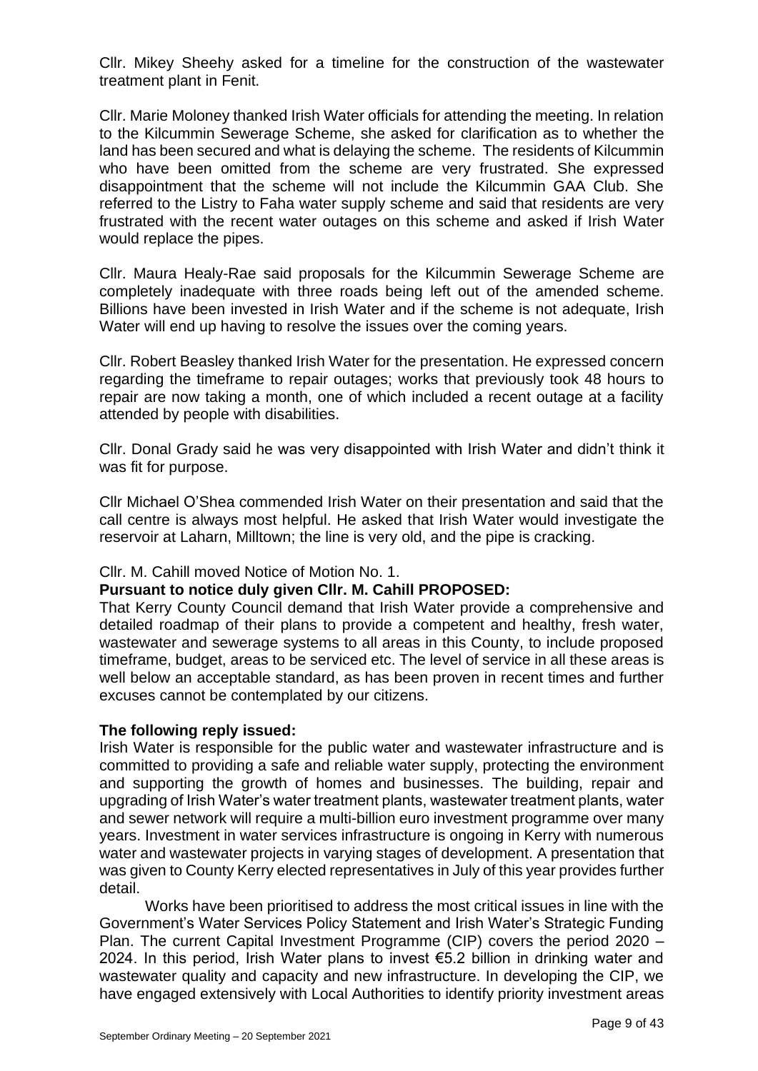Cllr. Mikey Sheehy asked for a timeline for the construction of the wastewater treatment plant in Fenit.

Cllr. Marie Moloney thanked Irish Water officials for attending the meeting. In relation to the Kilcummin Sewerage Scheme, she asked for clarification as to whether the land has been secured and what is delaying the scheme. The residents of Kilcummin who have been omitted from the scheme are very frustrated. She expressed disappointment that the scheme will not include the Kilcummin GAA Club. She referred to the Listry to Faha water supply scheme and said that residents are very frustrated with the recent water outages on this scheme and asked if Irish Water would replace the pipes.

Cllr. Maura Healy-Rae said proposals for the Kilcummin Sewerage Scheme are completely inadequate with three roads being left out of the amended scheme. Billions have been invested in Irish Water and if the scheme is not adequate, Irish Water will end up having to resolve the issues over the coming years.

Cllr. Robert Beasley thanked Irish Water for the presentation. He expressed concern regarding the timeframe to repair outages; works that previously took 48 hours to repair are now taking a month, one of which included a recent outage at a facility attended by people with disabilities.

Cllr. Donal Grady said he was very disappointed with Irish Water and didn't think it was fit for purpose.

Cllr Michael O'Shea commended Irish Water on their presentation and said that the call centre is always most helpful. He asked that Irish Water would investigate the reservoir at Laharn, Milltown; the line is very old, and the pipe is cracking.

Cllr. M. Cahill moved Notice of Motion No. 1.

**Pursuant to notice duly given Cllr. M. Cahill PROPOSED:**

That Kerry County Council demand that Irish Water provide a comprehensive and detailed roadmap of their plans to provide a competent and healthy, fresh water, wastewater and sewerage systems to all areas in this County, to include proposed timeframe, budget, areas to be serviced etc. The level of service in all these areas is well below an acceptable standard, as has been proven in recent times and further excuses cannot be contemplated by our citizens.

**The following reply issued:**

Irish Water is responsible for the public water and wastewater infrastructure and is committed to providing a safe and reliable water supply, protecting the environment and supporting the growth of homes and businesses. The building, repair and upgrading of Irish Water's water treatment plants, wastewater treatment plants, water and sewer network will require a multi-billion euro investment programme over many years. Investment in water services infrastructure is ongoing in Kerry with numerous water and wastewater projects in varying stages of development. A presentation that was given to County Kerry elected representatives in July of this year provides further detail.

Works have been prioritised to address the most critical issues in line with the Government's Water Services Policy Statement and Irish Water's Strategic Funding Plan. The current Capital Investment Programme (CIP) covers the period 2020 – 2024. In this period, Irish Water plans to invest €5.2 billion in drinking water and wastewater quality and capacity and new infrastructure. In developing the CIP, we have engaged extensively with Local Authorities to identify priority investment areas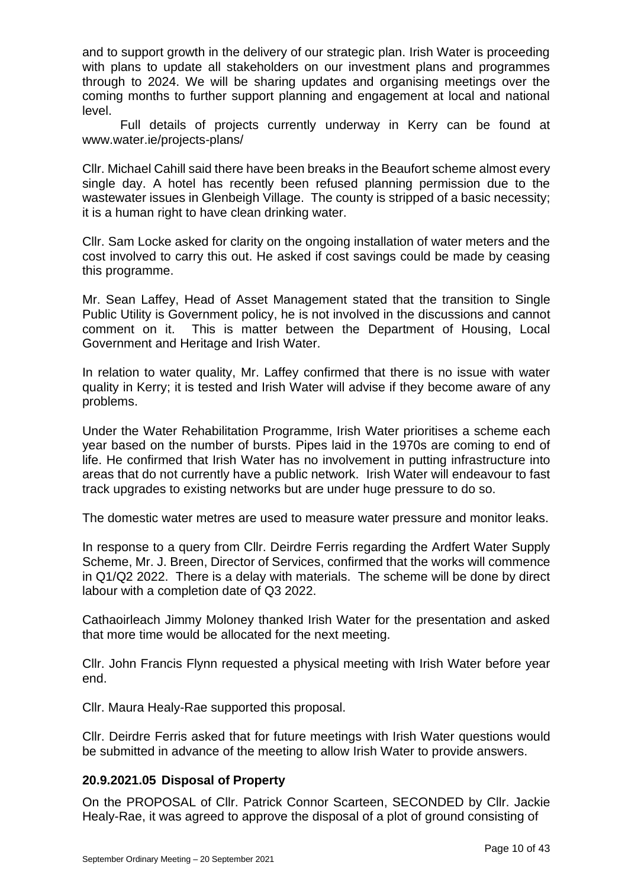and to support growth in the delivery of our strategic plan. Irish Water is proceeding with plans to update all stakeholders on our investment plans and programmes through to 2024. We will be sharing updates and organising meetings over the coming months to further support planning and engagement at local and national level.

Full details of projects currently underway in Kerry can be found at www.water.ie/projects-plans/

Cllr. Michael Cahill said there have been breaks in the Beaufort scheme almost every single day. A hotel has recently been refused planning permission due to the wastewater issues in Glenbeigh Village. The county is stripped of a basic necessity; it is a human right to have clean drinking water.

Cllr. Sam Locke asked for clarity on the ongoing installation of water meters and the cost involved to carry this out. He asked if cost savings could be made by ceasing this programme.

Mr. Sean Laffey, Head of Asset Management stated that the transition to Single Public Utility is Government policy, he is not involved in the discussions and cannot comment on it. This is matter between the Department of Housing, Local Government and Heritage and Irish Water.

In relation to water quality, Mr. Laffey confirmed that there is no issue with water quality in Kerry; it is tested and Irish Water will advise if they become aware of any problems.

Under the Water Rehabilitation Programme, Irish Water prioritises a scheme each year based on the number of bursts. Pipes laid in the 1970s are coming to end of life. He confirmed that Irish Water has no involvement in putting infrastructure into areas that do not currently have a public network. Irish Water will endeavour to fast track upgrades to existing networks but are under huge pressure to do so.

The domestic water metres are used to measure water pressure and monitor leaks.

In response to a query from Cllr. Deirdre Ferris regarding the Ardfert Water Supply Scheme, Mr. J. Breen, Director of Services, confirmed that the works will commence in Q1/Q2 2022. There is a delay with materials. The scheme will be done by direct labour with a completion date of Q3 2022.

Cathaoirleach Jimmy Moloney thanked Irish Water for the presentation and asked that more time would be allocated for the next meeting.

Cllr. John Francis Flynn requested a physical meeting with Irish Water before year end.

Cllr. Maura Healy-Rae supported this proposal.

Cllr. Deirdre Ferris asked that for future meetings with Irish Water questions would be submitted in advance of the meeting to allow Irish Water to provide answers.

### 20.9.2021.05 Disposal of Property

On the PROPOSAL of Cllr. Patrick Connor Scarteen, SECONDED by Cllr. Jackie Healy-Rae, it was agreed to approve the disposal of a plot of ground consisting of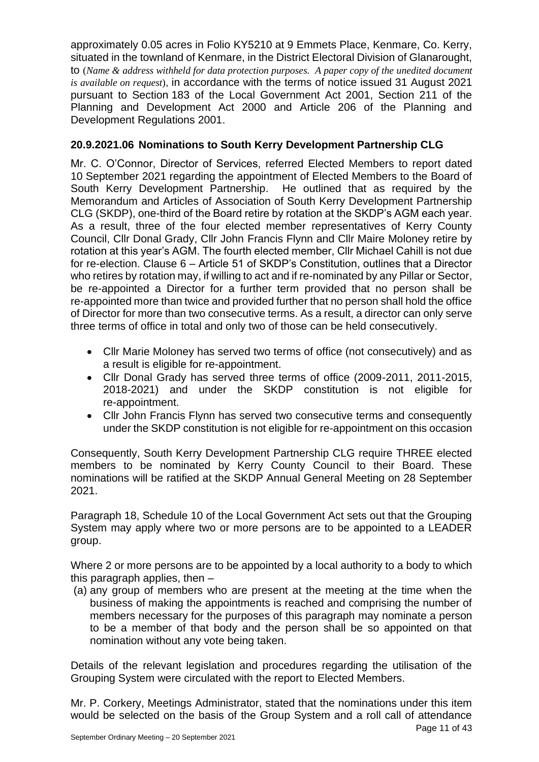approximately 0.05 acres in Folio KY5210 at 9 Emmets Place, Kenmare, Co. Kerry, situated in the townland of Kenmare, in the District Electoral Division of Glanarought, to (*Name & address withheld for data protection purposes. A paper copy of the unedited document is available on request*), in accordance with the terms of notice issued 31 August 2021 pursuant to Section 183 of the Local Government Act 2001, Section 211 of the Planning and Development Act 2000 and Article 206 of the Planning and Development Regulations 2001.

### 20.9.2021.06 Nominations to South Kerry Development Partnership CLG

Mr. C. O'Connor, Director of Services, referred Elected Members to report dated 10 September 2021 regarding the appointment of Elected Members to the Board of South Kerry Development Partnership. He outlined that as required by the Memorandum and Articles of Association of South Kerry Development Partnership CLG (SKDP), one-third of the Board retire by rotation at the SKDP's AGM each year. As a result, three of the four elected member representatives of Kerry County Council, Cllr Donal Grady, Cllr John Francis Flynn and Cllr Maire Moloney retire by rotation at this year's AGM. The fourth elected member, Cllr Michael Cahill is not due for re-election. Clause 6 – Article 51 of SKDP's Constitution, outlines that a Director who retires by rotation may, if willing to act and if re-nominated by any Pillar or Sector, be re-appointed a Director for a further term provided that no person shall be re-appointed more than twice and provided further that no person shall hold the office of Director for more than two consecutive terms. As a result, a director can only serve three terms of office in total and only two of those can be held consecutively.

- Cllr Marie Moloney has served two terms of office (not consecutively) and as a result is eligible for re-appointment.
- Cllr Donal Grady has served three terms of office (2009-2011, 2011-2015, 2018-2021) and under the SKDP constitution is not eligible for re-appointment.
- Cllr John Francis Flynn has served two consecutive terms and consequently under the SKDP constitution is not eligible for re-appointment on this occasion

Consequently, South Kerry Development Partnership CLG require THREE elected members to be nominated by Kerry County Council to their Board. These nominations will be ratified at the SKDP Annual General Meeting on 28 September 2021.

Paragraph 18, Schedule 10 of the Local Government Act sets out that the Grouping System may apply where two or more persons are to be appointed to a LEADER group.

Where 2 or more persons are to be appointed by a local authority to a body to which this paragraph applies, then –

(a) any group of members who are present at the meeting at the time when the business of making the appointments is reached and comprising the number of members necessary for the purposes of this paragraph may nominate a person to be a member of that body and the person shall be so appointed on that nomination without any vote being taken.

Details of the relevant legislation and procedures regarding the utilisation of the Grouping System were circulated with the report to Elected Members.

Mr. P. Corkery, Meetings Administrator, stated that the nominations under this item would be selected on the basis of the Group System and a roll call of attendance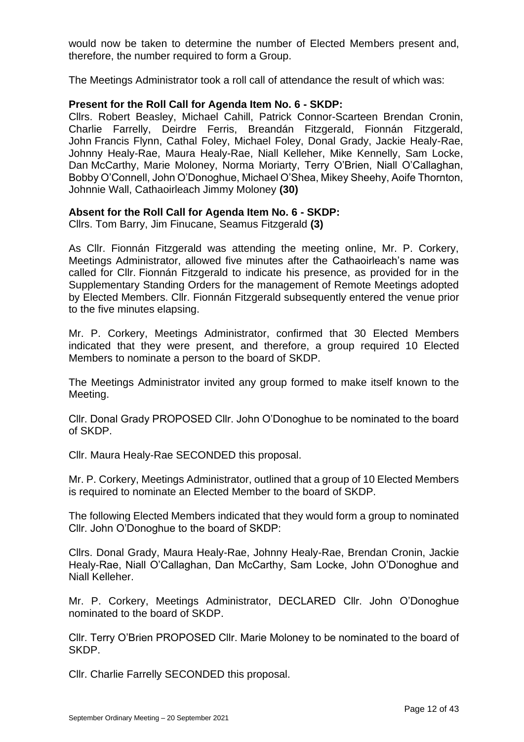would now be taken to determine the number of Elected Members present and, therefore, the number required to form a Group.

The Meetings Administrator took a roll call of attendance the result of which was:

**Present for the Roll Call for Agenda Item No. 6 - SKDP:**
Cllrs. Robert Beasley, Michael Cahill, Patrick Connor-Scarteen Brendan Cronin, Charlie Farrelly, Deirdre Ferris, Breandán Fitzgerald, Fionnán Fitzgerald, John Francis Flynn, Cathal Foley, Michael Foley, Donal Grady, Jackie Healy-Rae, Johnny Healy-Rae, Maura Healy-Rae, Niall Kelleher, Mike Kennelly, Sam Locke, Dan McCarthy, Marie Moloney, Norma Moriarty, Terry O'Brien, Niall O'Callaghan, Bobby O'Connell, John O'Donoghue, Michael O'Shea, Mikey Sheehy, Aoife Thornton, Johnnie Wall, Cathaoirleach Jimmy Moloney **(30)**

**Absent for the Roll Call for Agenda Item No. 6 - SKDP:**
Cllrs. Tom Barry, Jim Finucane, Seamus Fitzgerald **(3)**

As Cllr. Fionnán Fitzgerald was attending the meeting online, Mr. P. Corkery, Meetings Administrator, allowed five minutes after the Cathaoirleach's name was called for Cllr. Fionnán Fitzgerald to indicate his presence, as provided for in the Supplementary Standing Orders for the management of Remote Meetings adopted by Elected Members. Cllr. Fionnán Fitzgerald subsequently entered the venue prior to the five minutes elapsing.

Mr. P. Corkery, Meetings Administrator, confirmed that 30 Elected Members indicated that they were present, and therefore, a group required 10 Elected Members to nominate a person to the board of SKDP.

The Meetings Administrator invited any group formed to make itself known to the Meeting.

Cllr. Donal Grady PROPOSED Cllr. John O'Donoghue to be nominated to the board of SKDP.

Cllr. Maura Healy-Rae SECONDED this proposal.

Mr. P. Corkery, Meetings Administrator, outlined that a group of 10 Elected Members is required to nominate an Elected Member to the board of SKDP.

The following Elected Members indicated that they would form a group to nominated Cllr. John O'Donoghue to the board of SKDP:

Cllrs. Donal Grady, Maura Healy-Rae, Johnny Healy-Rae, Brendan Cronin, Jackie Healy-Rae, Niall O'Callaghan, Dan McCarthy, Sam Locke, John O'Donoghue and Niall Kelleher.

Mr. P. Corkery, Meetings Administrator, DECLARED Cllr. John O'Donoghue nominated to the board of SKDP.

Cllr. Terry O'Brien PROPOSED Cllr. Marie Moloney to be nominated to the board of SKDP.

Cllr. Charlie Farrelly SECONDED this proposal.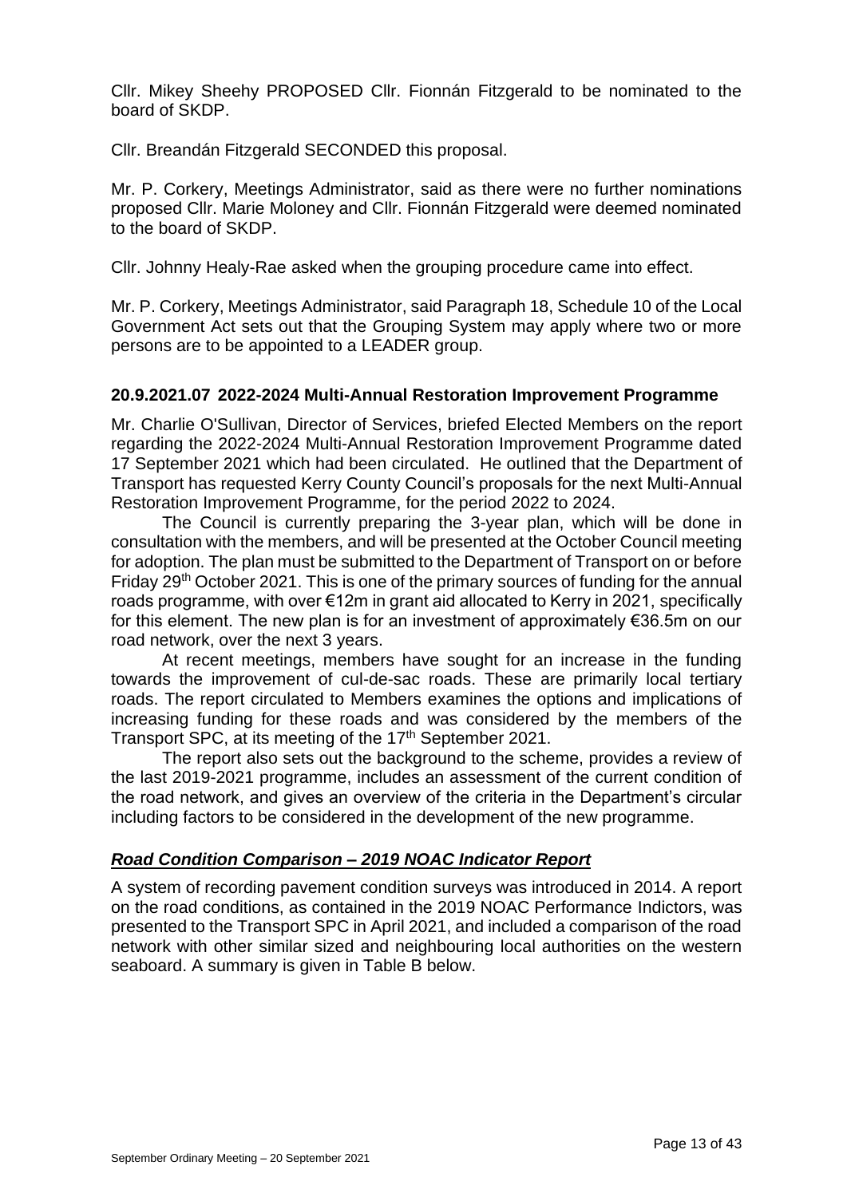Cllr. Mikey Sheehy PROPOSED Cllr. Fionnán Fitzgerald to be nominated to the board of SKDP.

Cllr. Breandán Fitzgerald SECONDED this proposal.

Mr. P. Corkery, Meetings Administrator, said as there were no further nominations proposed Cllr. Marie Moloney and Cllr. Fionnán Fitzgerald were deemed nominated to the board of SKDP.

Cllr. Johnny Healy-Rae asked when the grouping procedure came into effect.

Mr. P. Corkery, Meetings Administrator, said Paragraph 18, Schedule 10 of the Local Government Act sets out that the Grouping System may apply where two or more persons are to be appointed to a LEADER group.

### 20.9.2021.07 2022-2024 Multi-Annual Restoration Improvement Programme

Mr. Charlie O'Sullivan, Director of Services, briefed Elected Members on the report regarding the 2022-2024 Multi-Annual Restoration Improvement Programme dated 17 September 2021 which had been circulated. He outlined that the Department of Transport has requested Kerry County Council's proposals for the next Multi-Annual Restoration Improvement Programme, for the period 2022 to 2024.

The Council is currently preparing the 3-year plan, which will be done in consultation with the members, and will be presented at the October Council meeting for adoption. The plan must be submitted to the Department of Transport on or before Friday 29th October 2021. This is one of the primary sources of funding for the annual roads programme, with over €12m in grant aid allocated to Kerry in 2021, specifically for this element. The new plan is for an investment of approximately €36.5m on our road network, over the next 3 years.

At recent meetings, members have sought for an increase in the funding towards the improvement of cul-de-sac roads. These are primarily local tertiary roads. The report circulated to Members examines the options and implications of increasing funding for these roads and was considered by the members of the Transport SPC, at its meeting of the 17th September 2021.

The report also sets out the background to the scheme, provides a review of the last 2019-2021 programme, includes an assessment of the current condition of the road network, and gives an overview of the criteria in the Department's circular including factors to be considered in the development of the new programme.

### ***Road Condition Comparison – 2019 NOAC Indicator Report***

A system of recording pavement condition surveys was introduced in 2014. A report on the road conditions, as contained in the 2019 NOAC Performance Indictors, was presented to the Transport SPC in April 2021, and included a comparison of the road network with other similar sized and neighbouring local authorities on the western seaboard. A summary is given in Table B below.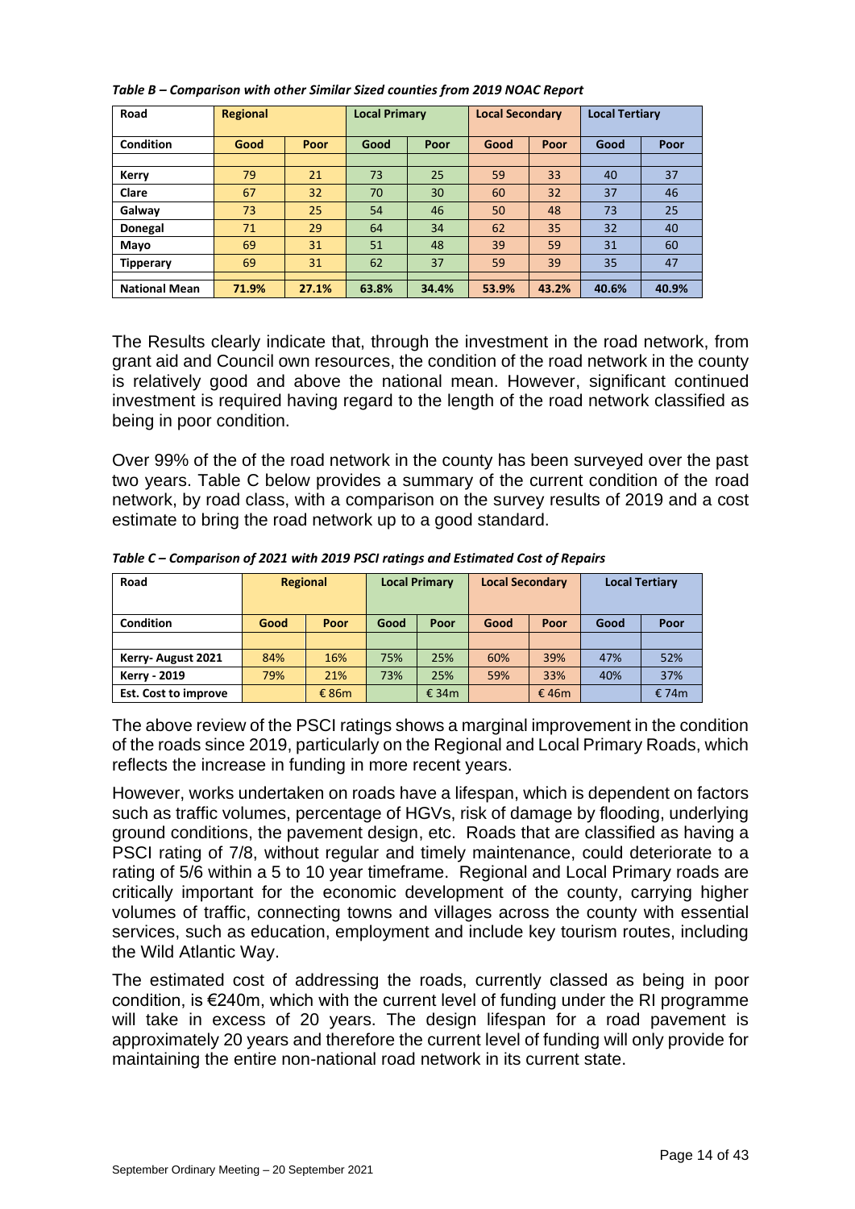*Table B – Comparison with other Similar Sized counties from 2019 NOAC Report*

| Road | Regional | | Local Primary | | Local Secondary | | Local Tertiary | |
|---|---|---|---|---|---|---|---|---|
| **Condition** | **Good** | **Poor** | **Good** | **Poor** | **Good** | **Poor** | **Good** | **Poor** |
| | | | | | | | | |
| **Kerry** | 79 | 21 | 73 | 25 | 59 | 33 | 40 | 37 |
| **Clare** | 67 | 32 | 70 | 30 | 60 | 32 | 37 | 46 |
| **Galway** | 73 | 25 | 54 | 46 | 50 | 48 | 73 | 25 |
| **Donegal** | 71 | 29 | 64 | 34 | 62 | 35 | 32 | 40 |
| **Mayo** | 69 | 31 | 51 | 48 | 39 | 59 | 31 | 60 |
| **Tipperary** | 69 | 31 | 62 | 37 | 59 | 39 | 35 | 47 |
| | | | | | | | | |
| **National Mean** | **71.9%** | **27.1%** | **63.8%** | **34.4%** | **53.9%** | **43.2%** | **40.6%** | **40.9%** |

The Results clearly indicate that, through the investment in the road network, from grant aid and Council own resources, the condition of the road network in the county is relatively good and above the national mean. However, significant continued investment is required having regard to the length of the road network classified as being in poor condition.

Over 99% of the of the road network in the county has been surveyed over the past two years. Table C below provides a summary of the current condition of the road network, by road class, with a comparison on the survey results of 2019 and a cost estimate to bring the road network up to a good standard.

*Table C – Comparison of 2021 with 2019 PSCI ratings and Estimated Cost of Repairs*

| Road | Regional | | Local Primary | | Local Secondary | | Local Tertiary | |
|---|---|---|---|---|---|---|---|---|
| **Condition** | **Good** | **Poor** | **Good** | **Poor** | **Good** | **Poor** | **Good** | **Poor** |
| | | | | | | | | |
| **Kerry- August 2021** | 84% | 16% | 75% | 25% | 60% | 39% | 47% | 52% |
| **Kerry - 2019** | 79% | 21% | 73% | 25% | 59% | 33% | 40% | 37% |
| **Est. Cost to improve** | | € 86m | | € 34m | | € 46m | | € 74m |

The above review of the PSCI ratings shows a marginal improvement in the condition of the roads since 2019, particularly on the Regional and Local Primary Roads, which reflects the increase in funding in more recent years.

However, works undertaken on roads have a lifespan, which is dependent on factors such as traffic volumes, percentage of HGVs, risk of damage by flooding, underlying ground conditions, the pavement design, etc. Roads that are classified as having a PSCI rating of 7/8, without regular and timely maintenance, could deteriorate to a rating of 5/6 within a 5 to 10 year timeframe. Regional and Local Primary roads are critically important for the economic development of the county, carrying higher volumes of traffic, connecting towns and villages across the county with essential services, such as education, employment and include key tourism routes, including the Wild Atlantic Way.

The estimated cost of addressing the roads, currently classed as being in poor condition, is €240m, which with the current level of funding under the RI programme will take in excess of 20 years. The design lifespan for a road pavement is approximately 20 years and therefore the current level of funding will only provide for maintaining the entire non-national road network in its current state.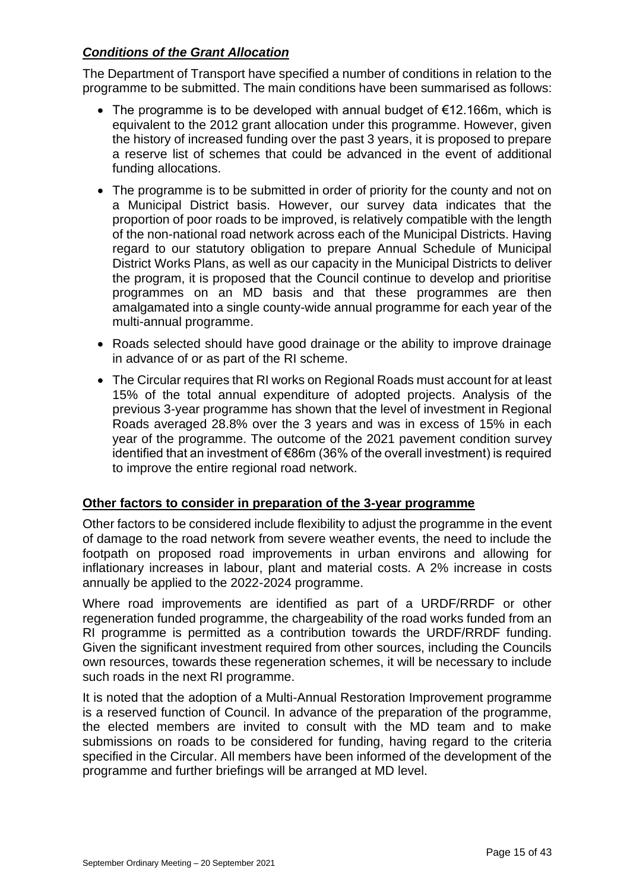## ***Conditions of the Grant Allocation***

The Department of Transport have specified a number of conditions in relation to the programme to be submitted. The main conditions have been summarised as follows:

- The programme is to be developed with annual budget of €12.166m, which is equivalent to the 2012 grant allocation under this programme. However, given the history of increased funding over the past 3 years, it is proposed to prepare a reserve list of schemes that could be advanced in the event of additional funding allocations.
- The programme is to be submitted in order of priority for the county and not on a Municipal District basis. However, our survey data indicates that the proportion of poor roads to be improved, is relatively compatible with the length of the non-national road network across each of the Municipal Districts. Having regard to our statutory obligation to prepare Annual Schedule of Municipal District Works Plans, as well as our capacity in the Municipal Districts to deliver the program, it is proposed that the Council continue to develop and prioritise programmes on an MD basis and that these programmes are then amalgamated into a single county-wide annual programme for each year of the multi-annual programme.
- Roads selected should have good drainage or the ability to improve drainage in advance of or as part of the RI scheme.
- The Circular requires that RI works on Regional Roads must account for at least 15% of the total annual expenditure of adopted projects. Analysis of the previous 3-year programme has shown that the level of investment in Regional Roads averaged 28.8% over the 3 years and was in excess of 15% in each year of the programme. The outcome of the 2021 pavement condition survey identified that an investment of €86m (36% of the overall investment) is required to improve the entire regional road network.

## **Other factors to consider in preparation of the 3-year programme**

Other factors to be considered include flexibility to adjust the programme in the event of damage to the road network from severe weather events, the need to include the footpath on proposed road improvements in urban environs and allowing for inflationary increases in labour, plant and material costs. A 2% increase in costs annually be applied to the 2022-2024 programme.

Where road improvements are identified as part of a URDF/RRDF or other regeneration funded programme, the chargeability of the road works funded from an RI programme is permitted as a contribution towards the URDF/RRDF funding. Given the significant investment required from other sources, including the Councils own resources, towards these regeneration schemes, it will be necessary to include such roads in the next RI programme.

It is noted that the adoption of a Multi-Annual Restoration Improvement programme is a reserved function of Council. In advance of the preparation of the programme, the elected members are invited to consult with the MD team and to make submissions on roads to be considered for funding, having regard to the criteria specified in the Circular. All members have been informed of the development of the programme and further briefings will be arranged at MD level.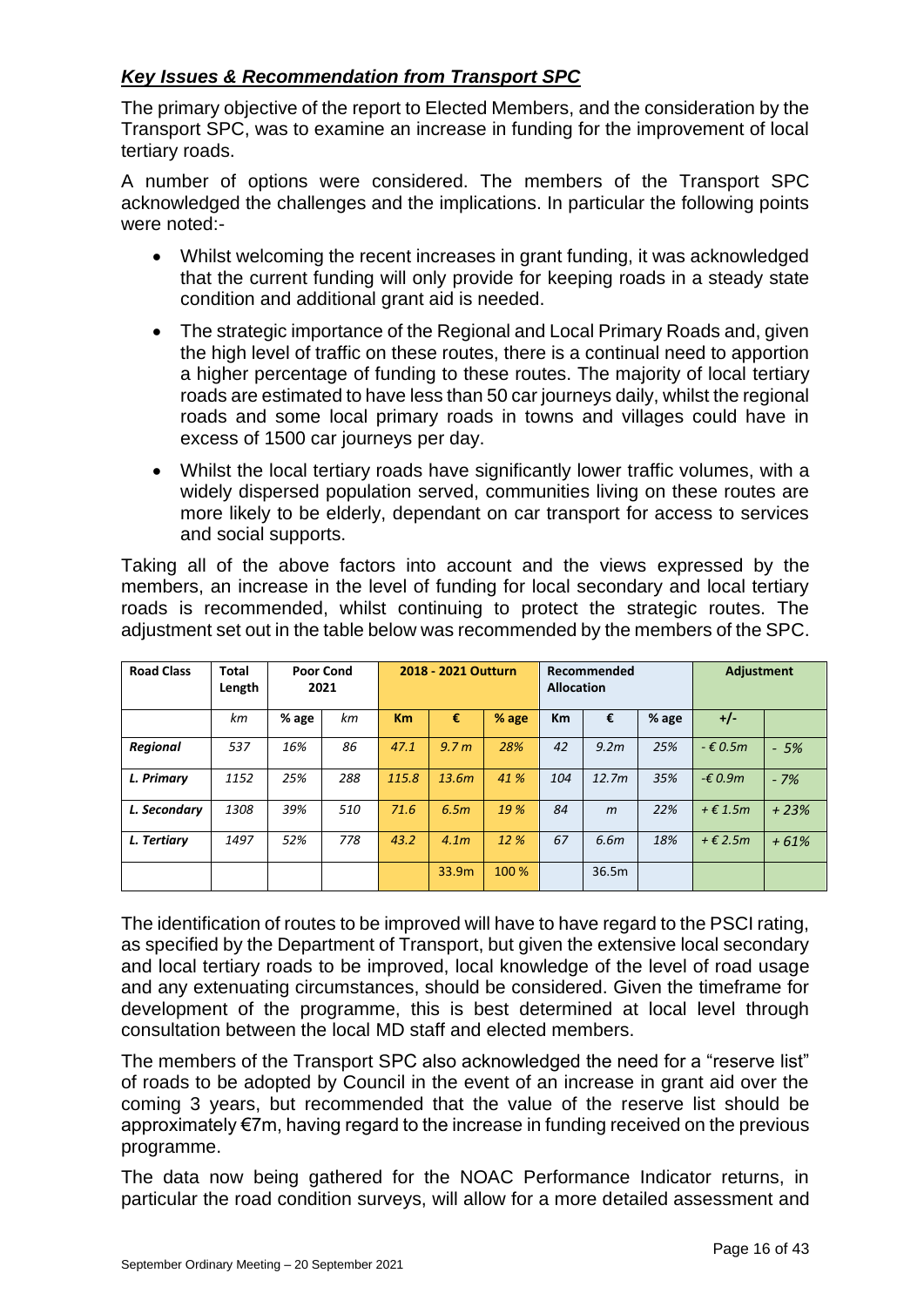## ***Key Issues & Recommendation from Transport SPC***

The primary objective of the report to Elected Members, and the consideration by the Transport SPC, was to examine an increase in funding for the improvement of local tertiary roads.

A number of options were considered. The members of the Transport SPC acknowledged the challenges and the implications. In particular the following points were noted:-

- Whilst welcoming the recent increases in grant funding, it was acknowledged that the current funding will only provide for keeping roads in a steady state condition and additional grant aid is needed.
- The strategic importance of the Regional and Local Primary Roads and, given the high level of traffic on these routes, there is a continual need to apportion a higher percentage of funding to these routes. The majority of local tertiary roads are estimated to have less than 50 car journeys daily, whilst the regional roads and some local primary roads in towns and villages could have in excess of 1500 car journeys per day.
- Whilst the local tertiary roads have significantly lower traffic volumes, with a widely dispersed population served, communities living on these routes are more likely to be elderly, dependant on car transport for access to services and social supports.

Taking all of the above factors into account and the views expressed by the members, an increase in the level of funding for local secondary and local tertiary roads is recommended, whilst continuing to protect the strategic routes. The adjustment set out in the table below was recommended by the members of the SPC.

| Road Class | Total Length | Poor Cond 2021 | | 2018 - 2021 Outturn | | | Recommended Allocation | | | Adjustment | |
|---|---|---|---|---|---|---|---|---|---|---|---|
| | *km* | % age | *km* | Km | € | % age | Km | € | % age | +/- | |
| ***Regional*** | *537* | *16%* | *86* | *47.1* | *9.7 m* | *28%* | *42* | *9.2m* | *25%* | *- € 0.5m* | *- 5%* |
| ***L. Primary*** | *1152* | *25%* | *288* | *115.8* | *13.6m* | *41 %* | *104* | *12.7m* | *35%* | *-€ 0.9m* | *- 7%* |
| ***L. Secondary*** | *1308* | *39%* | *510* | *71.6* | *6.5m* | *19 %* | *84* | *m* | *22%* | *+ € 1.5m* | *+ 23%* |
| ***L. Tertiary*** | *1497* | *52%* | *778* | *43.2* | *4.1m* | *12 %* | *67* | *6.6m* | *18%* | *+ € 2.5m* | *+ 61%* |
| | | | | | 33.9m | 100 % | | 36.5m | | | |

The identification of routes to be improved will have to have regard to the PSCI rating, as specified by the Department of Transport, but given the extensive local secondary and local tertiary roads to be improved, local knowledge of the level of road usage and any extenuating circumstances, should be considered. Given the timeframe for development of the programme, this is best determined at local level through consultation between the local MD staff and elected members.

The members of the Transport SPC also acknowledged the need for a "reserve list" of roads to be adopted by Council in the event of an increase in grant aid over the coming 3 years, but recommended that the value of the reserve list should be approximately €7m, having regard to the increase in funding received on the previous programme.

The data now being gathered for the NOAC Performance Indicator returns, in particular the road condition surveys, will allow for a more detailed assessment and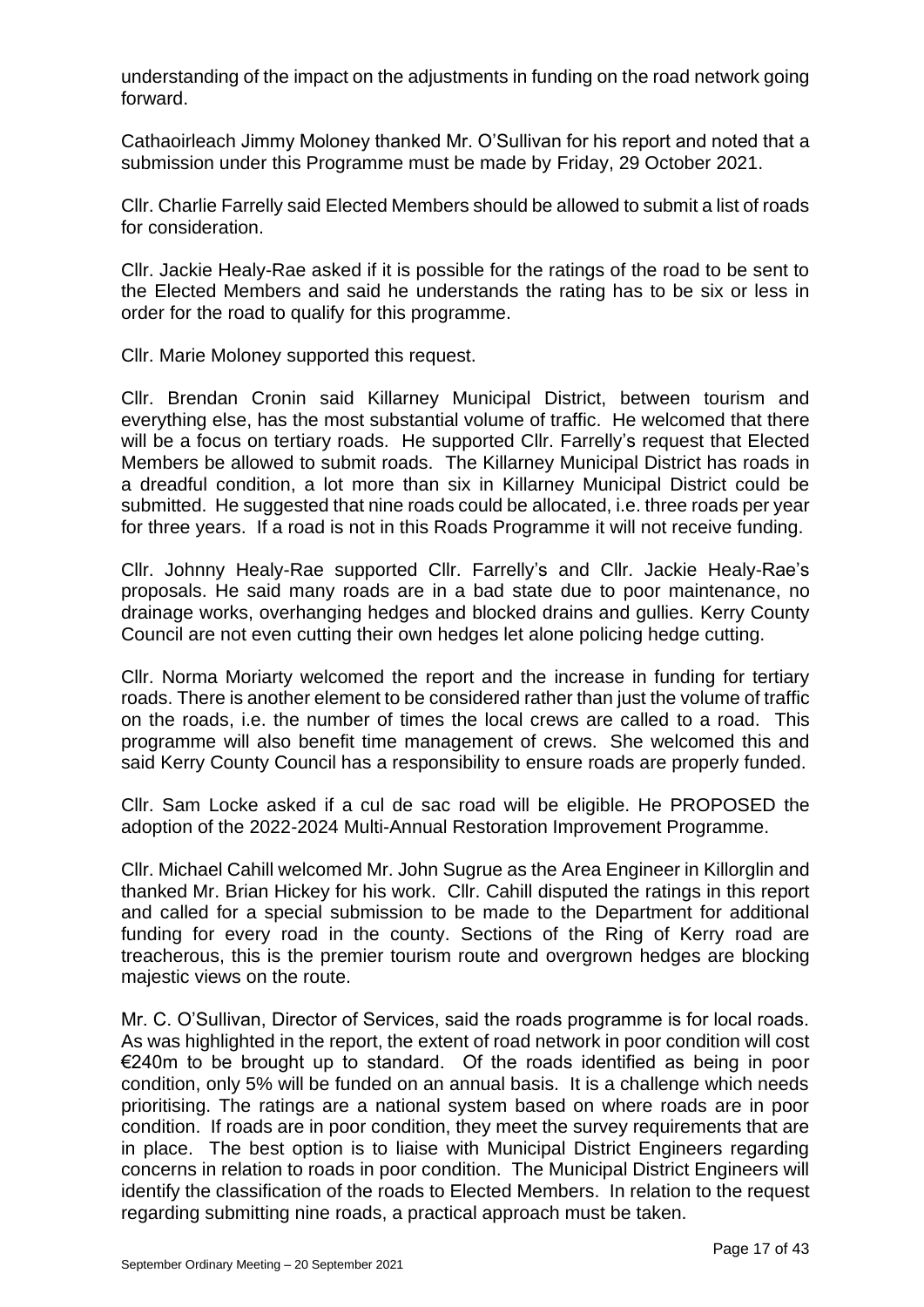understanding of the impact on the adjustments in funding on the road network going forward.

Cathaoirleach Jimmy Moloney thanked Mr. O'Sullivan for his report and noted that a submission under this Programme must be made by Friday, 29 October 2021.

Cllr. Charlie Farrelly said Elected Members should be allowed to submit a list of roads for consideration.

Cllr. Jackie Healy-Rae asked if it is possible for the ratings of the road to be sent to the Elected Members and said he understands the rating has to be six or less in order for the road to qualify for this programme.

Cllr. Marie Moloney supported this request.

Cllr. Brendan Cronin said Killarney Municipal District, between tourism and everything else, has the most substantial volume of traffic. He welcomed that there will be a focus on tertiary roads. He supported Cllr. Farrelly's request that Elected Members be allowed to submit roads. The Killarney Municipal District has roads in a dreadful condition, a lot more than six in Killarney Municipal District could be submitted. He suggested that nine roads could be allocated, i.e. three roads per year for three years. If a road is not in this Roads Programme it will not receive funding.

Cllr. Johnny Healy-Rae supported Cllr. Farrelly's and Cllr. Jackie Healy-Rae's proposals. He said many roads are in a bad state due to poor maintenance, no drainage works, overhanging hedges and blocked drains and gullies. Kerry County Council are not even cutting their own hedges let alone policing hedge cutting.

Cllr. Norma Moriarty welcomed the report and the increase in funding for tertiary roads. There is another element to be considered rather than just the volume of traffic on the roads, i.e. the number of times the local crews are called to a road. This programme will also benefit time management of crews. She welcomed this and said Kerry County Council has a responsibility to ensure roads are properly funded.

Cllr. Sam Locke asked if a cul de sac road will be eligible. He PROPOSED the adoption of the 2022-2024 Multi-Annual Restoration Improvement Programme.

Cllr. Michael Cahill welcomed Mr. John Sugrue as the Area Engineer in Killorglin and thanked Mr. Brian Hickey for his work. Cllr. Cahill disputed the ratings in this report and called for a special submission to be made to the Department for additional funding for every road in the county. Sections of the Ring of Kerry road are treacherous, this is the premier tourism route and overgrown hedges are blocking majestic views on the route.

Mr. C. O'Sullivan, Director of Services, said the roads programme is for local roads. As was highlighted in the report, the extent of road network in poor condition will cost €240m to be brought up to standard. Of the roads identified as being in poor condition, only 5% will be funded on an annual basis. It is a challenge which needs prioritising. The ratings are a national system based on where roads are in poor condition. If roads are in poor condition, they meet the survey requirements that are in place. The best option is to liaise with Municipal District Engineers regarding concerns in relation to roads in poor condition. The Municipal District Engineers will identify the classification of the roads to Elected Members. In relation to the request regarding submitting nine roads, a practical approach must be taken.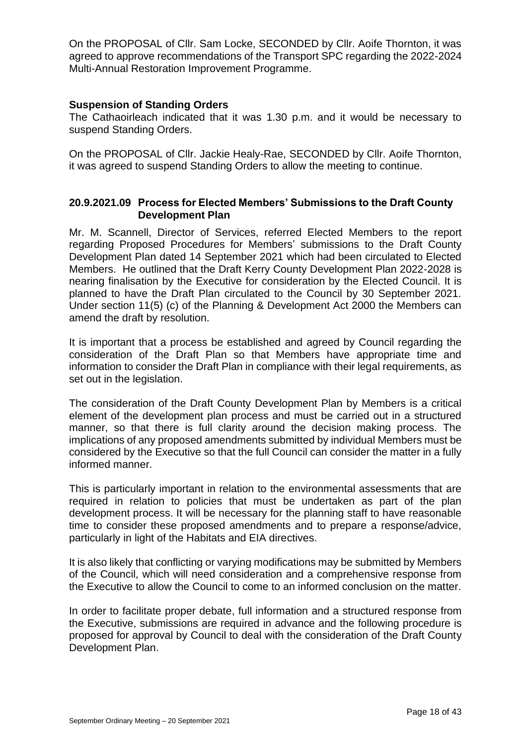On the PROPOSAL of Cllr. Sam Locke, SECONDED by Cllr. Aoife Thornton, it was agreed to approve recommendations of the Transport SPC regarding the 2022-2024 Multi-Annual Restoration Improvement Programme.

### Suspension of Standing Orders

The Cathaoirleach indicated that it was 1.30 p.m. and it would be necessary to suspend Standing Orders.

On the PROPOSAL of Cllr. Jackie Healy-Rae, SECONDED by Cllr. Aoife Thornton, it was agreed to suspend Standing Orders to allow the meeting to continue.

### 20.9.2021.09 Process for Elected Members' Submissions to the Draft County Development Plan

Mr. M. Scannell, Director of Services, referred Elected Members to the report regarding Proposed Procedures for Members' submissions to the Draft County Development Plan dated 14 September 2021 which had been circulated to Elected Members. He outlined that the Draft Kerry County Development Plan 2022-2028 is nearing finalisation by the Executive for consideration by the Elected Council. It is planned to have the Draft Plan circulated to the Council by 30 September 2021. Under section 11(5) (c) of the Planning & Development Act 2000 the Members can amend the draft by resolution.

It is important that a process be established and agreed by Council regarding the consideration of the Draft Plan so that Members have appropriate time and information to consider the Draft Plan in compliance with their legal requirements, as set out in the legislation.

The consideration of the Draft County Development Plan by Members is a critical element of the development plan process and must be carried out in a structured manner, so that there is full clarity around the decision making process. The implications of any proposed amendments submitted by individual Members must be considered by the Executive so that the full Council can consider the matter in a fully informed manner.

This is particularly important in relation to the environmental assessments that are required in relation to policies that must be undertaken as part of the plan development process. It will be necessary for the planning staff to have reasonable time to consider these proposed amendments and to prepare a response/advice, particularly in light of the Habitats and EIA directives.

It is also likely that conflicting or varying modifications may be submitted by Members of the Council, which will need consideration and a comprehensive response from the Executive to allow the Council to come to an informed conclusion on the matter.

In order to facilitate proper debate, full information and a structured response from the Executive, submissions are required in advance and the following procedure is proposed for approval by Council to deal with the consideration of the Draft County Development Plan.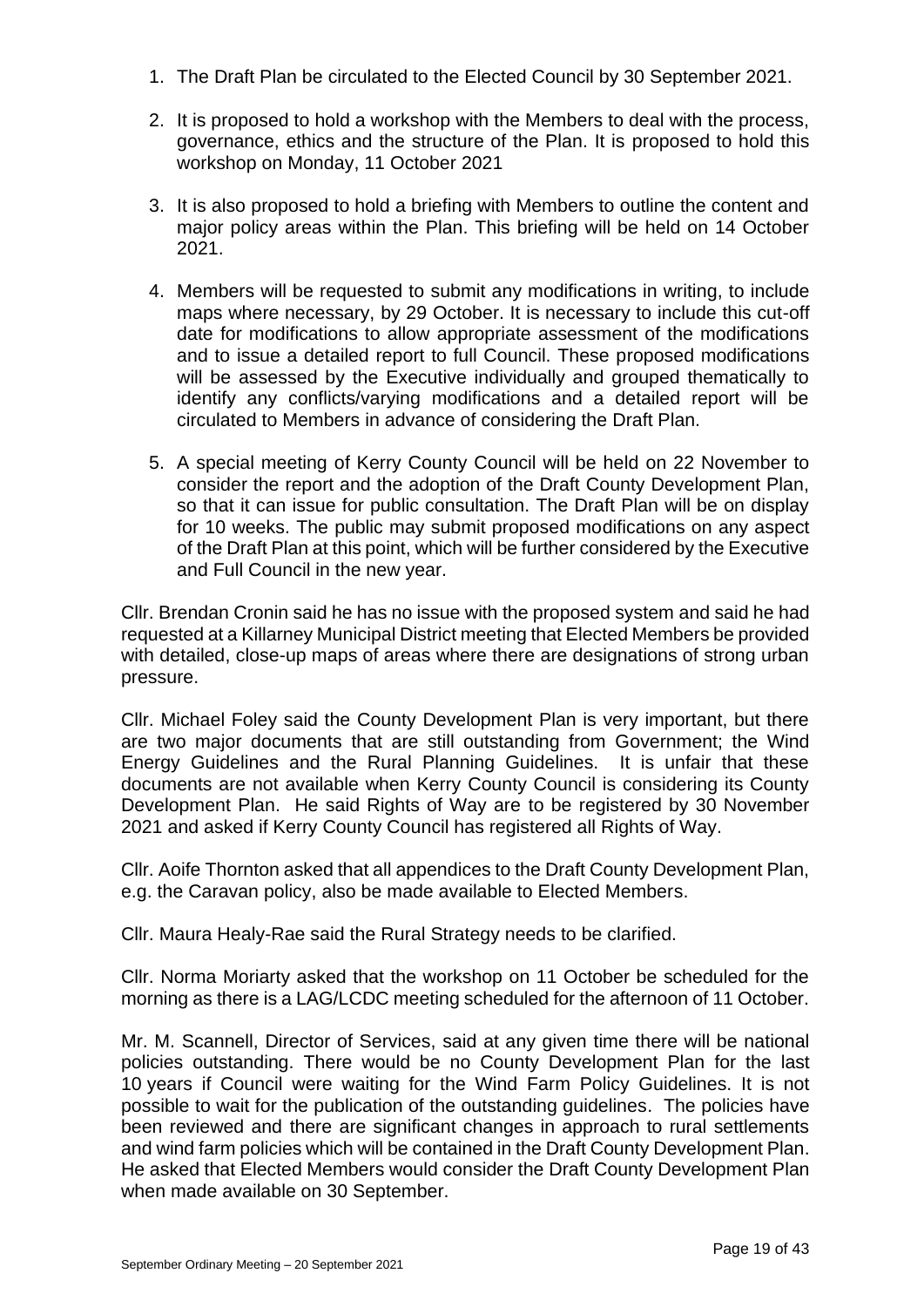1. The Draft Plan be circulated to the Elected Council by 30 September 2021.

2. It is proposed to hold a workshop with the Members to deal with the process, governance, ethics and the structure of the Plan. It is proposed to hold this workshop on Monday, 11 October 2021

3. It is also proposed to hold a briefing with Members to outline the content and major policy areas within the Plan. This briefing will be held on 14 October 2021.

4. Members will be requested to submit any modifications in writing, to include maps where necessary, by 29 October. It is necessary to include this cut-off date for modifications to allow appropriate assessment of the modifications and to issue a detailed report to full Council. These proposed modifications will be assessed by the Executive individually and grouped thematically to identify any conflicts/varying modifications and a detailed report will be circulated to Members in advance of considering the Draft Plan.

5. A special meeting of Kerry County Council will be held on 22 November to consider the report and the adoption of the Draft County Development Plan, so that it can issue for public consultation. The Draft Plan will be on display for 10 weeks. The public may submit proposed modifications on any aspect of the Draft Plan at this point, which will be further considered by the Executive and Full Council in the new year.

Cllr. Brendan Cronin said he has no issue with the proposed system and said he had requested at a Killarney Municipal District meeting that Elected Members be provided with detailed, close-up maps of areas where there are designations of strong urban pressure.

Cllr. Michael Foley said the County Development Plan is very important, but there are two major documents that are still outstanding from Government; the Wind Energy Guidelines and the Rural Planning Guidelines. It is unfair that these documents are not available when Kerry County Council is considering its County Development Plan. He said Rights of Way are to be registered by 30 November 2021 and asked if Kerry County Council has registered all Rights of Way.

Cllr. Aoife Thornton asked that all appendices to the Draft County Development Plan, e.g. the Caravan policy, also be made available to Elected Members.

Cllr. Maura Healy-Rae said the Rural Strategy needs to be clarified.

Cllr. Norma Moriarty asked that the workshop on 11 October be scheduled for the morning as there is a LAG/LCDC meeting scheduled for the afternoon of 11 October.

Mr. M. Scannell, Director of Services, said at any given time there will be national policies outstanding. There would be no County Development Plan for the last 10 years if Council were waiting for the Wind Farm Policy Guidelines. It is not possible to wait for the publication of the outstanding guidelines. The policies have been reviewed and there are significant changes in approach to rural settlements and wind farm policies which will be contained in the Draft County Development Plan. He asked that Elected Members would consider the Draft County Development Plan when made available on 30 September.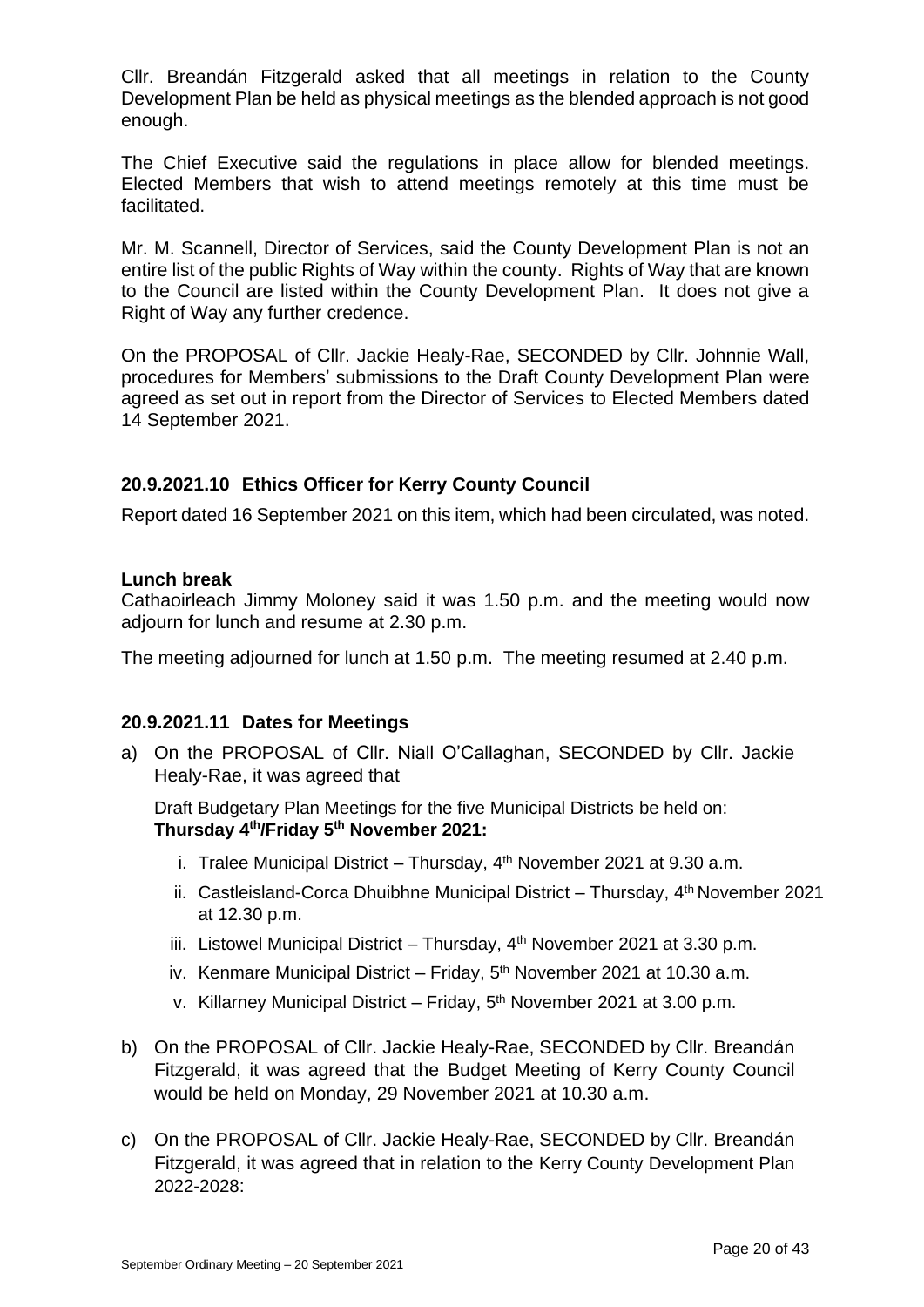Cllr. Breandán Fitzgerald asked that all meetings in relation to the County Development Plan be held as physical meetings as the blended approach is not good enough.

The Chief Executive said the regulations in place allow for blended meetings. Elected Members that wish to attend meetings remotely at this time must be facilitated.

Mr. M. Scannell, Director of Services, said the County Development Plan is not an entire list of the public Rights of Way within the county. Rights of Way that are known to the Council are listed within the County Development Plan. It does not give a Right of Way any further credence.

On the PROPOSAL of Cllr. Jackie Healy-Rae, SECONDED by Cllr. Johnnie Wall, procedures for Members' submissions to the Draft County Development Plan were agreed as set out in report from the Director of Services to Elected Members dated 14 September 2021.

### 20.9.2021.10 Ethics Officer for Kerry County Council

Report dated 16 September 2021 on this item, which had been circulated, was noted.

**Lunch break**

Cathaoirleach Jimmy Moloney said it was 1.50 p.m. and the meeting would now adjourn for lunch and resume at 2.30 p.m.

The meeting adjourned for lunch at 1.50 p.m. The meeting resumed at 2.40 p.m.

### 20.9.2021.11 Dates for Meetings

a) On the PROPOSAL of Cllr. Niall O'Callaghan, SECONDED by Cllr. Jackie Healy-Rae, it was agreed that

   Draft Budgetary Plan Meetings for the five Municipal Districts be held on:
   **Thursday 4th/Friday 5th November 2021:**

   i. Tralee Municipal District – Thursday, 4th November 2021 at 9.30 a.m.
   ii. Castleisland-Corca Dhuibhne Municipal District – Thursday, 4th November 2021 at 12.30 p.m.
   iii. Listowel Municipal District – Thursday, 4th November 2021 at 3.30 p.m.
   iv. Kenmare Municipal District – Friday, 5th November 2021 at 10.30 a.m.
   v. Killarney Municipal District – Friday, 5th November 2021 at 3.00 p.m.

b) On the PROPOSAL of Cllr. Jackie Healy-Rae, SECONDED by Cllr. Breandán Fitzgerald, it was agreed that the Budget Meeting of Kerry County Council would be held on Monday, 29 November 2021 at 10.30 a.m.

c) On the PROPOSAL of Cllr. Jackie Healy-Rae, SECONDED by Cllr. Breandán Fitzgerald, it was agreed that in relation to the Kerry County Development Plan 2022-2028: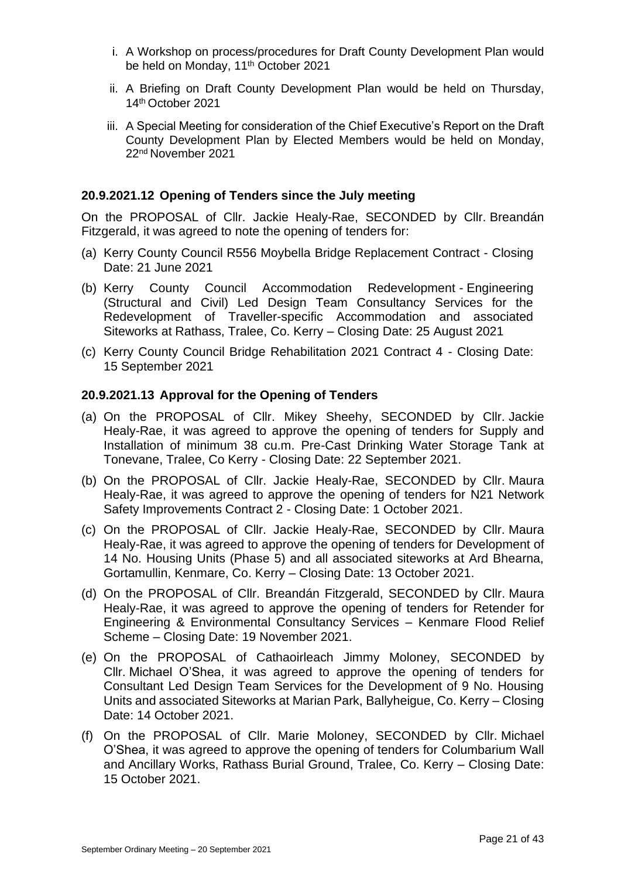i. A Workshop on process/procedures for Draft County Development Plan would be held on Monday, 11th October 2021

ii. A Briefing on Draft County Development Plan would be held on Thursday, 14th October 2021

iii. A Special Meeting for consideration of the Chief Executive's Report on the Draft County Development Plan by Elected Members would be held on Monday, 22nd November 2021

### 20.9.2021.12 Opening of Tenders since the July meeting

On the PROPOSAL of Cllr. Jackie Healy-Rae, SECONDED by Cllr. Breandán Fitzgerald, it was agreed to note the opening of tenders for:

(a) Kerry County Council R556 Moybella Bridge Replacement Contract - Closing Date: 21 June 2021

(b) Kerry County Council Accommodation Redevelopment - Engineering (Structural and Civil) Led Design Team Consultancy Services for the Redevelopment of Traveller-specific Accommodation and associated Siteworks at Rathass, Tralee, Co. Kerry – Closing Date: 25 August 2021

(c) Kerry County Council Bridge Rehabilitation 2021 Contract 4 - Closing Date: 15 September 2021

### 20.9.2021.13 Approval for the Opening of Tenders

(a) On the PROPOSAL of Cllr. Mikey Sheehy, SECONDED by Cllr. Jackie Healy-Rae, it was agreed to approve the opening of tenders for Supply and Installation of minimum 38 cu.m. Pre-Cast Drinking Water Storage Tank at Tonevane, Tralee, Co Kerry - Closing Date: 22 September 2021.

(b) On the PROPOSAL of Cllr. Jackie Healy-Rae, SECONDED by Cllr. Maura Healy-Rae, it was agreed to approve the opening of tenders for N21 Network Safety Improvements Contract 2 - Closing Date: 1 October 2021.

(c) On the PROPOSAL of Cllr. Jackie Healy-Rae, SECONDED by Cllr. Maura Healy-Rae, it was agreed to approve the opening of tenders for Development of 14 No. Housing Units (Phase 5) and all associated siteworks at Ard Bhearna, Gortamullin, Kenmare, Co. Kerry – Closing Date: 13 October 2021.

(d) On the PROPOSAL of Cllr. Breandán Fitzgerald, SECONDED by Cllr. Maura Healy-Rae, it was agreed to approve the opening of tenders for Retender for Engineering & Environmental Consultancy Services – Kenmare Flood Relief Scheme – Closing Date: 19 November 2021.

(e) On the PROPOSAL of Cathaoirleach Jimmy Moloney, SECONDED by Cllr. Michael O'Shea, it was agreed to approve the opening of tenders for Consultant Led Design Team Services for the Development of 9 No. Housing Units and associated Siteworks at Marian Park, Ballyheigue, Co. Kerry – Closing Date: 14 October 2021.

(f) On the PROPOSAL of Cllr. Marie Moloney, SECONDED by Cllr. Michael O'Shea, it was agreed to approve the opening of tenders for Columbarium Wall and Ancillary Works, Rathass Burial Ground, Tralee, Co. Kerry – Closing Date: 15 October 2021.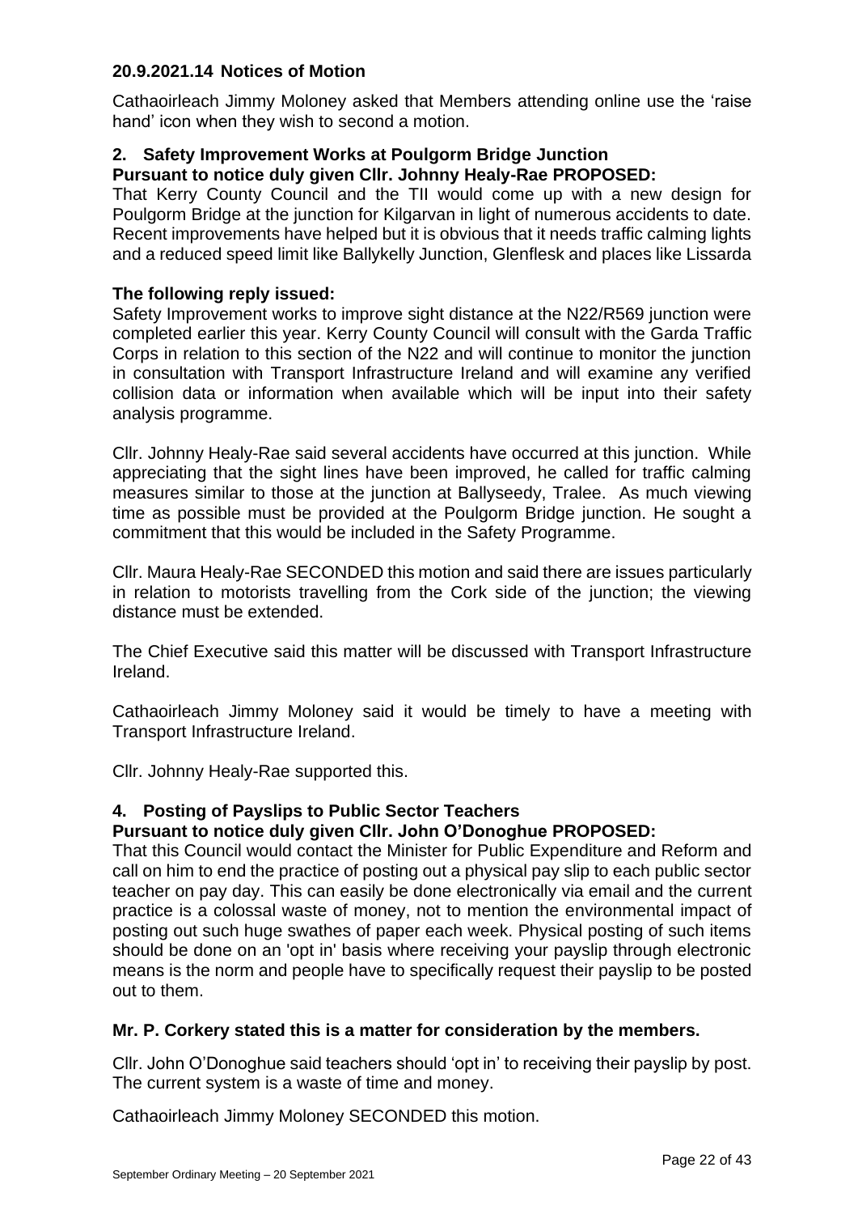## 20.9.2021.14 Notices of Motion

Cathaoirleach Jimmy Moloney asked that Members attending online use the 'raise hand' icon when they wish to second a motion.

### 2. Safety Improvement Works at Poulgorm Bridge Junction

**Pursuant to notice duly given Cllr. Johnny Healy-Rae PROPOSED:**

That Kerry County Council and the TII would come up with a new design for Poulgorm Bridge at the junction for Kilgarvan in light of numerous accidents to date. Recent improvements have helped but it is obvious that it needs traffic calming lights and a reduced speed limit like Ballykelly Junction, Glenflesk and places like Lissarda

**The following reply issued:**

Safety Improvement works to improve sight distance at the N22/R569 junction were completed earlier this year. Kerry County Council will consult with the Garda Traffic Corps in relation to this section of the N22 and will continue to monitor the junction in consultation with Transport Infrastructure Ireland and will examine any verified collision data or information when available which will be input into their safety analysis programme.

Cllr. Johnny Healy-Rae said several accidents have occurred at this junction. While appreciating that the sight lines have been improved, he called for traffic calming measures similar to those at the junction at Ballyseedy, Tralee. As much viewing time as possible must be provided at the Poulgorm Bridge junction. He sought a commitment that this would be included in the Safety Programme.

Cllr. Maura Healy-Rae SECONDED this motion and said there are issues particularly in relation to motorists travelling from the Cork side of the junction; the viewing distance must be extended.

The Chief Executive said this matter will be discussed with Transport Infrastructure Ireland.

Cathaoirleach Jimmy Moloney said it would be timely to have a meeting with Transport Infrastructure Ireland.

Cllr. Johnny Healy-Rae supported this.

### 4. Posting of Payslips to Public Sector Teachers

**Pursuant to notice duly given Cllr. John O'Donoghue PROPOSED:**

That this Council would contact the Minister for Public Expenditure and Reform and call on him to end the practice of posting out a physical pay slip to each public sector teacher on pay day. This can easily be done electronically via email and the current practice is a colossal waste of money, not to mention the environmental impact of posting out such huge swathes of paper each week. Physical posting of such items should be done on an 'opt in' basis where receiving your payslip through electronic means is the norm and people have to specifically request their payslip to be posted out to them.

**Mr. P. Corkery stated this is a matter for consideration by the members.**

Cllr. John O'Donoghue said teachers should 'opt in' to receiving their payslip by post. The current system is a waste of time and money.

Cathaoirleach Jimmy Moloney SECONDED this motion.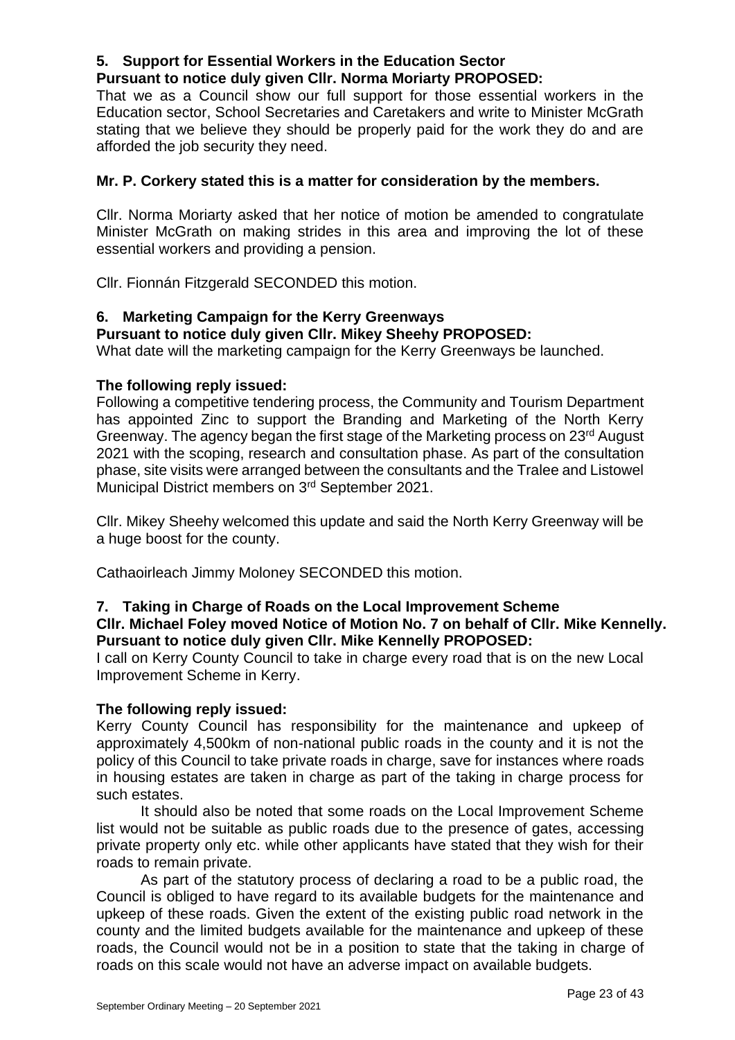## 5. Support for Essential Workers in the Education Sector

**Pursuant to notice duly given Cllr. Norma Moriarty PROPOSED:**

That we as a Council show our full support for those essential workers in the Education sector, School Secretaries and Caretakers and write to Minister McGrath stating that we believe they should be properly paid for the work they do and are afforded the job security they need.

**Mr. P. Corkery stated this is a matter for consideration by the members.**

Cllr. Norma Moriarty asked that her notice of motion be amended to congratulate Minister McGrath on making strides in this area and improving the lot of these essential workers and providing a pension.

Cllr. Fionnán Fitzgerald SECONDED this motion.

## 6. Marketing Campaign for the Kerry Greenways

**Pursuant to notice duly given Cllr. Mikey Sheehy PROPOSED:**

What date will the marketing campaign for the Kerry Greenways be launched.

**The following reply issued:**

Following a competitive tendering process, the Community and Tourism Department has appointed Zinc to support the Branding and Marketing of the North Kerry Greenway. The agency began the first stage of the Marketing process on 23rd August 2021 with the scoping, research and consultation phase. As part of the consultation phase, site visits were arranged between the consultants and the Tralee and Listowel Municipal District members on 3rd September 2021.

Cllr. Mikey Sheehy welcomed this update and said the North Kerry Greenway will be a huge boost for the county.

Cathaoirleach Jimmy Moloney SECONDED this motion.

## 7. Taking in Charge of Roads on the Local Improvement Scheme

**Cllr. Michael Foley moved Notice of Motion No. 7 on behalf of Cllr. Mike Kennelly.**

**Pursuant to notice duly given Cllr. Mike Kennelly PROPOSED:**

I call on Kerry County Council to take in charge every road that is on the new Local Improvement Scheme in Kerry.

**The following reply issued:**

Kerry County Council has responsibility for the maintenance and upkeep of approximately 4,500km of non-national public roads in the county and it is not the policy of this Council to take private roads in charge, save for instances where roads in housing estates are taken in charge as part of the taking in charge process for such estates.

It should also be noted that some roads on the Local Improvement Scheme list would not be suitable as public roads due to the presence of gates, accessing private property only etc. while other applicants have stated that they wish for their roads to remain private.

As part of the statutory process of declaring a road to be a public road, the Council is obliged to have regard to its available budgets for the maintenance and upkeep of these roads. Given the extent of the existing public road network in the county and the limited budgets available for the maintenance and upkeep of these roads, the Council would not be in a position to state that the taking in charge of roads on this scale would not have an adverse impact on available budgets.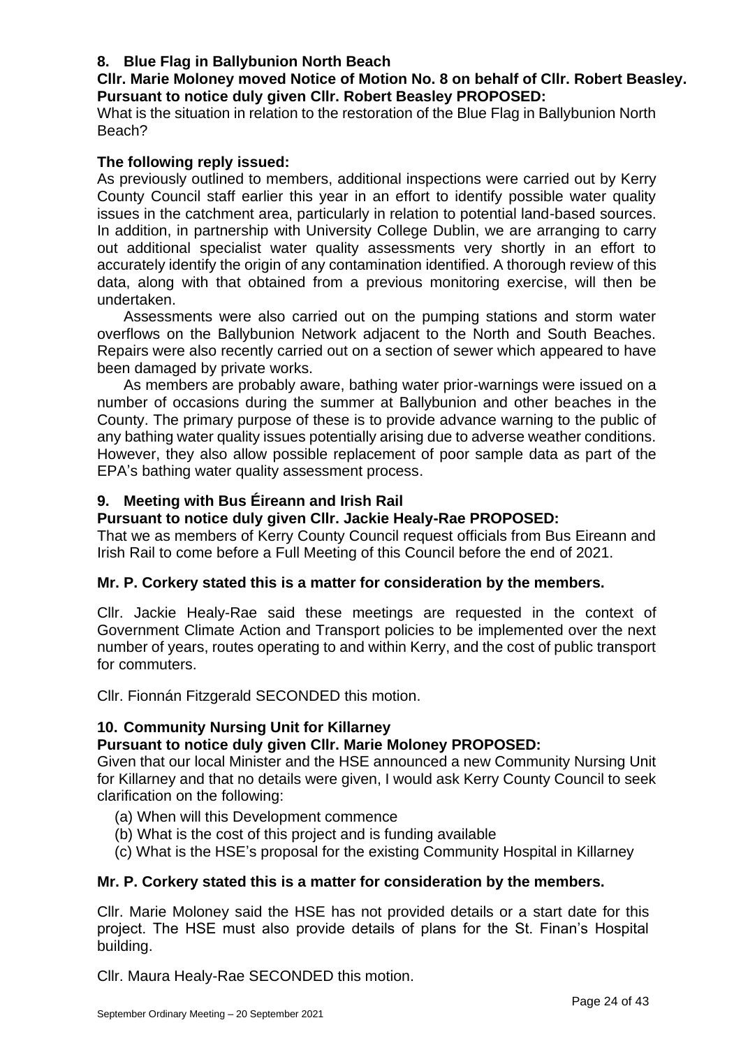## 8. Blue Flag in Ballybunion North Beach

**Cllr. Marie Moloney moved Notice of Motion No. 8 on behalf of Cllr. Robert Beasley. Pursuant to notice duly given Cllr. Robert Beasley PROPOSED:**

What is the situation in relation to the restoration of the Blue Flag in Ballybunion North Beach?

**The following reply issued:**

As previously outlined to members, additional inspections were carried out by Kerry County Council staff earlier this year in an effort to identify possible water quality issues in the catchment area, particularly in relation to potential land-based sources. In addition, in partnership with University College Dublin, we are arranging to carry out additional specialist water quality assessments very shortly in an effort to accurately identify the origin of any contamination identified. A thorough review of this data, along with that obtained from a previous monitoring exercise, will then be undertaken.

Assessments were also carried out on the pumping stations and storm water overflows on the Ballybunion Network adjacent to the North and South Beaches. Repairs were also recently carried out on a section of sewer which appeared to have been damaged by private works.

As members are probably aware, bathing water prior-warnings were issued on a number of occasions during the summer at Ballybunion and other beaches in the County. The primary purpose of these is to provide advance warning to the public of any bathing water quality issues potentially arising due to adverse weather conditions. However, they also allow possible replacement of poor sample data as part of the EPA's bathing water quality assessment process.

## 9. Meeting with Bus Éireann and Irish Rail

**Pursuant to notice duly given Cllr. Jackie Healy-Rae PROPOSED:**

That we as members of Kerry County Council request officials from Bus Eireann and Irish Rail to come before a Full Meeting of this Council before the end of 2021.

**Mr. P. Corkery stated this is a matter for consideration by the members.**

Cllr. Jackie Healy-Rae said these meetings are requested in the context of Government Climate Action and Transport policies to be implemented over the next number of years, routes operating to and within Kerry, and the cost of public transport for commuters.

Cllr. Fionnán Fitzgerald SECONDED this motion.

## 10. Community Nursing Unit for Killarney

**Pursuant to notice duly given Cllr. Marie Moloney PROPOSED:**

Given that our local Minister and the HSE announced a new Community Nursing Unit for Killarney and that no details were given, I would ask Kerry County Council to seek clarification on the following:

(a) When will this Development commence
(b) What is the cost of this project and is funding available
(c) What is the HSE's proposal for the existing Community Hospital in Killarney

**Mr. P. Corkery stated this is a matter for consideration by the members.**

Cllr. Marie Moloney said the HSE has not provided details or a start date for this project. The HSE must also provide details of plans for the St. Finan's Hospital building.

Cllr. Maura Healy-Rae SECONDED this motion.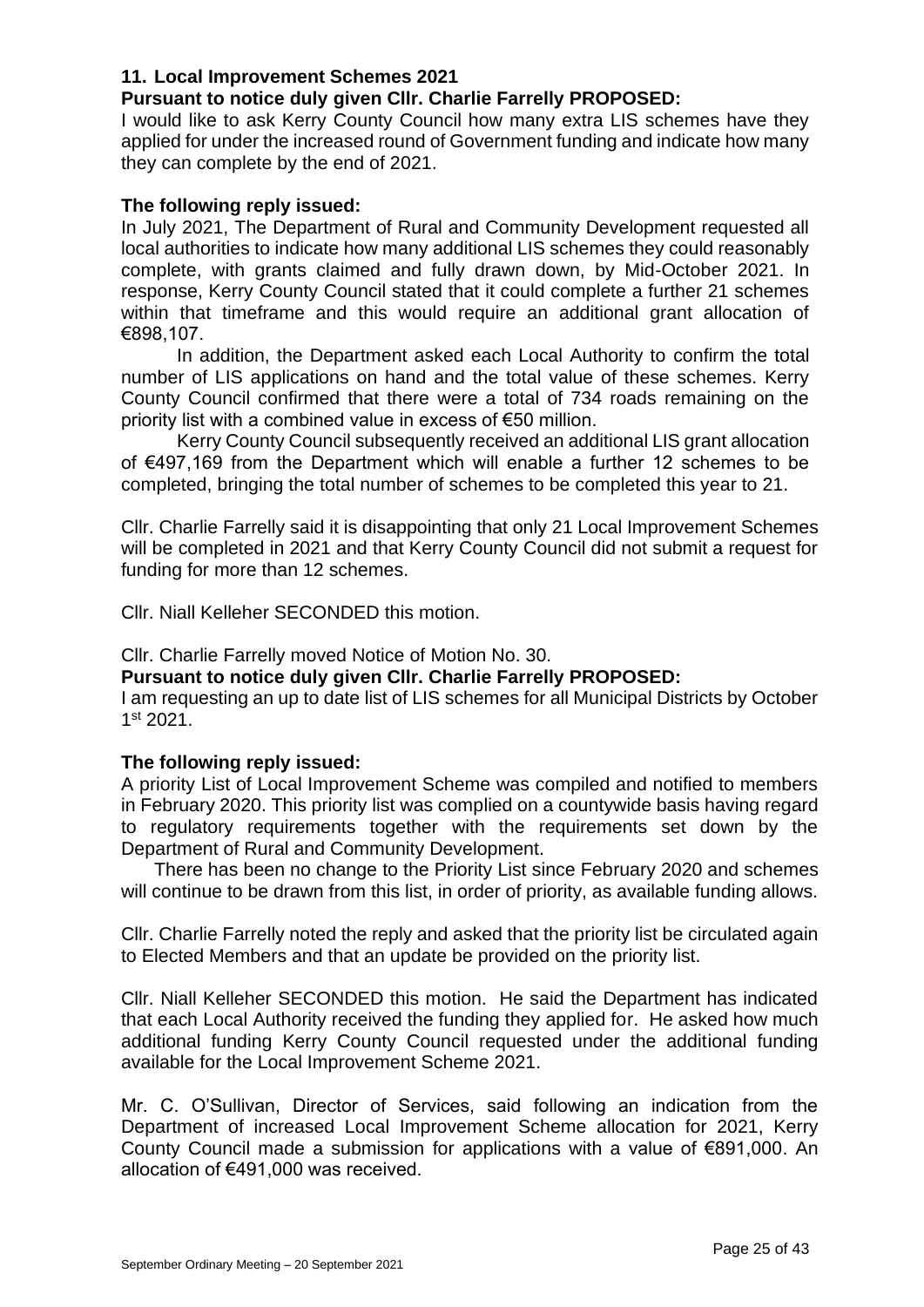### 11. Local Improvement Schemes 2021

**Pursuant to notice duly given Cllr. Charlie Farrelly PROPOSED:**

I would like to ask Kerry County Council how many extra LIS schemes have they applied for under the increased round of Government funding and indicate how many they can complete by the end of 2021.

**The following reply issued:**

In July 2021, The Department of Rural and Community Development requested all local authorities to indicate how many additional LIS schemes they could reasonably complete, with grants claimed and fully drawn down, by Mid-October 2021. In response, Kerry County Council stated that it could complete a further 21 schemes within that timeframe and this would require an additional grant allocation of €898,107.

In addition, the Department asked each Local Authority to confirm the total number of LIS applications on hand and the total value of these schemes. Kerry County Council confirmed that there were a total of 734 roads remaining on the priority list with a combined value in excess of €50 million.

Kerry County Council subsequently received an additional LIS grant allocation of €497,169 from the Department which will enable a further 12 schemes to be completed, bringing the total number of schemes to be completed this year to 21.

Cllr. Charlie Farrelly said it is disappointing that only 21 Local Improvement Schemes will be completed in 2021 and that Kerry County Council did not submit a request for funding for more than 12 schemes.

Cllr. Niall Kelleher SECONDED this motion.

Cllr. Charlie Farrelly moved Notice of Motion No. 30.

**Pursuant to notice duly given Cllr. Charlie Farrelly PROPOSED:**

I am requesting an up to date list of LIS schemes for all Municipal Districts by October 1st 2021.

**The following reply issued:**

A priority List of Local Improvement Scheme was compiled and notified to members in February 2020. This priority list was complied on a countywide basis having regard to regulatory requirements together with the requirements set down by the Department of Rural and Community Development.

There has been no change to the Priority List since February 2020 and schemes will continue to be drawn from this list, in order of priority, as available funding allows.

Cllr. Charlie Farrelly noted the reply and asked that the priority list be circulated again to Elected Members and that an update be provided on the priority list.

Cllr. Niall Kelleher SECONDED this motion. He said the Department has indicated that each Local Authority received the funding they applied for. He asked how much additional funding Kerry County Council requested under the additional funding available for the Local Improvement Scheme 2021.

Mr. C. O'Sullivan, Director of Services, said following an indication from the Department of increased Local Improvement Scheme allocation for 2021, Kerry County Council made a submission for applications with a value of €891,000. An allocation of €491,000 was received.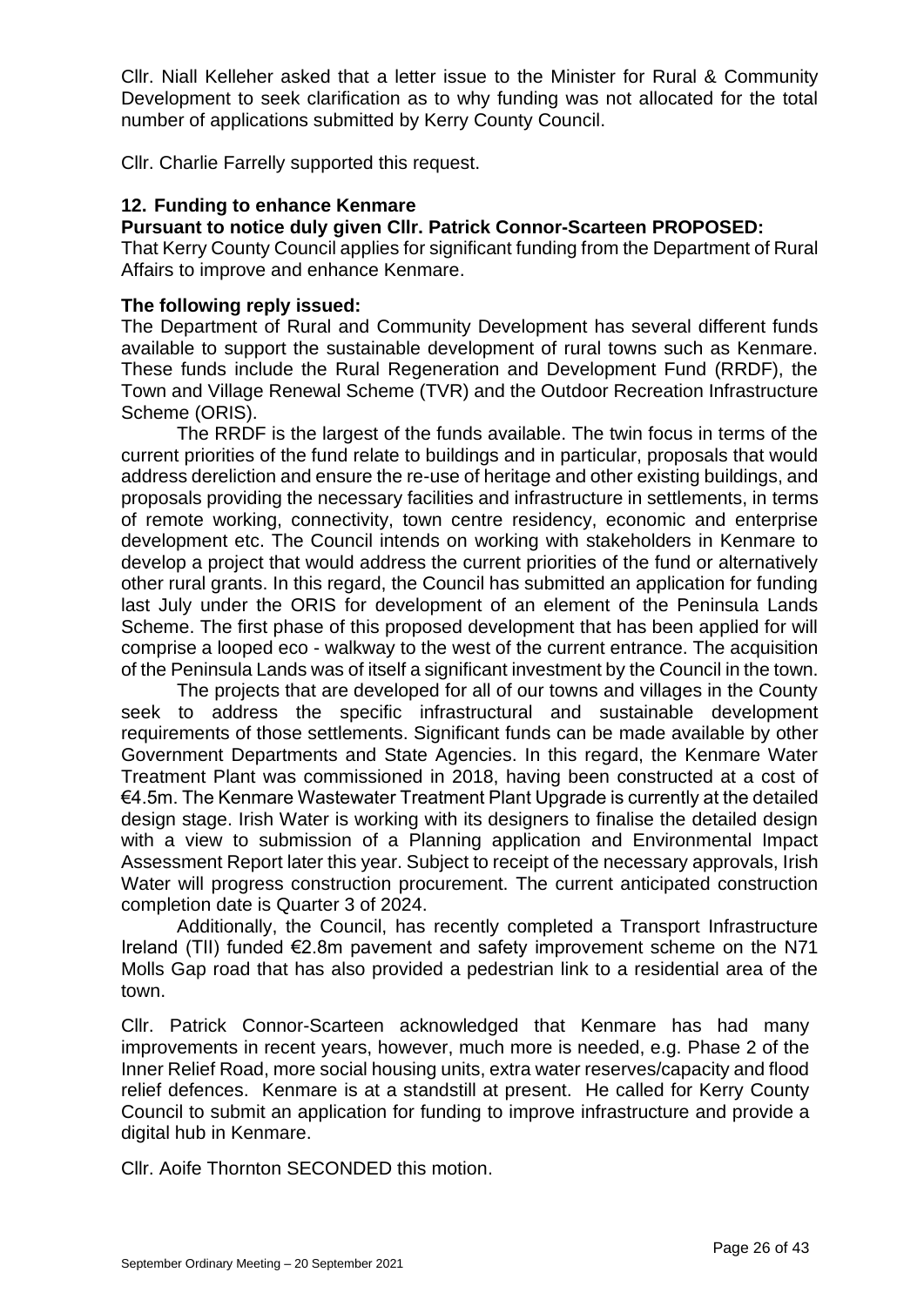Cllr. Niall Kelleher asked that a letter issue to the Minister for Rural & Community Development to seek clarification as to why funding was not allocated for the total number of applications submitted by Kerry County Council.

Cllr. Charlie Farrelly supported this request.

### 12. Funding to enhance Kenmare

**Pursuant to notice duly given Cllr. Patrick Connor-Scarteen PROPOSED:**

That Kerry County Council applies for significant funding from the Department of Rural Affairs to improve and enhance Kenmare.

**The following reply issued:**

The Department of Rural and Community Development has several different funds available to support the sustainable development of rural towns such as Kenmare. These funds include the Rural Regeneration and Development Fund (RRDF), the Town and Village Renewal Scheme (TVR) and the Outdoor Recreation Infrastructure Scheme (ORIS).

The RRDF is the largest of the funds available. The twin focus in terms of the current priorities of the fund relate to buildings and in particular, proposals that would address dereliction and ensure the re-use of heritage and other existing buildings, and proposals providing the necessary facilities and infrastructure in settlements, in terms of remote working, connectivity, town centre residency, economic and enterprise development etc. The Council intends on working with stakeholders in Kenmare to develop a project that would address the current priorities of the fund or alternatively other rural grants. In this regard, the Council has submitted an application for funding last July under the ORIS for development of an element of the Peninsula Lands Scheme. The first phase of this proposed development that has been applied for will comprise a looped eco - walkway to the west of the current entrance. The acquisition of the Peninsula Lands was of itself a significant investment by the Council in the town.

The projects that are developed for all of our towns and villages in the County seek to address the specific infrastructural and sustainable development requirements of those settlements. Significant funds can be made available by other Government Departments and State Agencies. In this regard, the Kenmare Water Treatment Plant was commissioned in 2018, having been constructed at a cost of €4.5m. The Kenmare Wastewater Treatment Plant Upgrade is currently at the detailed design stage. Irish Water is working with its designers to finalise the detailed design with a view to submission of a Planning application and Environmental Impact Assessment Report later this year. Subject to receipt of the necessary approvals, Irish Water will progress construction procurement. The current anticipated construction completion date is Quarter 3 of 2024.

Additionally, the Council, has recently completed a Transport Infrastructure Ireland (TII) funded €2.8m pavement and safety improvement scheme on the N71 Molls Gap road that has also provided a pedestrian link to a residential area of the town.

Cllr. Patrick Connor-Scarteen acknowledged that Kenmare has had many improvements in recent years, however, much more is needed, e.g. Phase 2 of the Inner Relief Road, more social housing units, extra water reserves/capacity and flood relief defences. Kenmare is at a standstill at present. He called for Kerry County Council to submit an application for funding to improve infrastructure and provide a digital hub in Kenmare.

Cllr. Aoife Thornton SECONDED this motion.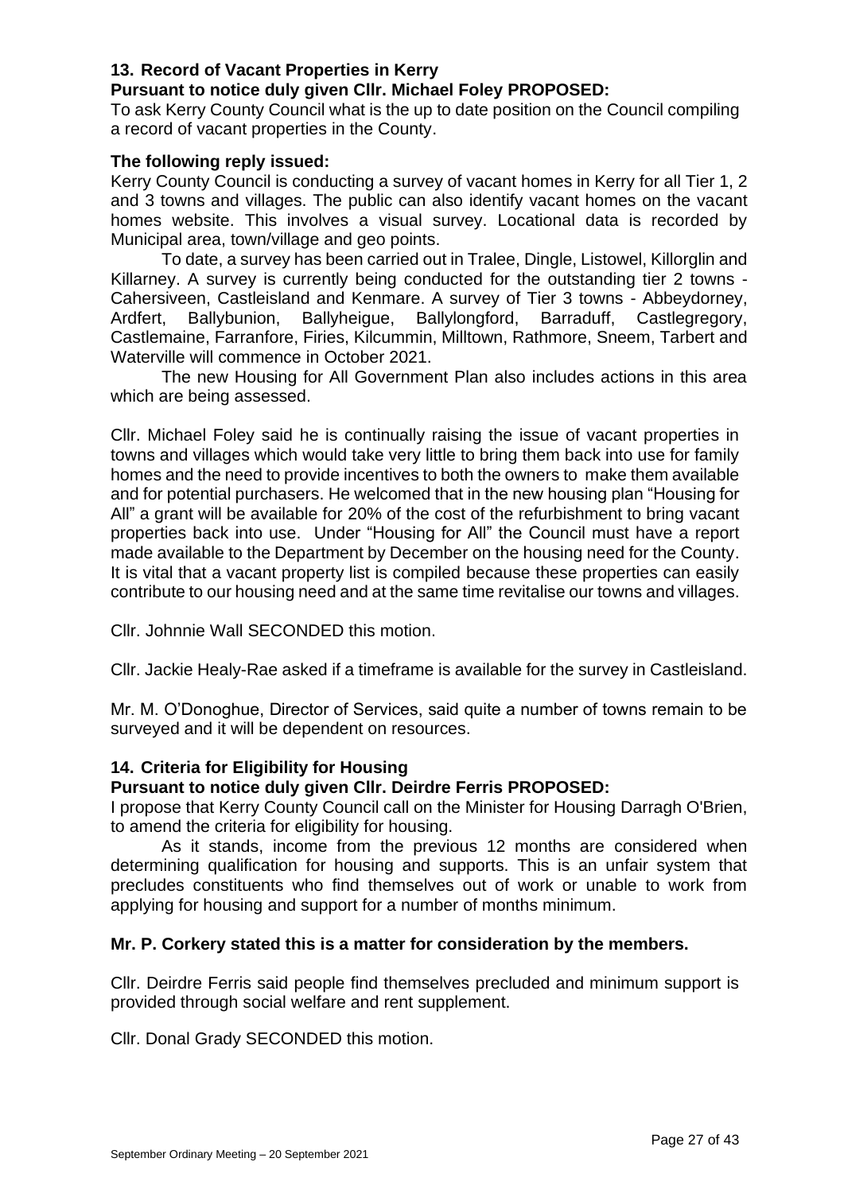### 13. Record of Vacant Properties in Kerry

**Pursuant to notice duly given Cllr. Michael Foley PROPOSED:**

To ask Kerry County Council what is the up to date position on the Council compiling a record of vacant properties in the County.

**The following reply issued:**

Kerry County Council is conducting a survey of vacant homes in Kerry for all Tier 1, 2 and 3 towns and villages. The public can also identify vacant homes on the vacant homes website. This involves a visual survey. Locational data is recorded by Municipal area, town/village and geo points.

To date, a survey has been carried out in Tralee, Dingle, Listowel, Killorglin and Killarney. A survey is currently being conducted for the outstanding tier 2 towns - Cahersiveen, Castleisland and Kenmare. A survey of Tier 3 towns - Abbeydorney, Ardfert, Ballybunion, Ballyheigue, Ballylongford, Barraduff, Castlegregory, Castlemaine, Farranfore, Firies, Kilcummin, Milltown, Rathmore, Sneem, Tarbert and Waterville will commence in October 2021.

The new Housing for All Government Plan also includes actions in this area which are being assessed.

Cllr. Michael Foley said he is continually raising the issue of vacant properties in towns and villages which would take very little to bring them back into use for family homes and the need to provide incentives to both the owners to make them available and for potential purchasers. He welcomed that in the new housing plan "Housing for All" a grant will be available for 20% of the cost of the refurbishment to bring vacant properties back into use. Under "Housing for All" the Council must have a report made available to the Department by December on the housing need for the County. It is vital that a vacant property list is compiled because these properties can easily contribute to our housing need and at the same time revitalise our towns and villages.

Cllr. Johnnie Wall SECONDED this motion.

Cllr. Jackie Healy-Rae asked if a timeframe is available for the survey in Castleisland.

Mr. M. O'Donoghue, Director of Services, said quite a number of towns remain to be surveyed and it will be dependent on resources.

### 14. Criteria for Eligibility for Housing

**Pursuant to notice duly given Cllr. Deirdre Ferris PROPOSED:**

I propose that Kerry County Council call on the Minister for Housing Darragh O'Brien, to amend the criteria for eligibility for housing.

As it stands, income from the previous 12 months are considered when determining qualification for housing and supports. This is an unfair system that precludes constituents who find themselves out of work or unable to work from applying for housing and support for a number of months minimum.

**Mr. P. Corkery stated this is a matter for consideration by the members.**

Cllr. Deirdre Ferris said people find themselves precluded and minimum support is provided through social welfare and rent supplement.

Cllr. Donal Grady SECONDED this motion.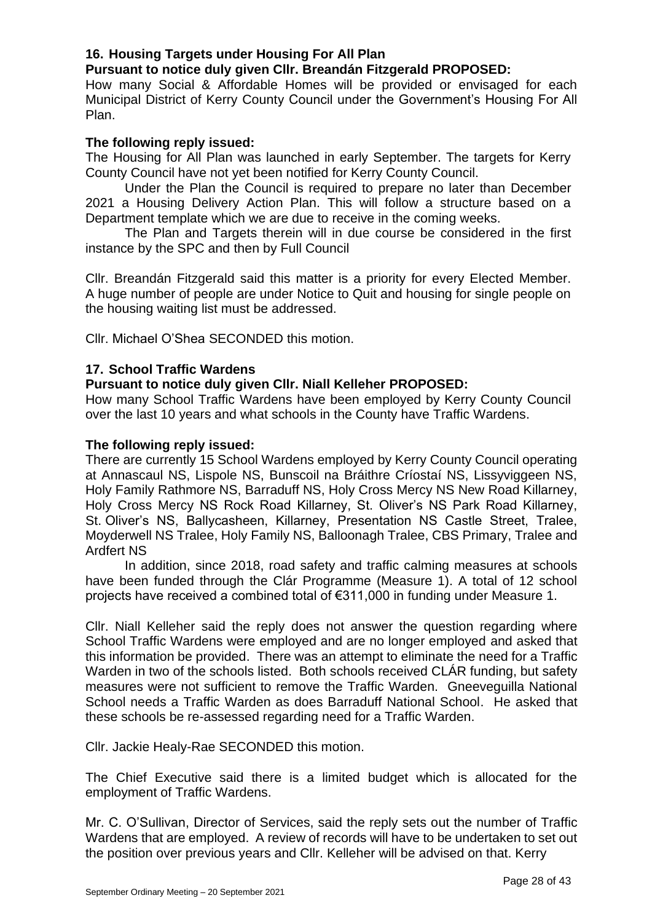### 16. Housing Targets under Housing For All Plan

**Pursuant to notice duly given Cllr. Breandán Fitzgerald PROPOSED:**

How many Social & Affordable Homes will be provided or envisaged for each Municipal District of Kerry County Council under the Government's Housing For All Plan.

**The following reply issued:**

The Housing for All Plan was launched in early September. The targets for Kerry County Council have not yet been notified for Kerry County Council.

Under the Plan the Council is required to prepare no later than December 2021 a Housing Delivery Action Plan. This will follow a structure based on a Department template which we are due to receive in the coming weeks.

The Plan and Targets therein will in due course be considered in the first instance by the SPC and then by Full Council

Cllr. Breandán Fitzgerald said this matter is a priority for every Elected Member. A huge number of people are under Notice to Quit and housing for single people on the housing waiting list must be addressed.

Cllr. Michael O'Shea SECONDED this motion.

### 17. School Traffic Wardens

**Pursuant to notice duly given Cllr. Niall Kelleher PROPOSED:**

How many School Traffic Wardens have been employed by Kerry County Council over the last 10 years and what schools in the County have Traffic Wardens.

**The following reply issued:**

There are currently 15 School Wardens employed by Kerry County Council operating at Annascaul NS, Lispole NS, Bunscoil na Bráithre Críostaí NS, Lissyviggeen NS, Holy Family Rathmore NS, Barraduff NS, Holy Cross Mercy NS New Road Killarney, Holy Cross Mercy NS Rock Road Killarney, St. Oliver's NS Park Road Killarney, St. Oliver's NS, Ballycasheen, Killarney, Presentation NS Castle Street, Tralee, Moyderwell NS Tralee, Holy Family NS, Balloonagh Tralee, CBS Primary, Tralee and Ardfert NS

In addition, since 2018, road safety and traffic calming measures at schools have been funded through the Clár Programme (Measure 1). A total of 12 school projects have received a combined total of €311,000 in funding under Measure 1.

Cllr. Niall Kelleher said the reply does not answer the question regarding where School Traffic Wardens were employed and are no longer employed and asked that this information be provided. There was an attempt to eliminate the need for a Traffic Warden in two of the schools listed. Both schools received CLÁR funding, but safety measures were not sufficient to remove the Traffic Warden. Gneeveguilla National School needs a Traffic Warden as does Barraduff National School. He asked that these schools be re-assessed regarding need for a Traffic Warden.

Cllr. Jackie Healy-Rae SECONDED this motion.

The Chief Executive said there is a limited budget which is allocated for the employment of Traffic Wardens.

Mr. C. O'Sullivan, Director of Services, said the reply sets out the number of Traffic Wardens that are employed. A review of records will have to be undertaken to set out the position over previous years and Cllr. Kelleher will be advised on that. Kerry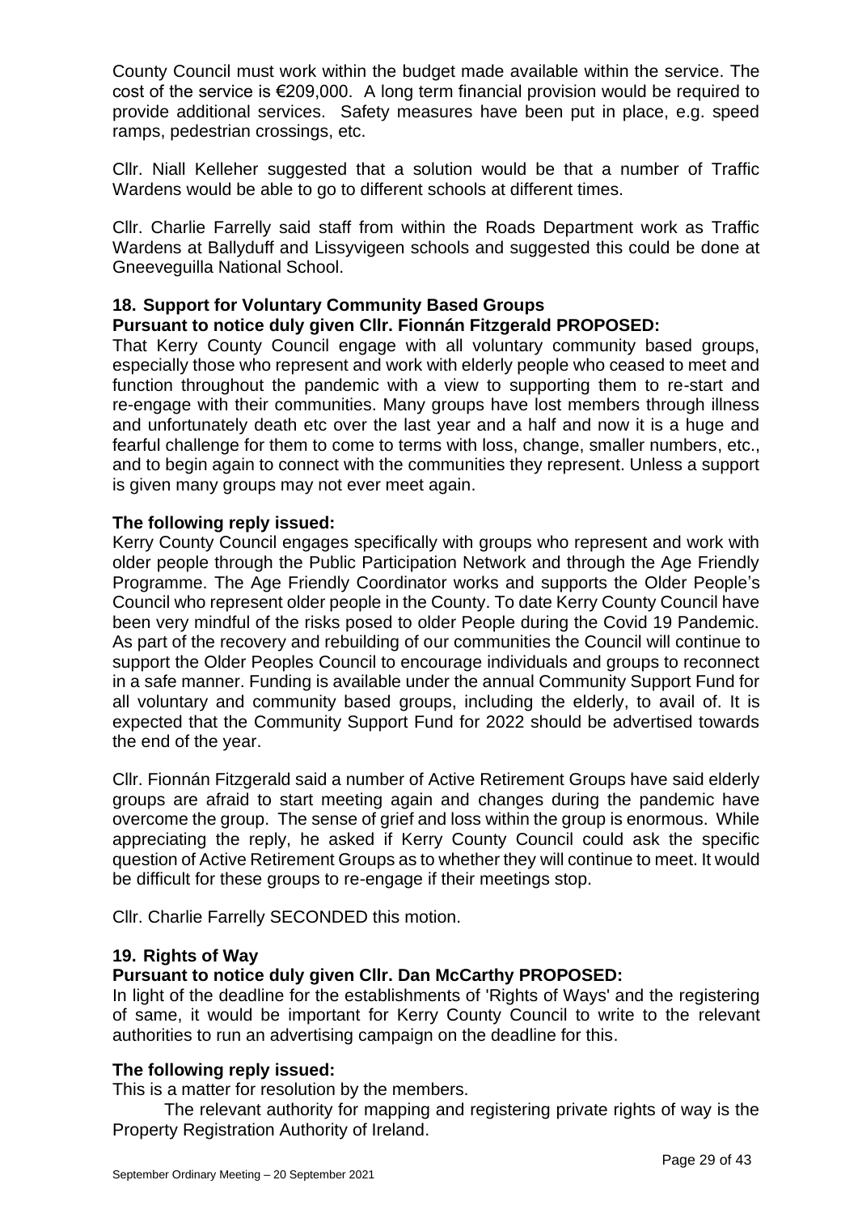County Council must work within the budget made available within the service. The cost of the service is €209,000. A long term financial provision would be required to provide additional services. Safety measures have been put in place, e.g. speed ramps, pedestrian crossings, etc.

Cllr. Niall Kelleher suggested that a solution would be that a number of Traffic Wardens would be able to go to different schools at different times.

Cllr. Charlie Farrelly said staff from within the Roads Department work as Traffic Wardens at Ballyduff and Lissyvigeen schools and suggested this could be done at Gneeveguilla National School.

### 18. Support for Voluntary Community Based Groups

**Pursuant to notice duly given Cllr. Fionnán Fitzgerald PROPOSED:**

That Kerry County Council engage with all voluntary community based groups, especially those who represent and work with elderly people who ceased to meet and function throughout the pandemic with a view to supporting them to re-start and re-engage with their communities. Many groups have lost members through illness and unfortunately death etc over the last year and a half and now it is a huge and fearful challenge for them to come to terms with loss, change, smaller numbers, etc., and to begin again to connect with the communities they represent. Unless a support is given many groups may not ever meet again.

**The following reply issued:**

Kerry County Council engages specifically with groups who represent and work with older people through the Public Participation Network and through the Age Friendly Programme. The Age Friendly Coordinator works and supports the Older People's Council who represent older people in the County. To date Kerry County Council have been very mindful of the risks posed to older People during the Covid 19 Pandemic. As part of the recovery and rebuilding of our communities the Council will continue to support the Older Peoples Council to encourage individuals and groups to reconnect in a safe manner. Funding is available under the annual Community Support Fund for all voluntary and community based groups, including the elderly, to avail of. It is expected that the Community Support Fund for 2022 should be advertised towards the end of the year.

Cllr. Fionnán Fitzgerald said a number of Active Retirement Groups have said elderly groups are afraid to start meeting again and changes during the pandemic have overcome the group. The sense of grief and loss within the group is enormous. While appreciating the reply, he asked if Kerry County Council could ask the specific question of Active Retirement Groups as to whether they will continue to meet. It would be difficult for these groups to re-engage if their meetings stop.

Cllr. Charlie Farrelly SECONDED this motion.

### 19. Rights of Way

**Pursuant to notice duly given Cllr. Dan McCarthy PROPOSED:**

In light of the deadline for the establishments of 'Rights of Ways' and the registering of same, it would be important for Kerry County Council to write to the relevant authorities to run an advertising campaign on the deadline for this.

**The following reply issued:**

This is a matter for resolution by the members.

The relevant authority for mapping and registering private rights of way is the Property Registration Authority of Ireland.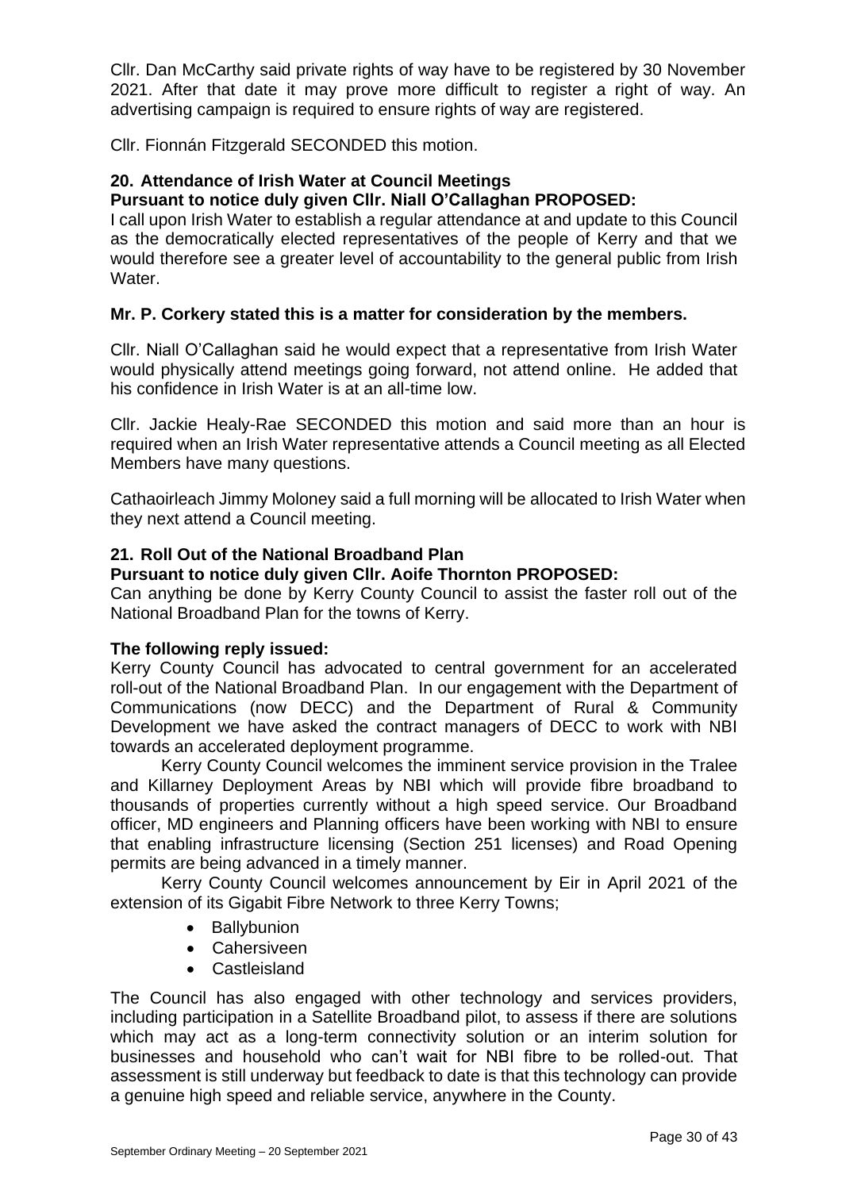Cllr. Dan McCarthy said private rights of way have to be registered by 30 November 2021. After that date it may prove more difficult to register a right of way. An advertising campaign is required to ensure rights of way are registered.

Cllr. Fionnán Fitzgerald SECONDED this motion.

## 20. Attendance of Irish Water at Council Meetings

**Pursuant to notice duly given Cllr. Niall O'Callaghan PROPOSED:**

I call upon Irish Water to establish a regular attendance at and update to this Council as the democratically elected representatives of the people of Kerry and that we would therefore see a greater level of accountability to the general public from Irish Water.

**Mr. P. Corkery stated this is a matter for consideration by the members.**

Cllr. Niall O'Callaghan said he would expect that a representative from Irish Water would physically attend meetings going forward, not attend online. He added that his confidence in Irish Water is at an all-time low.

Cllr. Jackie Healy-Rae SECONDED this motion and said more than an hour is required when an Irish Water representative attends a Council meeting as all Elected Members have many questions.

Cathaoirleach Jimmy Moloney said a full morning will be allocated to Irish Water when they next attend a Council meeting.

## 21. Roll Out of the National Broadband Plan

**Pursuant to notice duly given Cllr. Aoife Thornton PROPOSED:**

Can anything be done by Kerry County Council to assist the faster roll out of the National Broadband Plan for the towns of Kerry.

**The following reply issued:**

Kerry County Council has advocated to central government for an accelerated roll-out of the National Broadband Plan. In our engagement with the Department of Communications (now DECC) and the Department of Rural & Community Development we have asked the contract managers of DECC to work with NBI towards an accelerated deployment programme.

Kerry County Council welcomes the imminent service provision in the Tralee and Killarney Deployment Areas by NBI which will provide fibre broadband to thousands of properties currently without a high speed service. Our Broadband officer, MD engineers and Planning officers have been working with NBI to ensure that enabling infrastructure licensing (Section 251 licenses) and Road Opening permits are being advanced in a timely manner.

Kerry County Council welcomes announcement by Eir in April 2021 of the extension of its Gigabit Fibre Network to three Kerry Towns;

- Ballybunion
- Cahersiveen
- Castleisland

The Council has also engaged with other technology and services providers, including participation in a Satellite Broadband pilot, to assess if there are solutions which may act as a long-term connectivity solution or an interim solution for businesses and household who can't wait for NBI fibre to be rolled-out. That assessment is still underway but feedback to date is that this technology can provide a genuine high speed and reliable service, anywhere in the County.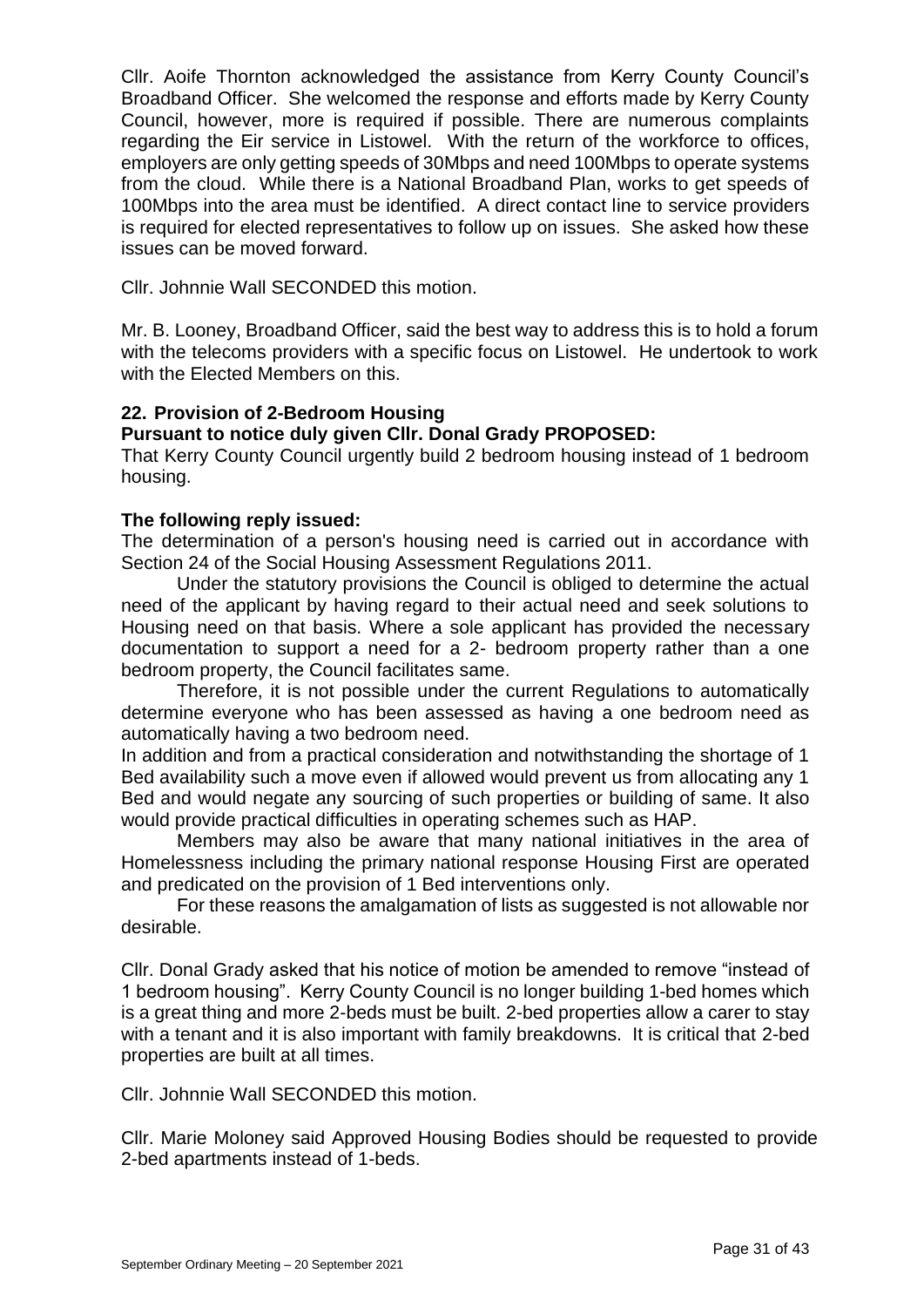Cllr. Aoife Thornton acknowledged the assistance from Kerry County Council's Broadband Officer. She welcomed the response and efforts made by Kerry County Council, however, more is required if possible. There are numerous complaints regarding the Eir service in Listowel. With the return of the workforce to offices, employers are only getting speeds of 30Mbps and need 100Mbps to operate systems from the cloud. While there is a National Broadband Plan, works to get speeds of 100Mbps into the area must be identified. A direct contact line to service providers is required for elected representatives to follow up on issues. She asked how these issues can be moved forward.

Cllr. Johnnie Wall SECONDED this motion.

Mr. B. Looney, Broadband Officer, said the best way to address this is to hold a forum with the telecoms providers with a specific focus on Listowel. He undertook to work with the Elected Members on this.

### 22. Provision of 2-Bedroom Housing

**Pursuant to notice duly given Cllr. Donal Grady PROPOSED:**

That Kerry County Council urgently build 2 bedroom housing instead of 1 bedroom housing.

**The following reply issued:**

The determination of a person's housing need is carried out in accordance with Section 24 of the Social Housing Assessment Regulations 2011.

Under the statutory provisions the Council is obliged to determine the actual need of the applicant by having regard to their actual need and seek solutions to Housing need on that basis. Where a sole applicant has provided the necessary documentation to support a need for a 2- bedroom property rather than a one bedroom property, the Council facilitates same.

Therefore, it is not possible under the current Regulations to automatically determine everyone who has been assessed as having a one bedroom need as automatically having a two bedroom need.

In addition and from a practical consideration and notwithstanding the shortage of 1 Bed availability such a move even if allowed would prevent us from allocating any 1 Bed and would negate any sourcing of such properties or building of same. It also would provide practical difficulties in operating schemes such as HAP.

Members may also be aware that many national initiatives in the area of Homelessness including the primary national response Housing First are operated and predicated on the provision of 1 Bed interventions only.

For these reasons the amalgamation of lists as suggested is not allowable nor desirable.

Cllr. Donal Grady asked that his notice of motion be amended to remove "instead of 1 bedroom housing". Kerry County Council is no longer building 1-bed homes which is a great thing and more 2-beds must be built. 2-bed properties allow a carer to stay with a tenant and it is also important with family breakdowns. It is critical that 2-bed properties are built at all times.

Cllr. Johnnie Wall SECONDED this motion.

Cllr. Marie Moloney said Approved Housing Bodies should be requested to provide 2-bed apartments instead of 1-beds.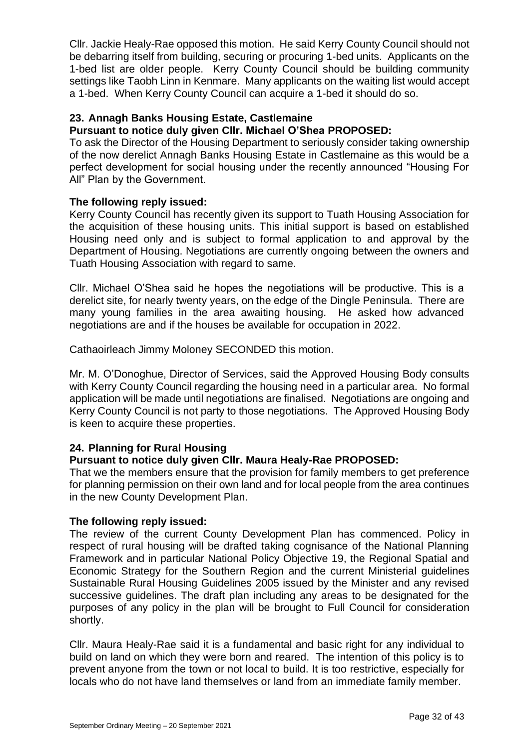Cllr. Jackie Healy-Rae opposed this motion. He said Kerry County Council should not be debarring itself from building, securing or procuring 1-bed units. Applicants on the 1-bed list are older people. Kerry County Council should be building community settings like Taobh Linn in Kenmare. Many applicants on the waiting list would accept a 1-bed. When Kerry County Council can acquire a 1-bed it should do so.

### 23. Annagh Banks Housing Estate, Castlemaine

**Pursuant to notice duly given Cllr. Michael O'Shea PROPOSED:**

To ask the Director of the Housing Department to seriously consider taking ownership of the now derelict Annagh Banks Housing Estate in Castlemaine as this would be a perfect development for social housing under the recently announced "Housing For All" Plan by the Government.

**The following reply issued:**

Kerry County Council has recently given its support to Tuath Housing Association for the acquisition of these housing units. This initial support is based on established Housing need only and is subject to formal application to and approval by the Department of Housing. Negotiations are currently ongoing between the owners and Tuath Housing Association with regard to same.

Cllr. Michael O'Shea said he hopes the negotiations will be productive. This is a derelict site, for nearly twenty years, on the edge of the Dingle Peninsula. There are many young families in the area awaiting housing. He asked how advanced negotiations are and if the houses be available for occupation in 2022.

Cathaoirleach Jimmy Moloney SECONDED this motion.

Mr. M. O'Donoghue, Director of Services, said the Approved Housing Body consults with Kerry County Council regarding the housing need in a particular area. No formal application will be made until negotiations are finalised. Negotiations are ongoing and Kerry County Council is not party to those negotiations. The Approved Housing Body is keen to acquire these properties.

### 24. Planning for Rural Housing

**Pursuant to notice duly given Cllr. Maura Healy-Rae PROPOSED:**

That we the members ensure that the provision for family members to get preference for planning permission on their own land and for local people from the area continues in the new County Development Plan.

**The following reply issued:**

The review of the current County Development Plan has commenced. Policy in respect of rural housing will be drafted taking cognisance of the National Planning Framework and in particular National Policy Objective 19, the Regional Spatial and Economic Strategy for the Southern Region and the current Ministerial guidelines Sustainable Rural Housing Guidelines 2005 issued by the Minister and any revised successive guidelines. The draft plan including any areas to be designated for the purposes of any policy in the plan will be brought to Full Council for consideration shortly.

Cllr. Maura Healy-Rae said it is a fundamental and basic right for any individual to build on land on which they were born and reared. The intention of this policy is to prevent anyone from the town or not local to build. It is too restrictive, especially for locals who do not have land themselves or land from an immediate family member.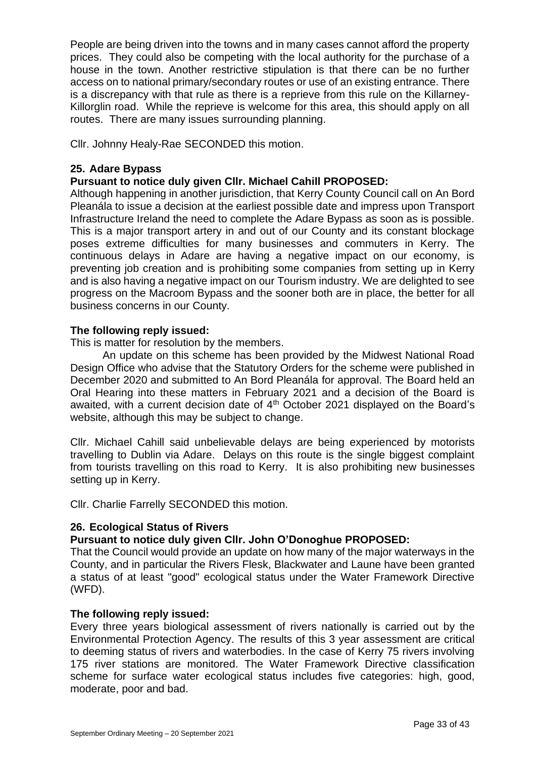People are being driven into the towns and in many cases cannot afford the property prices. They could also be competing with the local authority for the purchase of a house in the town. Another restrictive stipulation is that there can be no further access on to national primary/secondary routes or use of an existing entrance. There is a discrepancy with that rule as there is a reprieve from this rule on the Killarney-Killorglin road. While the reprieve is welcome for this area, this should apply on all routes. There are many issues surrounding planning.

Cllr. Johnny Healy-Rae SECONDED this motion.

### 25. Adare Bypass

**Pursuant to notice duly given Cllr. Michael Cahill PROPOSED:**

Although happening in another jurisdiction, that Kerry County Council call on An Bord Pleanála to issue a decision at the earliest possible date and impress upon Transport Infrastructure Ireland the need to complete the Adare Bypass as soon as is possible. This is a major transport artery in and out of our County and its constant blockage poses extreme difficulties for many businesses and commuters in Kerry. The continuous delays in Adare are having a negative impact on our economy, is preventing job creation and is prohibiting some companies from setting up in Kerry and is also having a negative impact on our Tourism industry. We are delighted to see progress on the Macroom Bypass and the sooner both are in place, the better for all business concerns in our County.

**The following reply issued:**

This is matter for resolution by the members.

An update on this scheme has been provided by the Midwest National Road Design Office who advise that the Statutory Orders for the scheme were published in December 2020 and submitted to An Bord Pleanála for approval. The Board held an Oral Hearing into these matters in February 2021 and a decision of the Board is awaited, with a current decision date of 4th October 2021 displayed on the Board's website, although this may be subject to change.

Cllr. Michael Cahill said unbelievable delays are being experienced by motorists travelling to Dublin via Adare. Delays on this route is the single biggest complaint from tourists travelling on this road to Kerry. It is also prohibiting new businesses setting up in Kerry.

Cllr. Charlie Farrelly SECONDED this motion.

### 26. Ecological Status of Rivers

**Pursuant to notice duly given Cllr. John O'Donoghue PROPOSED:**

That the Council would provide an update on how many of the major waterways in the County, and in particular the Rivers Flesk, Blackwater and Laune have been granted a status of at least "good" ecological status under the Water Framework Directive (WFD).

**The following reply issued:**

Every three years biological assessment of rivers nationally is carried out by the Environmental Protection Agency. The results of this 3 year assessment are critical to deeming status of rivers and waterbodies. In the case of Kerry 75 rivers involving 175 river stations are monitored. The Water Framework Directive classification scheme for surface water ecological status includes five categories: high, good, moderate, poor and bad.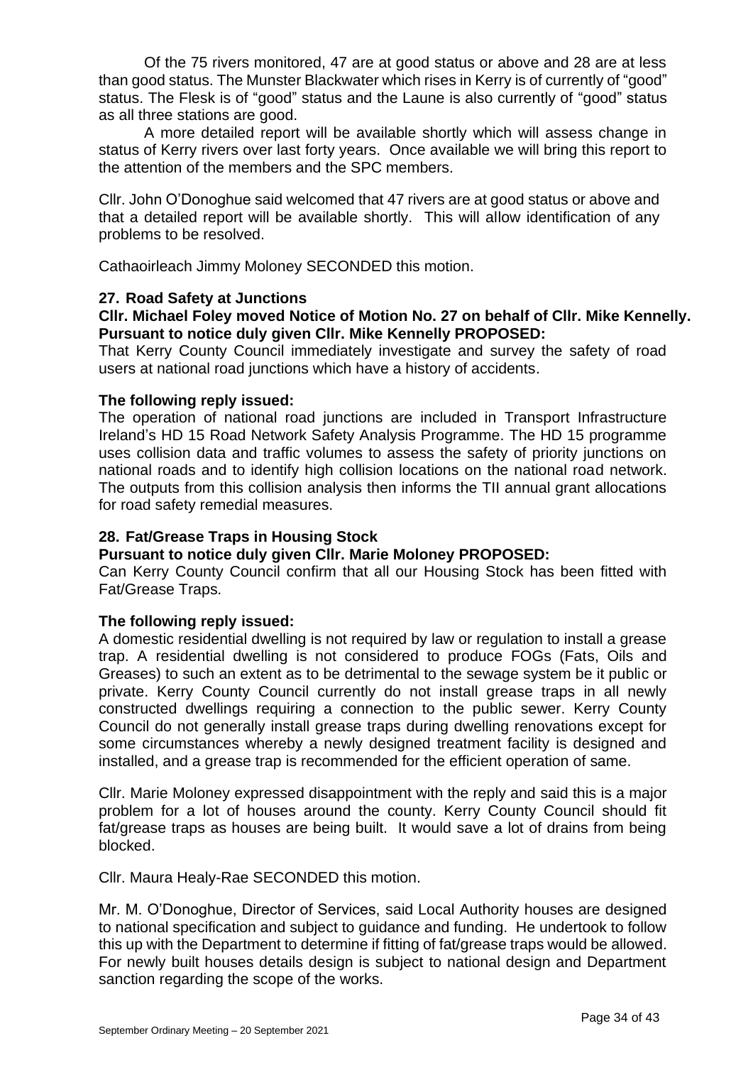Of the 75 rivers monitored, 47 are at good status or above and 28 are at less than good status. The Munster Blackwater which rises in Kerry is of currently of "good" status. The Flesk is of "good" status and the Laune is also currently of "good" status as all three stations are good.

A more detailed report will be available shortly which will assess change in status of Kerry rivers over last forty years. Once available we will bring this report to the attention of the members and the SPC members.

Cllr. John O'Donoghue said welcomed that 47 rivers are at good status or above and that a detailed report will be available shortly. This will allow identification of any problems to be resolved.

Cathaoirleach Jimmy Moloney SECONDED this motion.

### 27. Road Safety at Junctions

**Cllr. Michael Foley moved Notice of Motion No. 27 on behalf of Cllr. Mike Kennelly. Pursuant to notice duly given Cllr. Mike Kennelly PROPOSED:**

That Kerry County Council immediately investigate and survey the safety of road users at national road junctions which have a history of accidents.

**The following reply issued:**

The operation of national road junctions are included in Transport Infrastructure Ireland's HD 15 Road Network Safety Analysis Programme. The HD 15 programme uses collision data and traffic volumes to assess the safety of priority junctions on national roads and to identify high collision locations on the national road network. The outputs from this collision analysis then informs the TII annual grant allocations for road safety remedial measures.

### 28. Fat/Grease Traps in Housing Stock

**Pursuant to notice duly given Cllr. Marie Moloney PROPOSED:**

Can Kerry County Council confirm that all our Housing Stock has been fitted with Fat/Grease Traps.

**The following reply issued:**

A domestic residential dwelling is not required by law or regulation to install a grease trap. A residential dwelling is not considered to produce FOGs (Fats, Oils and Greases) to such an extent as to be detrimental to the sewage system be it public or private. Kerry County Council currently do not install grease traps in all newly constructed dwellings requiring a connection to the public sewer. Kerry County Council do not generally install grease traps during dwelling renovations except for some circumstances whereby a newly designed treatment facility is designed and installed, and a grease trap is recommended for the efficient operation of same.

Cllr. Marie Moloney expressed disappointment with the reply and said this is a major problem for a lot of houses around the county. Kerry County Council should fit fat/grease traps as houses are being built. It would save a lot of drains from being blocked.

Cllr. Maura Healy-Rae SECONDED this motion.

Mr. M. O'Donoghue, Director of Services, said Local Authority houses are designed to national specification and subject to guidance and funding. He undertook to follow this up with the Department to determine if fitting of fat/grease traps would be allowed. For newly built houses details design is subject to national design and Department sanction regarding the scope of the works.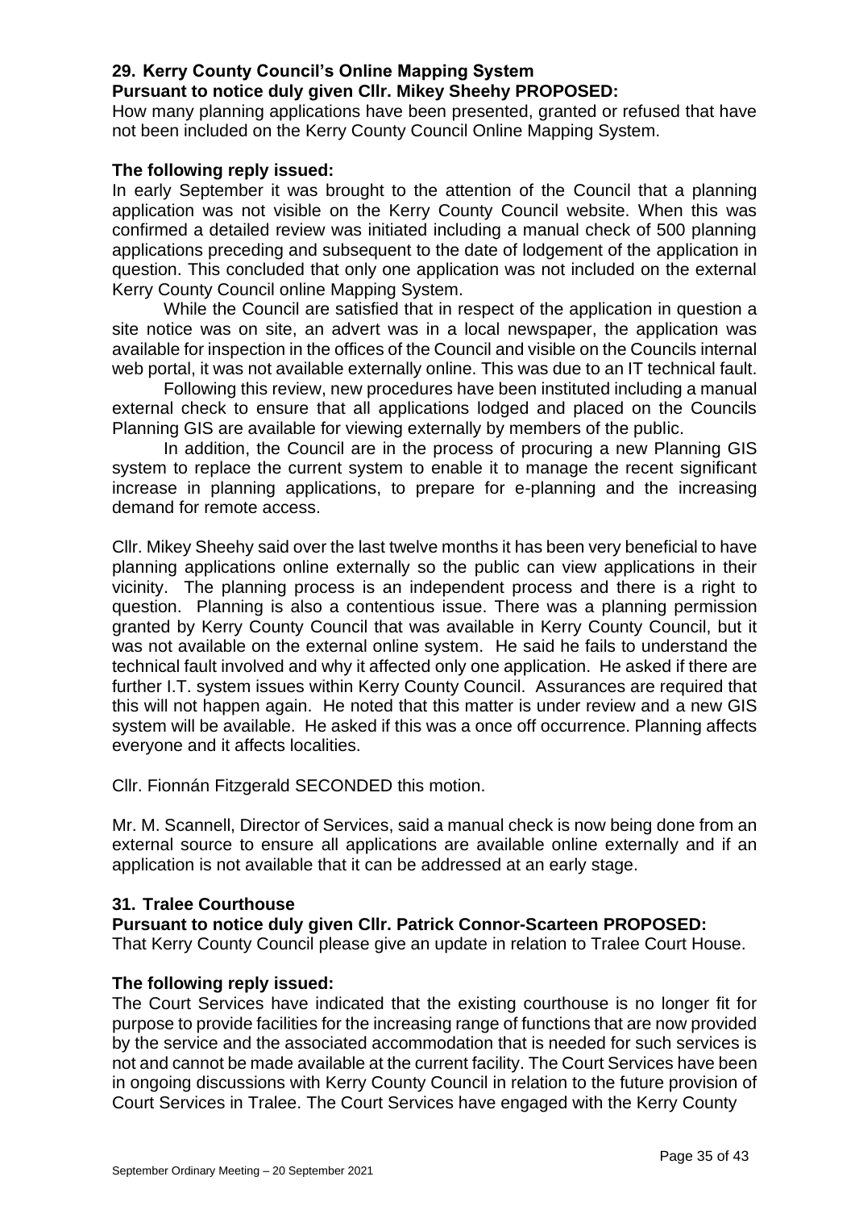### 29. Kerry County Council's Online Mapping System

**Pursuant to notice duly given Cllr. Mikey Sheehy PROPOSED:**

How many planning applications have been presented, granted or refused that have not been included on the Kerry County Council Online Mapping System.

**The following reply issued:**

In early September it was brought to the attention of the Council that a planning application was not visible on the Kerry County Council website. When this was confirmed a detailed review was initiated including a manual check of 500 planning applications preceding and subsequent to the date of lodgement of the application in question. This concluded that only one application was not included on the external Kerry County Council online Mapping System.

While the Council are satisfied that in respect of the application in question a site notice was on site, an advert was in a local newspaper, the application was available for inspection in the offices of the Council and visible on the Councils internal web portal, it was not available externally online. This was due to an IT technical fault.

Following this review, new procedures have been instituted including a manual external check to ensure that all applications lodged and placed on the Councils Planning GIS are available for viewing externally by members of the public.

In addition, the Council are in the process of procuring a new Planning GIS system to replace the current system to enable it to manage the recent significant increase in planning applications, to prepare for e-planning and the increasing demand for remote access.

Cllr. Mikey Sheehy said over the last twelve months it has been very beneficial to have planning applications online externally so the public can view applications in their vicinity. The planning process is an independent process and there is a right to question. Planning is also a contentious issue. There was a planning permission granted by Kerry County Council that was available in Kerry County Council, but it was not available on the external online system. He said he fails to understand the technical fault involved and why it affected only one application. He asked if there are further I.T. system issues within Kerry County Council. Assurances are required that this will not happen again. He noted that this matter is under review and a new GIS system will be available. He asked if this was a once off occurrence. Planning affects everyone and it affects localities.

Cllr. Fionnán Fitzgerald SECONDED this motion.

Mr. M. Scannell, Director of Services, said a manual check is now being done from an external source to ensure all applications are available online externally and if an application is not available that it can be addressed at an early stage.

### 31. Tralee Courthouse

**Pursuant to notice duly given Cllr. Patrick Connor-Scarteen PROPOSED:**

That Kerry County Council please give an update in relation to Tralee Court House.

**The following reply issued:**

The Court Services have indicated that the existing courthouse is no longer fit for purpose to provide facilities for the increasing range of functions that are now provided by the service and the associated accommodation that is needed for such services is not and cannot be made available at the current facility. The Court Services have been in ongoing discussions with Kerry County Council in relation to the future provision of Court Services in Tralee. The Court Services have engaged with the Kerry County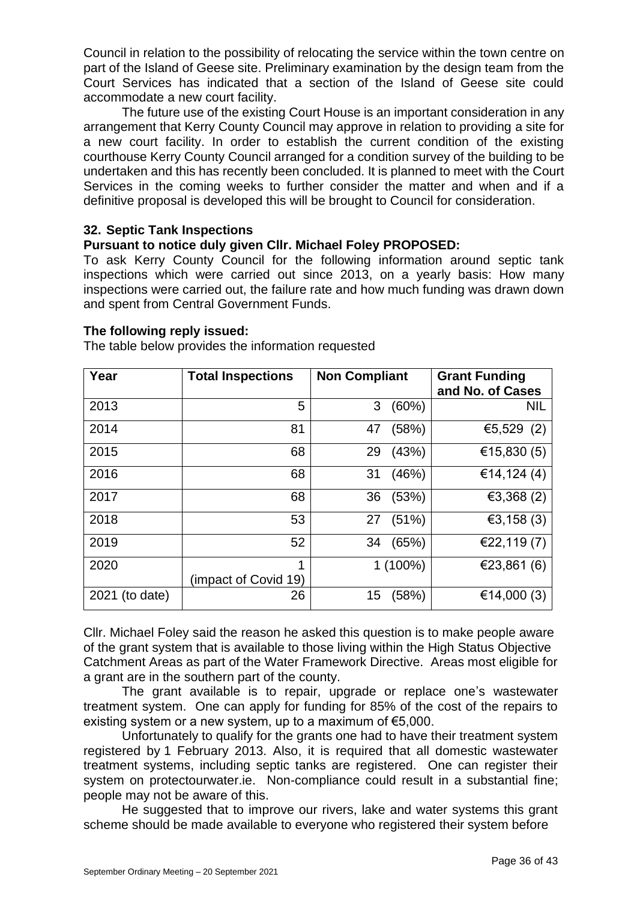Council in relation to the possibility of relocating the service within the town centre on part of the Island of Geese site. Preliminary examination by the design team from the Court Services has indicated that a section of the Island of Geese site could accommodate a new court facility.

The future use of the existing Court House is an important consideration in any arrangement that Kerry County Council may approve in relation to providing a site for a new court facility. In order to establish the current condition of the existing courthouse Kerry County Council arranged for a condition survey of the building to be undertaken and this has recently been concluded. It is planned to meet with the Court Services in the coming weeks to further consider the matter and when and if a definitive proposal is developed this will be brought to Council for consideration.

### 32. Septic Tank Inspections

**Pursuant to notice duly given Cllr. Michael Foley PROPOSED:**

To ask Kerry County Council for the following information around septic tank inspections which were carried out since 2013, on a yearly basis: How many inspections were carried out, the failure rate and how much funding was drawn down and spent from Central Government Funds.

**The following reply issued:**

The table below provides the information requested

| Year | Total Inspections | Non Compliant | Grant Funding and No. of Cases |
|---|---|---|---|
| 2013 | 5 | 3 (60%) | NIL |
| 2014 | 81 | 47 (58%) | €5,529 (2) |
| 2015 | 68 | 29 (43%) | €15,830 (5) |
| 2016 | 68 | 31 (46%) | €14,124 (4) |
| 2017 | 68 | 36 (53%) | €3,368 (2) |
| 2018 | 53 | 27 (51%) | €3,158 (3) |
| 2019 | 52 | 34 (65%) | €22,119 (7) |
| 2020 | 1 (impact of Covid 19) | 1 (100%) | €23,861 (6) |
| 2021 (to date) | 26 | 15 (58%) | €14,000 (3) |

Cllr. Michael Foley said the reason he asked this question is to make people aware of the grant system that is available to those living within the High Status Objective Catchment Areas as part of the Water Framework Directive. Areas most eligible for a grant are in the southern part of the county.

The grant available is to repair, upgrade or replace one's wastewater treatment system. One can apply for funding for 85% of the cost of the repairs to existing system or a new system, up to a maximum of €5,000.

Unfortunately to qualify for the grants one had to have their treatment system registered by 1 February 2013. Also, it is required that all domestic wastewater treatment systems, including septic tanks are registered. One can register their system on protectourwater.ie. Non-compliance could result in a substantial fine; people may not be aware of this.

He suggested that to improve our rivers, lake and water systems this grant scheme should be made available to everyone who registered their system before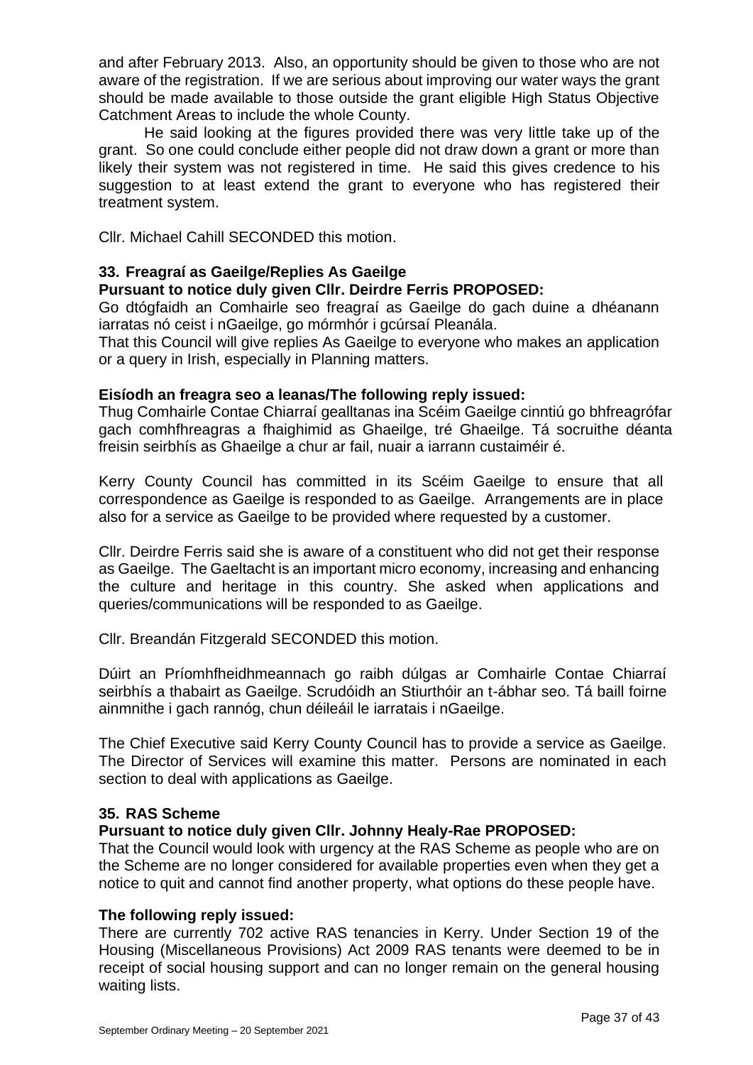and after February 2013. Also, an opportunity should be given to those who are not aware of the registration. If we are serious about improving our water ways the grant should be made available to those outside the grant eligible High Status Objective Catchment Areas to include the whole County.

He said looking at the figures provided there was very little take up of the grant. So one could conclude either people did not draw down a grant or more than likely their system was not registered in time. He said this gives credence to his suggestion to at least extend the grant to everyone who has registered their treatment system.

Cllr. Michael Cahill SECONDED this motion.

### 33. Freagraí as Gaeilge/Replies As Gaeilge

**Pursuant to notice duly given Cllr. Deirdre Ferris PROPOSED:**

Go dtógfaidh an Comhairle seo freagraí as Gaeilge do gach duine a dhéanann iarratas nó ceist i nGaeilge, go mórmhór i gcúrsaí Pleanála.

That this Council will give replies As Gaeilge to everyone who makes an application or a query in Irish, especially in Planning matters.

**Eisíodh an freagra seo a leanas/The following reply issued:**

Thug Comhairle Contae Chiarraí gealltanas ina Scéim Gaeilge cinntiú go bhfreagrófar gach comhfhreagras a fhaighimid as Ghaeilge, tré Ghaeilge. Tá socruithe déanta freisin seirbhís as Ghaeilge a chur ar fail, nuair a iarrann custaiméir é.

Kerry County Council has committed in its Scéim Gaeilge to ensure that all correspondence as Gaeilge is responded to as Gaeilge. Arrangements are in place also for a service as Gaeilge to be provided where requested by a customer.

Cllr. Deirdre Ferris said she is aware of a constituent who did not get their response as Gaeilge. The Gaeltacht is an important micro economy, increasing and enhancing the culture and heritage in this country. She asked when applications and queries/communications will be responded to as Gaeilge.

Cllr. Breandán Fitzgerald SECONDED this motion.

Dúirt an Príomhfheidhmeannach go raibh dúlgas ar Comhairle Contae Chiarraí seirbhís a thabairt as Gaeilge. Scrudóidh an Stiurthóir an t-ábhar seo. Tá baill foirne ainmnithe i gach rannóg, chun déileáil le iarratais i nGaeilge.

The Chief Executive said Kerry County Council has to provide a service as Gaeilge. The Director of Services will examine this matter. Persons are nominated in each section to deal with applications as Gaeilge.

### 35. RAS Scheme

**Pursuant to notice duly given Cllr. Johnny Healy-Rae PROPOSED:**

That the Council would look with urgency at the RAS Scheme as people who are on the Scheme are no longer considered for available properties even when they get a notice to quit and cannot find another property, what options do these people have.

**The following reply issued:**

There are currently 702 active RAS tenancies in Kerry. Under Section 19 of the Housing (Miscellaneous Provisions) Act 2009 RAS tenants were deemed to be in receipt of social housing support and can no longer remain on the general housing waiting lists.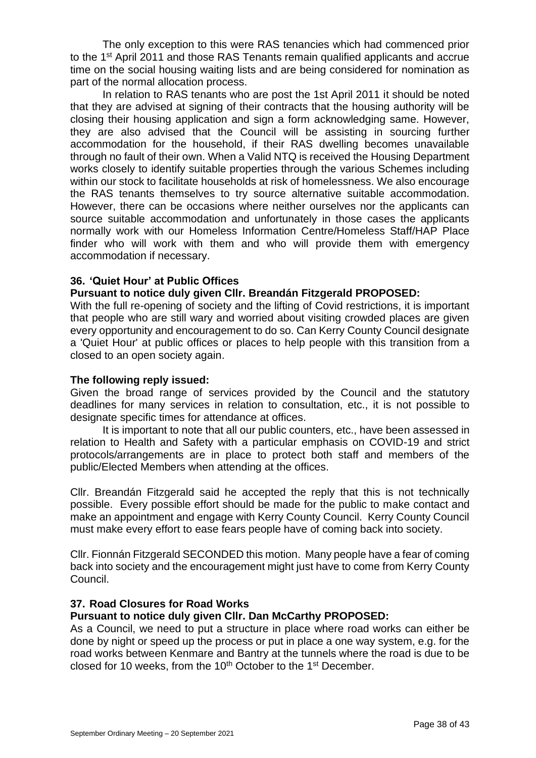The only exception to this were RAS tenancies which had commenced prior to the 1st April 2011 and those RAS Tenants remain qualified applicants and accrue time on the social housing waiting lists and are being considered for nomination as part of the normal allocation process.

In relation to RAS tenants who are post the 1st April 2011 it should be noted that they are advised at signing of their contracts that the housing authority will be closing their housing application and sign a form acknowledging same. However, they are also advised that the Council will be assisting in sourcing further accommodation for the household, if their RAS dwelling becomes unavailable through no fault of their own. When a Valid NTQ is received the Housing Department works closely to identify suitable properties through the various Schemes including within our stock to facilitate households at risk of homelessness. We also encourage the RAS tenants themselves to try source alternative suitable accommodation. However, there can be occasions where neither ourselves nor the applicants can source suitable accommodation and unfortunately in those cases the applicants normally work with our Homeless Information Centre/Homeless Staff/HAP Place finder who will work with them and who will provide them with emergency accommodation if necessary.

### 36. 'Quiet Hour' at Public Offices

**Pursuant to notice duly given Cllr. Breandán Fitzgerald PROPOSED:**

With the full re-opening of society and the lifting of Covid restrictions, it is important that people who are still wary and worried about visiting crowded places are given every opportunity and encouragement to do so. Can Kerry County Council designate a 'Quiet Hour' at public offices or places to help people with this transition from a closed to an open society again.

**The following reply issued:**

Given the broad range of services provided by the Council and the statutory deadlines for many services in relation to consultation, etc., it is not possible to designate specific times for attendance at offices.

It is important to note that all our public counters, etc., have been assessed in relation to Health and Safety with a particular emphasis on COVID-19 and strict protocols/arrangements are in place to protect both staff and members of the public/Elected Members when attending at the offices.

Cllr. Breandán Fitzgerald said he accepted the reply that this is not technically possible. Every possible effort should be made for the public to make contact and make an appointment and engage with Kerry County Council. Kerry County Council must make every effort to ease fears people have of coming back into society.

Cllr. Fionnán Fitzgerald SECONDED this motion. Many people have a fear of coming back into society and the encouragement might just have to come from Kerry County Council.

### 37. Road Closures for Road Works

**Pursuant to notice duly given Cllr. Dan McCarthy PROPOSED:**

As a Council, we need to put a structure in place where road works can either be done by night or speed up the process or put in place a one way system, e.g. for the road works between Kenmare and Bantry at the tunnels where the road is due to be closed for 10 weeks, from the 10th October to the 1st December.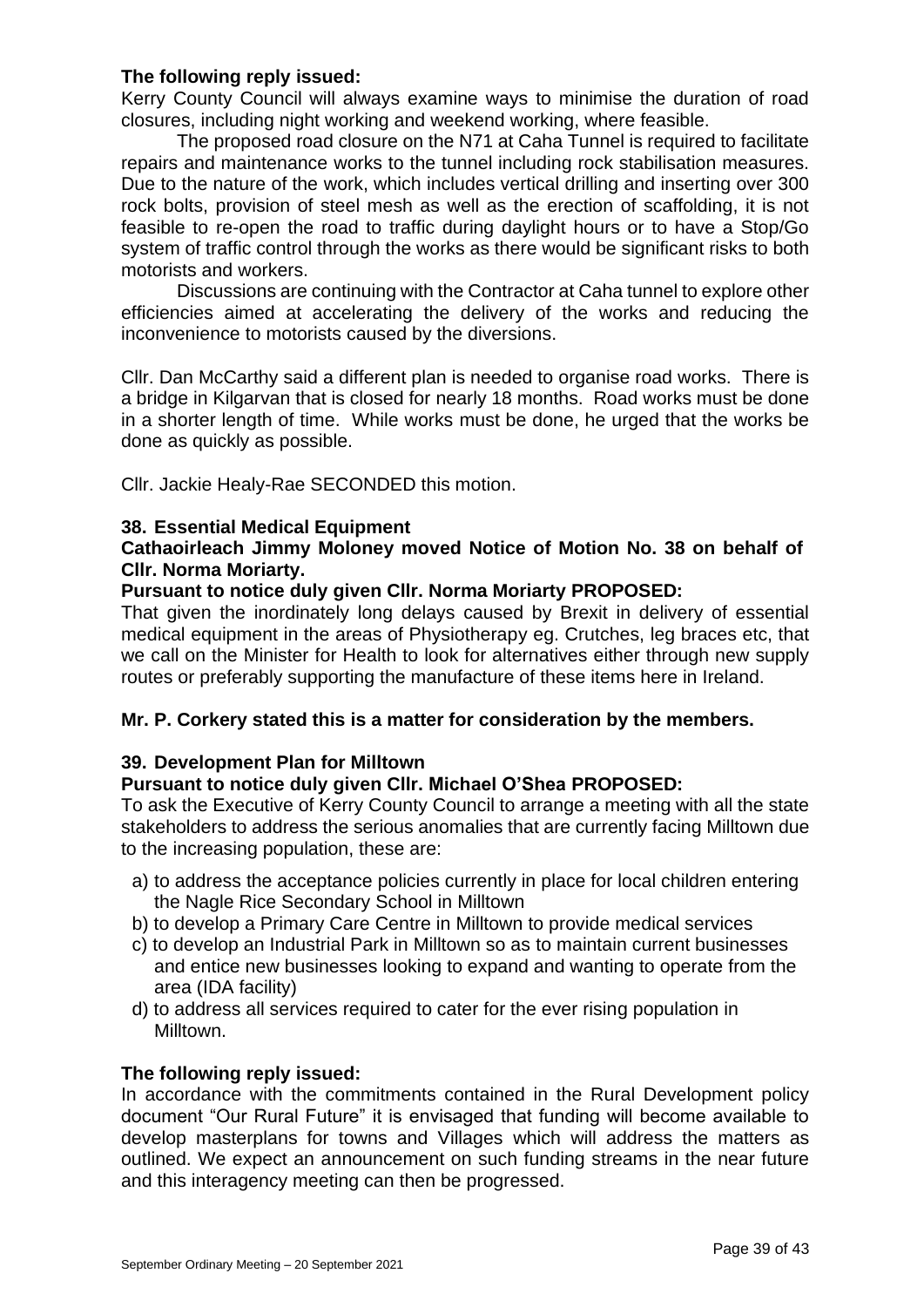**The following reply issued:**

Kerry County Council will always examine ways to minimise the duration of road closures, including night working and weekend working, where feasible.

The proposed road closure on the N71 at Caha Tunnel is required to facilitate repairs and maintenance works to the tunnel including rock stabilisation measures. Due to the nature of the work, which includes vertical drilling and inserting over 300 rock bolts, provision of steel mesh as well as the erection of scaffolding, it is not feasible to re-open the road to traffic during daylight hours or to have a Stop/Go system of traffic control through the works as there would be significant risks to both motorists and workers.

Discussions are continuing with the Contractor at Caha tunnel to explore other efficiencies aimed at accelerating the delivery of the works and reducing the inconvenience to motorists caused by the diversions.

Cllr. Dan McCarthy said a different plan is needed to organise road works. There is a bridge in Kilgarvan that is closed for nearly 18 months. Road works must be done in a shorter length of time. While works must be done, he urged that the works be done as quickly as possible.

Cllr. Jackie Healy-Rae SECONDED this motion.

### 38. Essential Medical Equipment

**Cathaoirleach Jimmy Moloney moved Notice of Motion No. 38 on behalf of Cllr. Norma Moriarty.**

**Pursuant to notice duly given Cllr. Norma Moriarty PROPOSED:**

That given the inordinately long delays caused by Brexit in delivery of essential medical equipment in the areas of Physiotherapy eg. Crutches, leg braces etc, that we call on the Minister for Health to look for alternatives either through new supply routes or preferably supporting the manufacture of these items here in Ireland.

**Mr. P. Corkery stated this is a matter for consideration by the members.**

### 39. Development Plan for Milltown

**Pursuant to notice duly given Cllr. Michael O'Shea PROPOSED:**

To ask the Executive of Kerry County Council to arrange a meeting with all the state stakeholders to address the serious anomalies that are currently facing Milltown due to the increasing population, these are:

a) to address the acceptance policies currently in place for local children entering the Nagle Rice Secondary School in Milltown
b) to develop a Primary Care Centre in Milltown to provide medical services
c) to develop an Industrial Park in Milltown so as to maintain current businesses and entice new businesses looking to expand and wanting to operate from the area (IDA facility)
d) to address all services required to cater for the ever rising population in Milltown.

**The following reply issued:**

In accordance with the commitments contained in the Rural Development policy document "Our Rural Future" it is envisaged that funding will become available to develop masterplans for towns and Villages which will address the matters as outlined. We expect an announcement on such funding streams in the near future and this interagency meeting can then be progressed.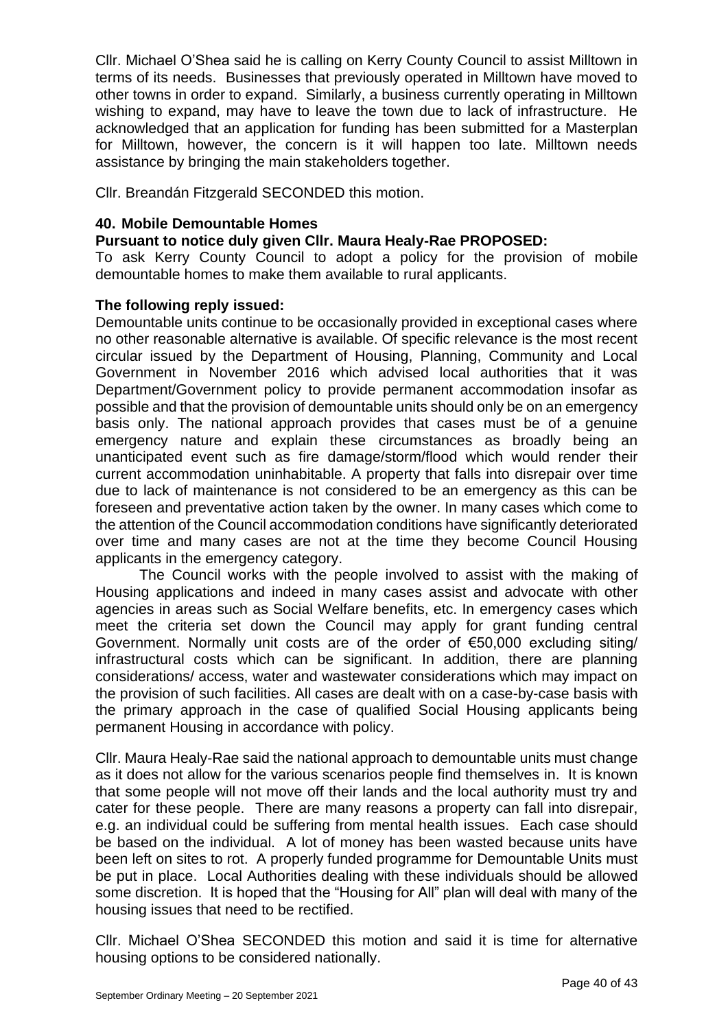Cllr. Michael O'Shea said he is calling on Kerry County Council to assist Milltown in terms of its needs. Businesses that previously operated in Milltown have moved to other towns in order to expand. Similarly, a business currently operating in Milltown wishing to expand, may have to leave the town due to lack of infrastructure. He acknowledged that an application for funding has been submitted for a Masterplan for Milltown, however, the concern is it will happen too late. Milltown needs assistance by bringing the main stakeholders together.

Cllr. Breandán Fitzgerald SECONDED this motion.

### 40. Mobile Demountable Homes

**Pursuant to notice duly given Cllr. Maura Healy-Rae PROPOSED:**

To ask Kerry County Council to adopt a policy for the provision of mobile demountable homes to make them available to rural applicants.

**The following reply issued:**

Demountable units continue to be occasionally provided in exceptional cases where no other reasonable alternative is available. Of specific relevance is the most recent circular issued by the Department of Housing, Planning, Community and Local Government in November 2016 which advised local authorities that it was Department/Government policy to provide permanent accommodation insofar as possible and that the provision of demountable units should only be on an emergency basis only. The national approach provides that cases must be of a genuine emergency nature and explain these circumstances as broadly being an unanticipated event such as fire damage/storm/flood which would render their current accommodation uninhabitable. A property that falls into disrepair over time due to lack of maintenance is not considered to be an emergency as this can be foreseen and preventative action taken by the owner. In many cases which come to the attention of the Council accommodation conditions have significantly deteriorated over time and many cases are not at the time they become Council Housing applicants in the emergency category.

The Council works with the people involved to assist with the making of Housing applications and indeed in many cases assist and advocate with other agencies in areas such as Social Welfare benefits, etc. In emergency cases which meet the criteria set down the Council may apply for grant funding central Government. Normally unit costs are of the order of €50,000 excluding siting/ infrastructural costs which can be significant. In addition, there are planning considerations/ access, water and wastewater considerations which may impact on the provision of such facilities. All cases are dealt with on a case-by-case basis with the primary approach in the case of qualified Social Housing applicants being permanent Housing in accordance with policy.

Cllr. Maura Healy-Rae said the national approach to demountable units must change as it does not allow for the various scenarios people find themselves in. It is known that some people will not move off their lands and the local authority must try and cater for these people. There are many reasons a property can fall into disrepair, e.g. an individual could be suffering from mental health issues. Each case should be based on the individual. A lot of money has been wasted because units have been left on sites to rot. A properly funded programme for Demountable Units must be put in place. Local Authorities dealing with these individuals should be allowed some discretion. It is hoped that the "Housing for All" plan will deal with many of the housing issues that need to be rectified.

Cllr. Michael O'Shea SECONDED this motion and said it is time for alternative housing options to be considered nationally.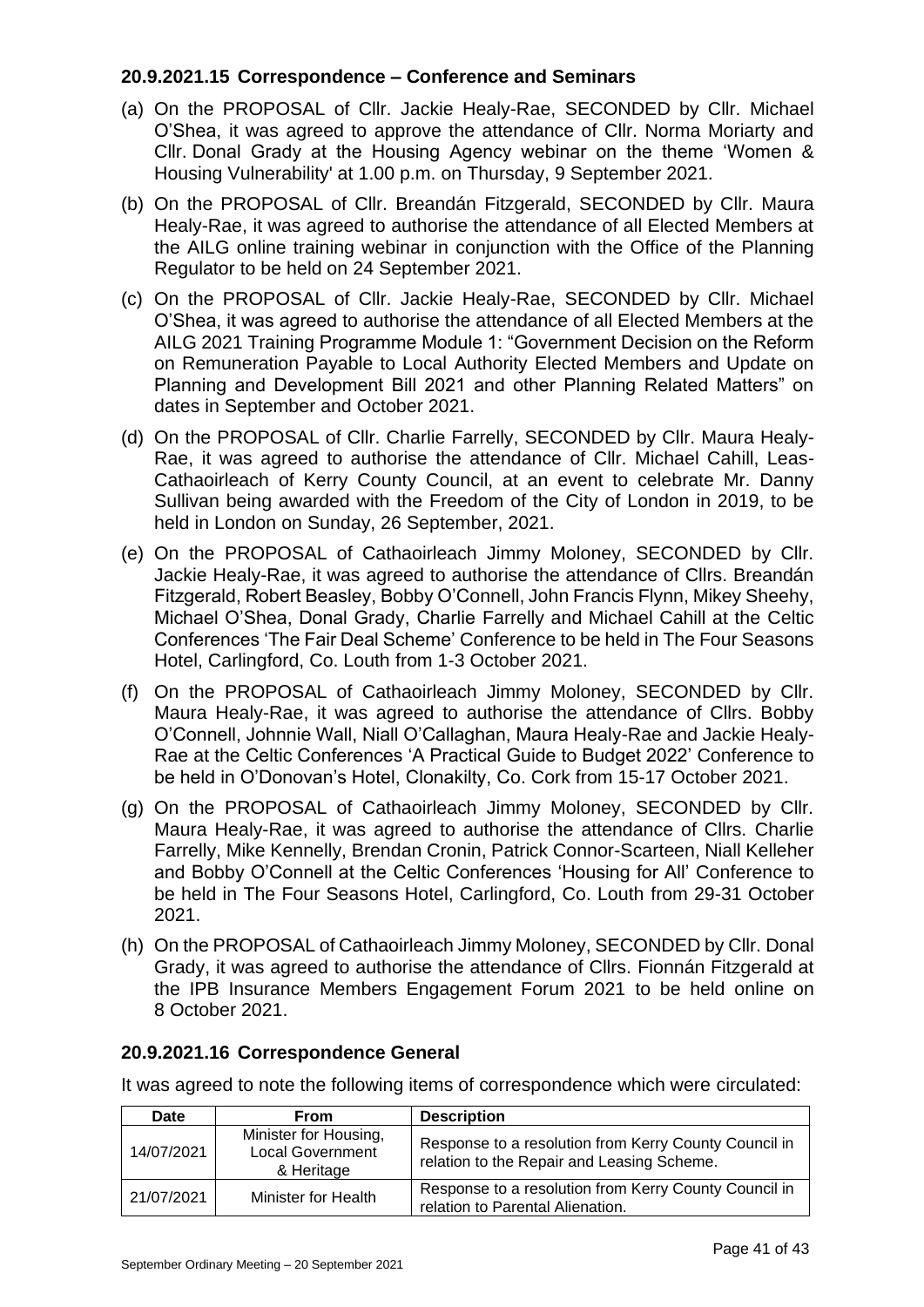### 20.9.2021.15 Correspondence – Conference and Seminars

(a) On the PROPOSAL of Cllr. Jackie Healy-Rae, SECONDED by Cllr. Michael O'Shea, it was agreed to approve the attendance of Cllr. Norma Moriarty and Cllr. Donal Grady at the Housing Agency webinar on the theme 'Women & Housing Vulnerability' at 1.00 p.m. on Thursday, 9 September 2021.

(b) On the PROPOSAL of Cllr. Breandán Fitzgerald, SECONDED by Cllr. Maura Healy-Rae, it was agreed to authorise the attendance of all Elected Members at the AILG online training webinar in conjunction with the Office of the Planning Regulator to be held on 24 September 2021.

(c) On the PROPOSAL of Cllr. Jackie Healy-Rae, SECONDED by Cllr. Michael O'Shea, it was agreed to authorise the attendance of all Elected Members at the AILG 2021 Training Programme Module 1: "Government Decision on the Reform on Remuneration Payable to Local Authority Elected Members and Update on Planning and Development Bill 2021 and other Planning Related Matters" on dates in September and October 2021.

(d) On the PROPOSAL of Cllr. Charlie Farrelly, SECONDED by Cllr. Maura Healy-Rae, it was agreed to authorise the attendance of Cllr. Michael Cahill, Leas-Cathaoirleach of Kerry County Council, at an event to celebrate Mr. Danny Sullivan being awarded with the Freedom of the City of London in 2019, to be held in London on Sunday, 26 September, 2021.

(e) On the PROPOSAL of Cathaoirleach Jimmy Moloney, SECONDED by Cllr. Jackie Healy-Rae, it was agreed to authorise the attendance of Cllrs. Breandán Fitzgerald, Robert Beasley, Bobby O'Connell, John Francis Flynn, Mikey Sheehy, Michael O'Shea, Donal Grady, Charlie Farrelly and Michael Cahill at the Celtic Conferences 'The Fair Deal Scheme' Conference to be held in The Four Seasons Hotel, Carlingford, Co. Louth from 1-3 October 2021.

(f) On the PROPOSAL of Cathaoirleach Jimmy Moloney, SECONDED by Cllr. Maura Healy-Rae, it was agreed to authorise the attendance of Cllrs. Bobby O'Connell, Johnnie Wall, Niall O'Callaghan, Maura Healy-Rae and Jackie Healy-Rae at the Celtic Conferences 'A Practical Guide to Budget 2022' Conference to be held in O'Donovan's Hotel, Clonakilty, Co. Cork from 15-17 October 2021.

(g) On the PROPOSAL of Cathaoirleach Jimmy Moloney, SECONDED by Cllr. Maura Healy-Rae, it was agreed to authorise the attendance of Cllrs. Charlie Farrelly, Mike Kennelly, Brendan Cronin, Patrick Connor-Scarteen, Niall Kelleher and Bobby O'Connell at the Celtic Conferences 'Housing for All' Conference to be held in The Four Seasons Hotel, Carlingford, Co. Louth from 29-31 October 2021.

(h) On the PROPOSAL of Cathaoirleach Jimmy Moloney, SECONDED by Cllr. Donal Grady, it was agreed to authorise the attendance of Cllrs. Fionnán Fitzgerald at the IPB Insurance Members Engagement Forum 2021 to be held online on 8 October 2021.

### 20.9.2021.16 Correspondence General

It was agreed to note the following items of correspondence which were circulated:

| Date | From | Description |
|---|---|---|
| 14/07/2021 | Minister for Housing, Local Government & Heritage | Response to a resolution from Kerry County Council in relation to the Repair and Leasing Scheme. |
| 21/07/2021 | Minister for Health | Response to a resolution from Kerry County Council in relation to Parental Alienation. |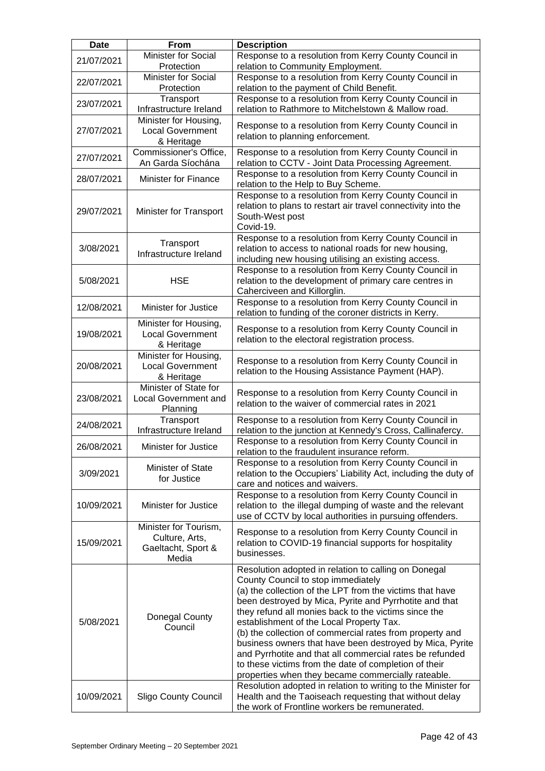| Date | From | Description |
|---|---|---|
| 21/07/2021 | Minister for Social Protection | Response to a resolution from Kerry County Council in relation to Community Employment. |
| 22/07/2021 | Minister for Social Protection | Response to a resolution from Kerry County Council in relation to the payment of Child Benefit. |
| 23/07/2021 | Transport Infrastructure Ireland | Response to a resolution from Kerry County Council in relation to Rathmore to Mitchelstown & Mallow road. |
| 27/07/2021 | Minister for Housing, Local Government & Heritage | Response to a resolution from Kerry County Council in relation to planning enforcement. |
| 27/07/2021 | Commissioner's Office, An Garda Síochána | Response to a resolution from Kerry County Council in relation to CCTV - Joint Data Processing Agreement. |
| 28/07/2021 | Minister for Finance | Response to a resolution from Kerry County Council in relation to the Help to Buy Scheme. |
| 29/07/2021 | Minister for Transport | Response to a resolution from Kerry County Council in relation to plans to restart air travel connectivity into the South-West post Covid-19. |
| 3/08/2021 | Transport Infrastructure Ireland | Response to a resolution from Kerry County Council in relation to access to national roads for new housing, including new housing utilising an existing access. |
| 5/08/2021 | HSE | Response to a resolution from Kerry County Council in relation to the development of primary care centres in Caherciveen and Killorglin. |
| 12/08/2021 | Minister for Justice | Response to a resolution from Kerry County Council in relation to funding of the coroner districts in Kerry. |
| 19/08/2021 | Minister for Housing, Local Government & Heritage | Response to a resolution from Kerry County Council in relation to the electoral registration process. |
| 20/08/2021 | Minister for Housing, Local Government & Heritage | Response to a resolution from Kerry County Council in relation to the Housing Assistance Payment (HAP). |
| 23/08/2021 | Minister of State for Local Government and Planning | Response to a resolution from Kerry County Council in relation to the waiver of commercial rates in 2021 |
| 24/08/2021 | Transport Infrastructure Ireland | Response to a resolution from Kerry County Council in relation to the junction at Kennedy's Cross, Callinafercy. |
| 26/08/2021 | Minister for Justice | Response to a resolution from Kerry County Council in relation to the fraudulent insurance reform. |
| 3/09/2021 | Minister of State for Justice | Response to a resolution from Kerry County Council in relation to the Occupiers' Liability Act, including the duty of care and notices and waivers. |
| 10/09/2021 | Minister for Justice | Response to a resolution from Kerry County Council in relation to the illegal dumping of waste and the relevant use of CCTV by local authorities in pursuing offenders. |
| 15/09/2021 | Minister for Tourism, Culture, Arts, Gaeltacht, Sport & Media | Response to a resolution from Kerry County Council in relation to COVID-19 financial supports for hospitality businesses. |
| 5/08/2021 | Donegal County Council | Resolution adopted in relation to calling on Donegal County Council to stop immediately (a) the collection of the LPT from the victims that have been destroyed by Mica, Pyrite and Pyrrhotite and that they refund all monies back to the victims since the establishment of the Local Property Tax. (b) the collection of commercial rates from property and business owners that have been destroyed by Mica, Pyrite and Pyrrhotite and that all commercial rates be refunded to these victims from the date of completion of their properties when they became commercially rateable. |
| 10/09/2021 | Sligo County Council | Resolution adopted in relation to writing to the Minister for Health and the Taoiseach requesting that without delay the work of Frontline workers be remunerated. |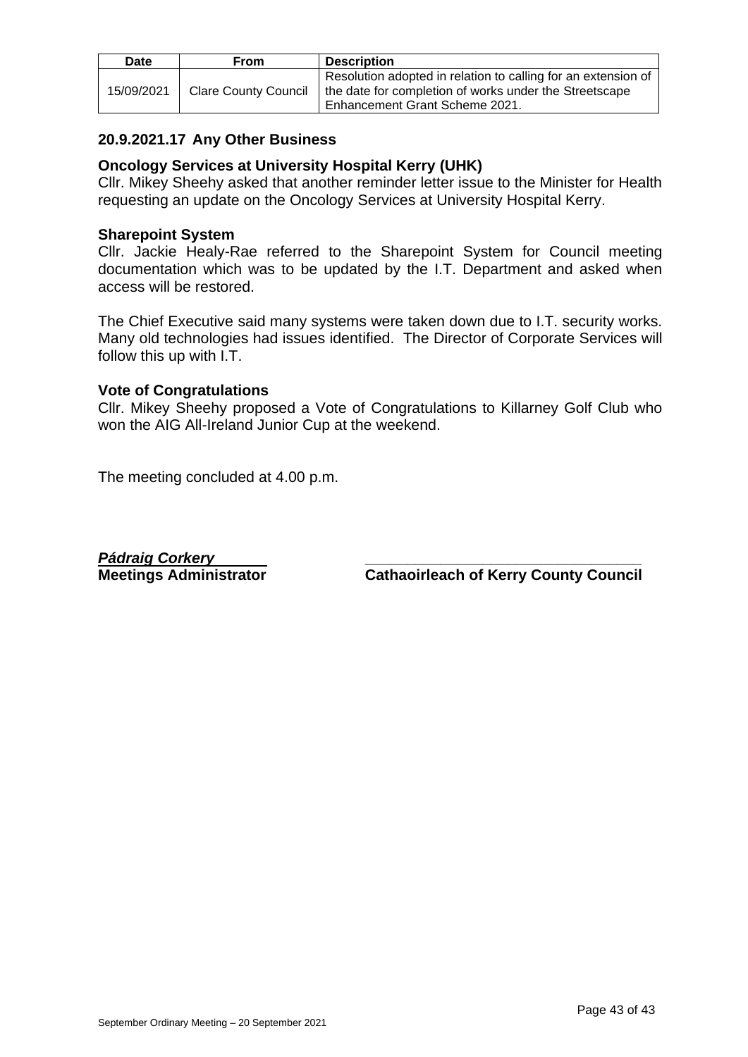| Date | From | Description |
|---|---|---|
| 15/09/2021 | Clare County Council | Resolution adopted in relation to calling for an extension of the date for completion of works under the Streetscape Enhancement Grant Scheme 2021. |

## 20.9.2021.17 Any Other Business

### Oncology Services at University Hospital Kerry (UHK)

Cllr. Mikey Sheehy asked that another reminder letter issue to the Minister for Health requesting an update on the Oncology Services at University Hospital Kerry.

### Sharepoint System

Cllr. Jackie Healy-Rae referred to the Sharepoint System for Council meeting documentation which was to be updated by the I.T. Department and asked when access will be restored.

The Chief Executive said many systems were taken down due to I.T. security works. Many old technologies had issues identified. The Director of Corporate Services will follow this up with I.T.

### Vote of Congratulations

Cllr. Mikey Sheehy proposed a Vote of Congratulations to Killarney Golf Club who won the AIG All-Ireland Junior Cup at the weekend.

The meeting concluded at 4.00 p.m.

***Pádraig Corkery***
**Meetings Administrator**

\_\_\_\_\_\_\_\_\_\_\_\_\_\_\_\_\_\_\_\_\_\_\_\_\_\_\_\_\_\_\_\_\_\_
**Cathaoirleach of Kerry County Council**